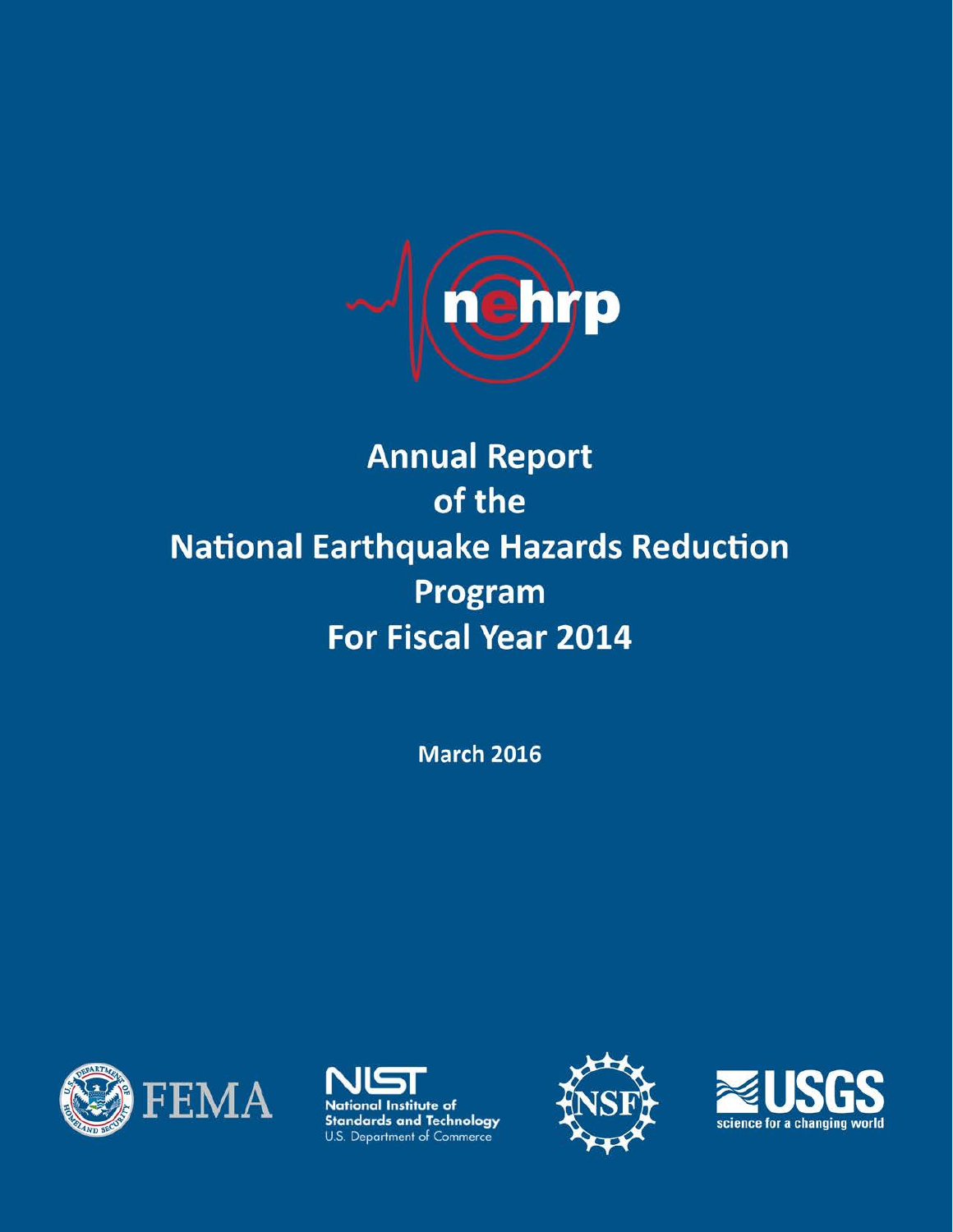nehrp

# Annual Report of the National Earthquake Hazards Reduction Program For Fiscal Year 2014

**March 2016**

FEMA

NIST
National Institute of Standards and Technology
U.S. Department of Commerce

NSF

USGS
science for a changing world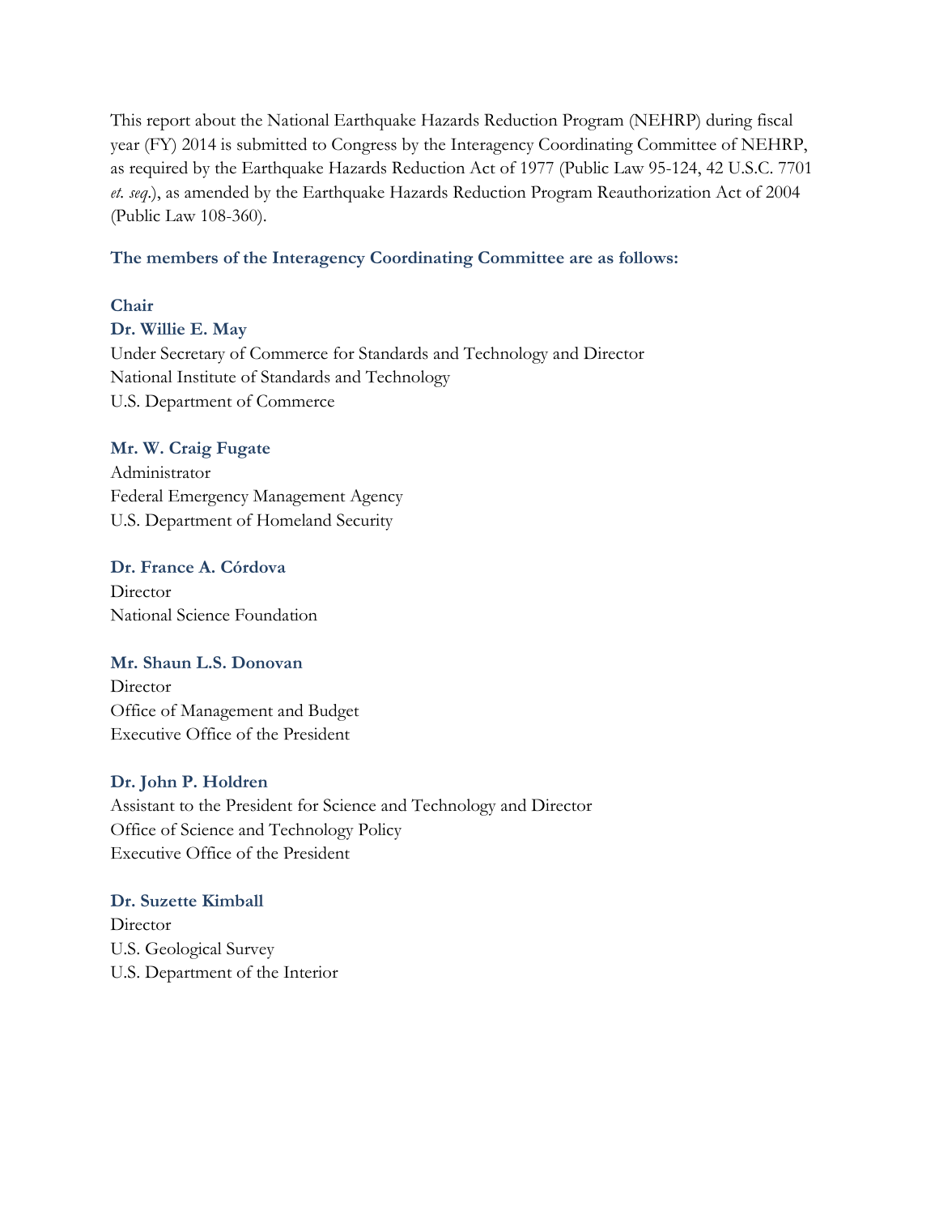This report about the National Earthquake Hazards Reduction Program (NEHRP) during fiscal year (FY) 2014 is submitted to Congress by the Interagency Coordinating Committee of NEHRP, as required by the Earthquake Hazards Reduction Act of 1977 (Public Law 95-124, 42 U.S.C. 7701 *et. seq.*), as amended by the Earthquake Hazards Reduction Program Reauthorization Act of 2004 (Public Law 108-360).

**The members of the Interagency Coordinating Committee are as follows:**

**Chair**
**Dr. Willie E. May**
Under Secretary of Commerce for Standards and Technology and Director
National Institute of Standards and Technology
U.S. Department of Commerce

**Mr. W. Craig Fugate**
Administrator
Federal Emergency Management Agency
U.S. Department of Homeland Security

**Dr. France A. Córdova**
Director
National Science Foundation

**Mr. Shaun L.S. Donovan**
Director
Office of Management and Budget
Executive Office of the President

**Dr. John P. Holdren**
Assistant to the President for Science and Technology and Director
Office of Science and Technology Policy
Executive Office of the President

**Dr. Suzette Kimball**
Director
U.S. Geological Survey
U.S. Department of the Interior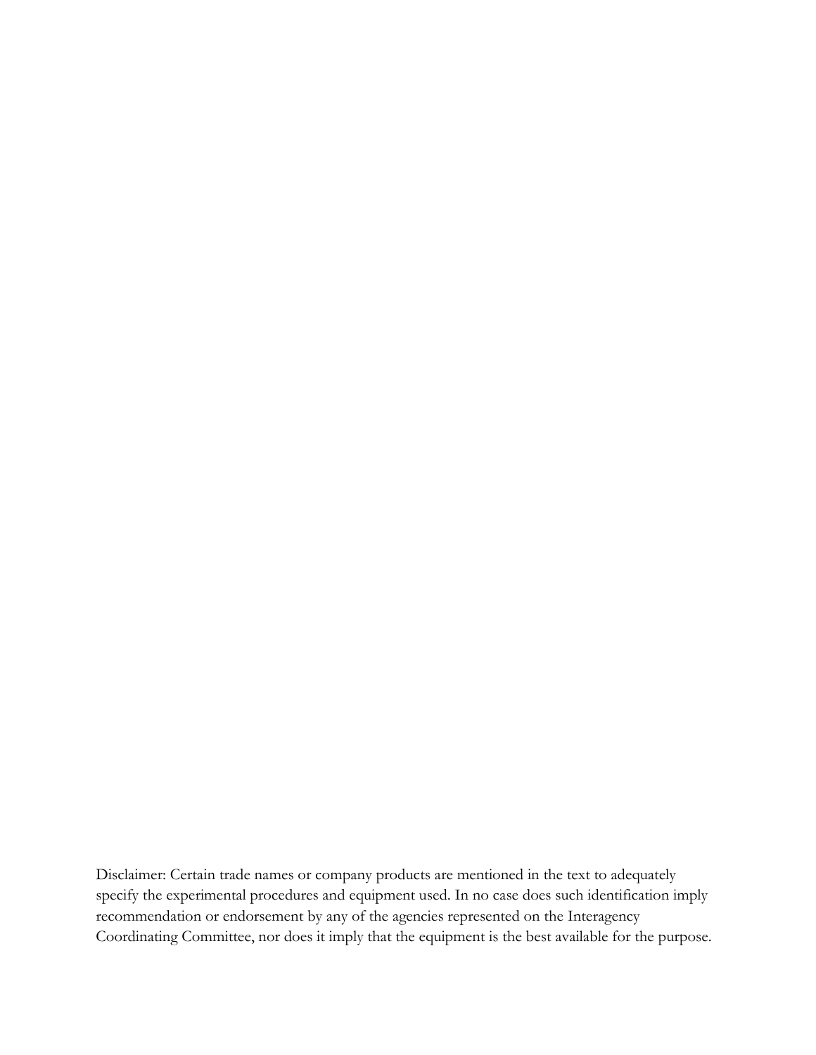Disclaimer: Certain trade names or company products are mentioned in the text to adequately specify the experimental procedures and equipment used. In no case does such identification imply recommendation or endorsement by any of the agencies represented on the Interagency Coordinating Committee, nor does it imply that the equipment is the best available for the purpose.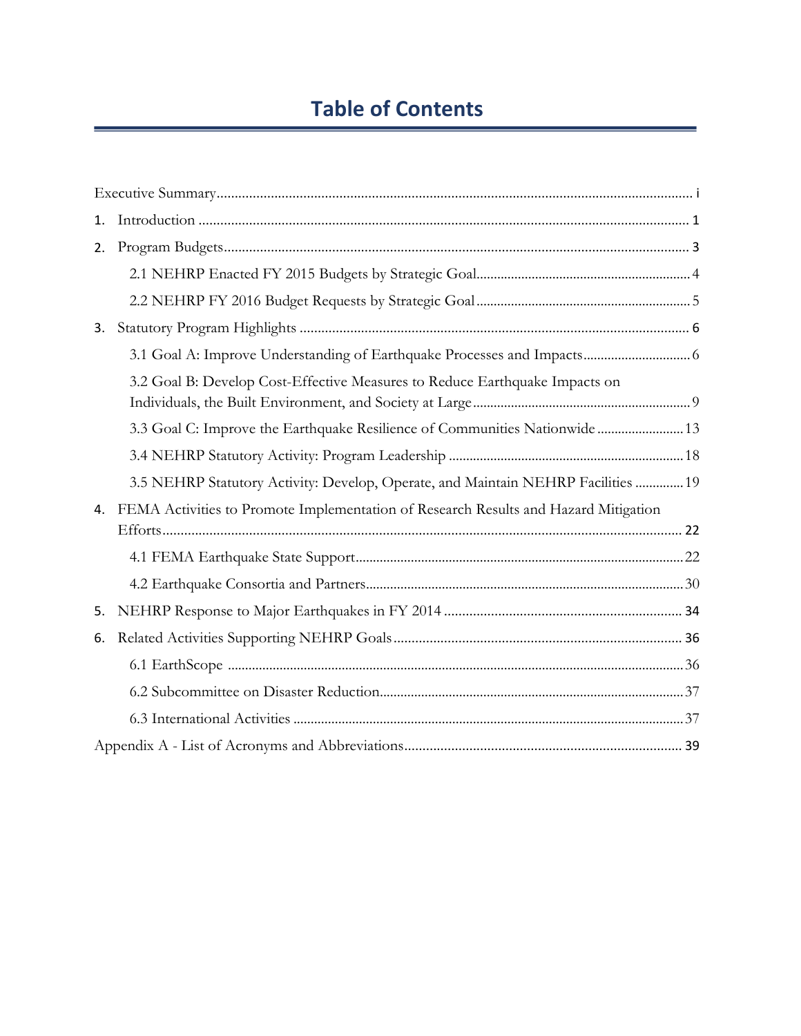# Table of Contents

Executive Summary ..... i

1. Introduction ..... 1
2. Program Budgets ..... 3
   - 2.1 NEHRP Enacted FY 2015 Budgets by Strategic Goal ..... 4
   - 2.2 NEHRP FY 2016 Budget Requests by Strategic Goal ..... 5
3. Statutory Program Highlights ..... 6
   - 3.1 Goal A: Improve Understanding of Earthquake Processes and Impacts ..... 6
   - 3.2 Goal B: Develop Cost-Effective Measures to Reduce Earthquake Impacts on Individuals, the Built Environment, and Society at Large ..... 9
   - 3.3 Goal C: Improve the Earthquake Resilience of Communities Nationwide ..... 13
   - 3.4 NEHRP Statutory Activity: Program Leadership ..... 18
   - 3.5 NEHRP Statutory Activity: Develop, Operate, and Maintain NEHRP Facilities ..... 19
4. FEMA Activities to Promote Implementation of Research Results and Hazard Mitigation Efforts ..... 22
   - 4.1 FEMA Earthquake State Support ..... 22
   - 4.2 Earthquake Consortia and Partners ..... 30
5. NEHRP Response to Major Earthquakes in FY 2014 ..... 34
6. Related Activities Supporting NEHRP Goals ..... 36
   - 6.1 EarthScope ..... 36
   - 6.2 Subcommittee on Disaster Reduction ..... 37
   - 6.3 International Activities ..... 37

Appendix A - List of Acronyms and Abbreviations ..... 39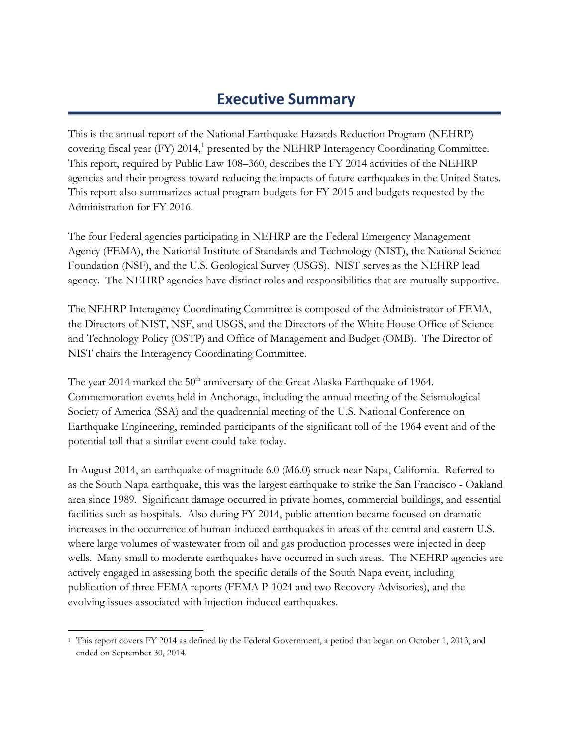# Executive Summary

This is the annual report of the National Earthquake Hazards Reduction Program (NEHRP) covering fiscal year (FY) 2014,[1] presented by the NEHRP Interagency Coordinating Committee. This report, required by Public Law 108–360, describes the FY 2014 activities of the NEHRP agencies and their progress toward reducing the impacts of future earthquakes in the United States. This report also summarizes actual program budgets for FY 2015 and budgets requested by the Administration for FY 2016.

The four Federal agencies participating in NEHRP are the Federal Emergency Management Agency (FEMA), the National Institute of Standards and Technology (NIST), the National Science Foundation (NSF), and the U.S. Geological Survey (USGS). NIST serves as the NEHRP lead agency. The NEHRP agencies have distinct roles and responsibilities that are mutually supportive.

The NEHRP Interagency Coordinating Committee is composed of the Administrator of FEMA, the Directors of NIST, NSF, and USGS, and the Directors of the White House Office of Science and Technology Policy (OSTP) and Office of Management and Budget (OMB). The Director of NIST chairs the Interagency Coordinating Committee.

The year 2014 marked the 50th anniversary of the Great Alaska Earthquake of 1964. Commemoration events held in Anchorage, including the annual meeting of the Seismological Society of America (SSA) and the quadrennial meeting of the U.S. National Conference on Earthquake Engineering, reminded participants of the significant toll of the 1964 event and of the potential toll that a similar event could take today.

In August 2014, an earthquake of magnitude 6.0 (M6.0) struck near Napa, California. Referred to as the South Napa earthquake, this was the largest earthquake to strike the San Francisco - Oakland area since 1989. Significant damage occurred in private homes, commercial buildings, and essential facilities such as hospitals. Also during FY 2014, public attention became focused on dramatic increases in the occurrence of human-induced earthquakes in areas of the central and eastern U.S. where large volumes of wastewater from oil and gas production processes were injected in deep wells. Many small to moderate earthquakes have occurred in such areas. The NEHRP agencies are actively engaged in assessing both the specific details of the South Napa event, including publication of three FEMA reports (FEMA P-1024 and two Recovery Advisories), and the evolving issues associated with injection-induced earthquakes.

---

[1] This report covers FY 2014 as defined by the Federal Government, a period that began on October 1, 2013, and ended on September 30, 2014.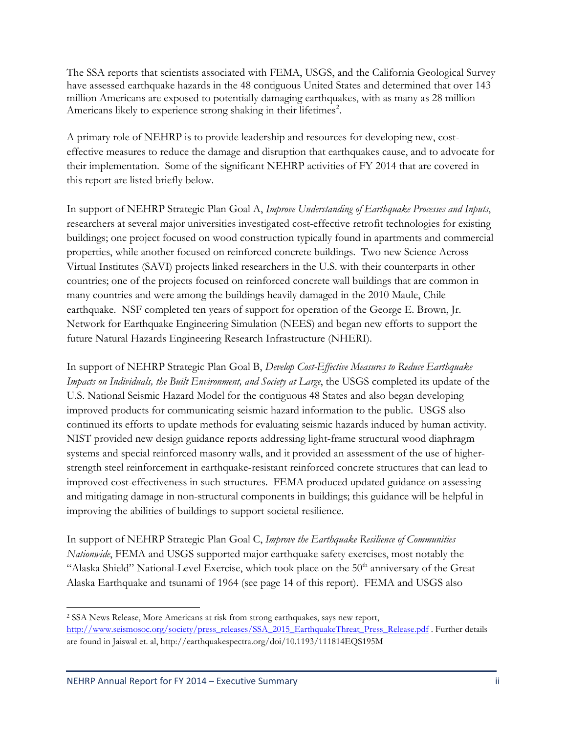The SSA reports that scientists associated with FEMA, USGS, and the California Geological Survey have assessed earthquake hazards in the 48 contiguous United States and determined that over 143 million Americans are exposed to potentially damaging earthquakes, with as many as 28 million Americans likely to experience strong shaking in their lifetimes[2].

A primary role of NEHRP is to provide leadership and resources for developing new, cost-effective measures to reduce the damage and disruption that earthquakes cause, and to advocate for their implementation. Some of the significant NEHRP activities of FY 2014 that are covered in this report are listed briefly below.

In support of NEHRP Strategic Plan Goal A, *Improve Understanding of Earthquake Processes and Inputs*, researchers at several major universities investigated cost-effective retrofit technologies for existing buildings; one project focused on wood construction typically found in apartments and commercial properties, while another focused on reinforced concrete buildings. Two new Science Across Virtual Institutes (SAVI) projects linked researchers in the U.S. with their counterparts in other countries; one of the projects focused on reinforced concrete wall buildings that are common in many countries and were among the buildings heavily damaged in the 2010 Maule, Chile earthquake. NSF completed ten years of support for operation of the George E. Brown, Jr. Network for Earthquake Engineering Simulation (NEES) and began new efforts to support the future Natural Hazards Engineering Research Infrastructure (NHERI).

In support of NEHRP Strategic Plan Goal B, *Develop Cost-Effective Measures to Reduce Earthquake Impacts on Individuals, the Built Environment, and Society at Large*, the USGS completed its update of the U.S. National Seismic Hazard Model for the contiguous 48 States and also began developing improved products for communicating seismic hazard information to the public. USGS also continued its efforts to update methods for evaluating seismic hazards induced by human activity. NIST provided new design guidance reports addressing light-frame structural wood diaphragm systems and special reinforced masonry walls, and it provided an assessment of the use of higher-strength steel reinforcement in earthquake-resistant reinforced concrete structures that can lead to improved cost-effectiveness in such structures. FEMA produced updated guidance on assessing and mitigating damage in non-structural components in buildings; this guidance will be helpful in improving the abilities of buildings to support societal resilience.

In support of NEHRP Strategic Plan Goal C, *Improve the Earthquake Resilience of Communities Nationwide*, FEMA and USGS supported major earthquake safety exercises, most notably the "Alaska Shield" National-Level Exercise, which took place on the 50th anniversary of the Great Alaska Earthquake and tsunami of 1964 (see page 14 of this report). FEMA and USGS also

---

[2] SSA News Release, More Americans at risk from strong earthquakes, says new report, http://www.seismosoc.org/society/press_releases/SSA_2015_EarthquakeThreat_Press_Release.pdf . Further details are found in Jaiswal et. al, http://earthquakespectra.org/doi/10.1193/111814EQS195M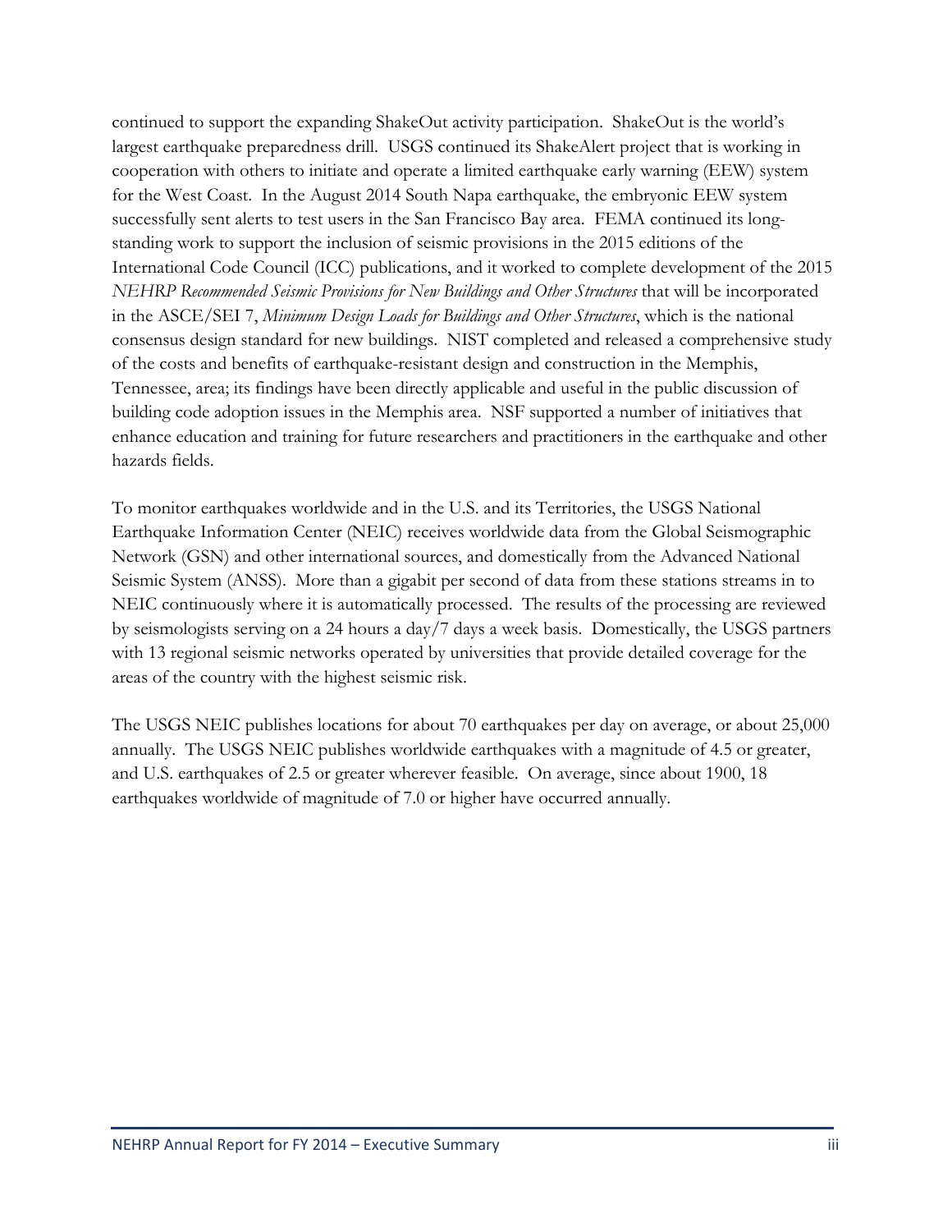continued to support the expanding ShakeOut activity participation. ShakeOut is the world's largest earthquake preparedness drill. USGS continued its ShakeAlert project that is working in cooperation with others to initiate and operate a limited earthquake early warning (EEW) system for the West Coast. In the August 2014 South Napa earthquake, the embryonic EEW system successfully sent alerts to test users in the San Francisco Bay area. FEMA continued its long-standing work to support the inclusion of seismic provisions in the 2015 editions of the International Code Council (ICC) publications, and it worked to complete development of the 2015 *NEHRP Recommended Seismic Provisions for New Buildings and Other Structures* that will be incorporated in the ASCE/SEI 7, *Minimum Design Loads for Buildings and Other Structures*, which is the national consensus design standard for new buildings. NIST completed and released a comprehensive study of the costs and benefits of earthquake-resistant design and construction in the Memphis, Tennessee, area; its findings have been directly applicable and useful in the public discussion of building code adoption issues in the Memphis area. NSF supported a number of initiatives that enhance education and training for future researchers and practitioners in the earthquake and other hazards fields.

To monitor earthquakes worldwide and in the U.S. and its Territories, the USGS National Earthquake Information Center (NEIC) receives worldwide data from the Global Seismographic Network (GSN) and other international sources, and domestically from the Advanced National Seismic System (ANSS). More than a gigabit per second of data from these stations streams in to NEIC continuously where it is automatically processed. The results of the processing are reviewed by seismologists serving on a 24 hours a day/7 days a week basis. Domestically, the USGS partners with 13 regional seismic networks operated by universities that provide detailed coverage for the areas of the country with the highest seismic risk.

The USGS NEIC publishes locations for about 70 earthquakes per day on average, or about 25,000 annually. The USGS NEIC publishes worldwide earthquakes with a magnitude of 4.5 or greater, and U.S. earthquakes of 2.5 or greater wherever feasible. On average, since about 1900, 18 earthquakes worldwide of magnitude of 7.0 or higher have occurred annually.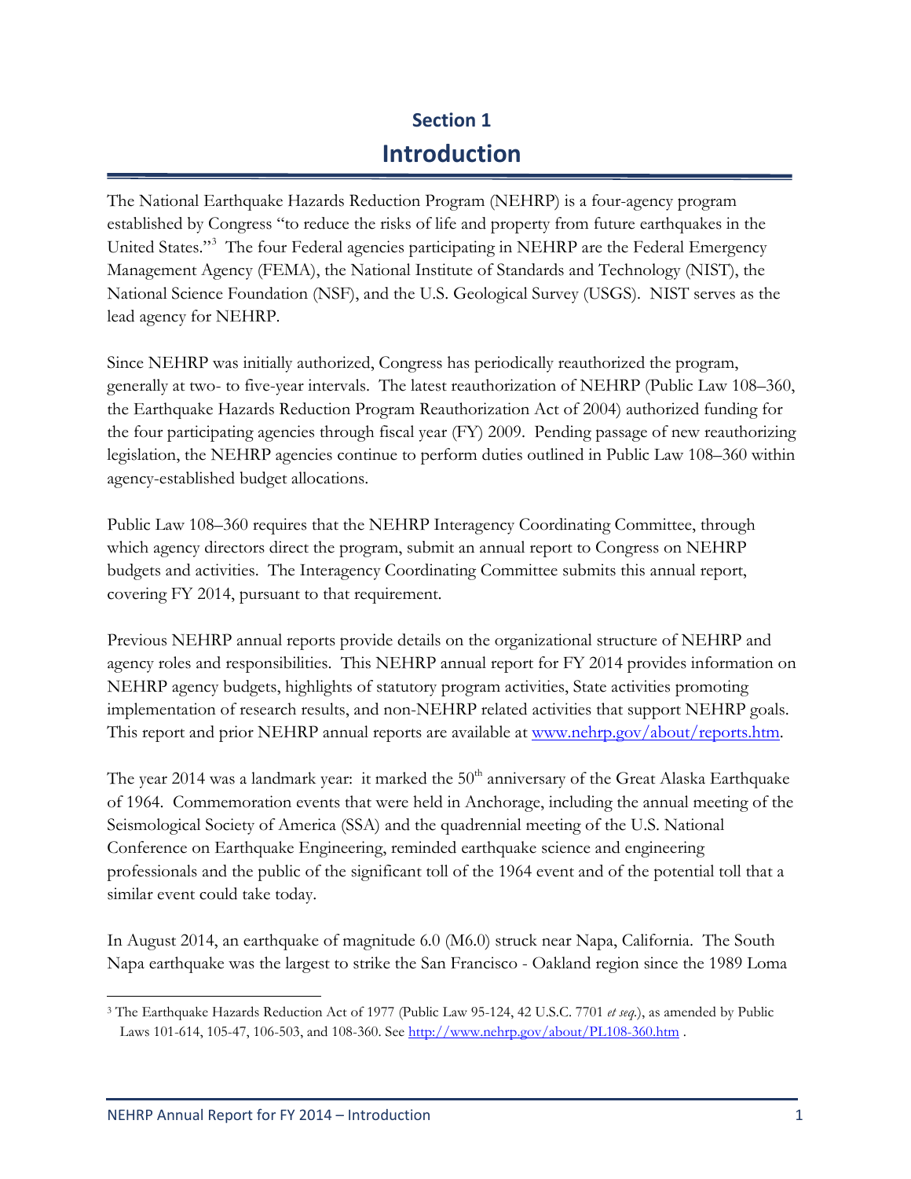# Section 1
# Introduction

The National Earthquake Hazards Reduction Program (NEHRP) is a four-agency program established by Congress "to reduce the risks of life and property from future earthquakes in the United States."[3] The four Federal agencies participating in NEHRP are the Federal Emergency Management Agency (FEMA), the National Institute of Standards and Technology (NIST), the National Science Foundation (NSF), and the U.S. Geological Survey (USGS). NIST serves as the lead agency for NEHRP.

Since NEHRP was initially authorized, Congress has periodically reauthorized the program, generally at two- to five-year intervals. The latest reauthorization of NEHRP (Public Law 108–360, the Earthquake Hazards Reduction Program Reauthorization Act of 2004) authorized funding for the four participating agencies through fiscal year (FY) 2009. Pending passage of new reauthorizing legislation, the NEHRP agencies continue to perform duties outlined in Public Law 108–360 within agency-established budget allocations.

Public Law 108–360 requires that the NEHRP Interagency Coordinating Committee, through which agency directors direct the program, submit an annual report to Congress on NEHRP budgets and activities. The Interagency Coordinating Committee submits this annual report, covering FY 2014, pursuant to that requirement.

Previous NEHRP annual reports provide details on the organizational structure of NEHRP and agency roles and responsibilities. This NEHRP annual report for FY 2014 provides information on NEHRP agency budgets, highlights of statutory program activities, State activities promoting implementation of research results, and non-NEHRP related activities that support NEHRP goals. This report and prior NEHRP annual reports are available at www.nehrp.gov/about/reports.htm.

The year 2014 was a landmark year: it marked the 50th anniversary of the Great Alaska Earthquake of 1964. Commemoration events that were held in Anchorage, including the annual meeting of the Seismological Society of America (SSA) and the quadrennial meeting of the U.S. National Conference on Earthquake Engineering, reminded earthquake science and engineering professionals and the public of the significant toll of the 1964 event and of the potential toll that a similar event could take today.

In August 2014, an earthquake of magnitude 6.0 (M6.0) struck near Napa, California. The South Napa earthquake was the largest to strike the San Francisco - Oakland region since the 1989 Loma

---

[3] The Earthquake Hazards Reduction Act of 1977 (Public Law 95-124, 42 U.S.C. 7701 *et seq.*), as amended by Public Laws 101-614, 105-47, 106-503, and 108-360. See http://www.nehrp.gov/about/PL108-360.htm .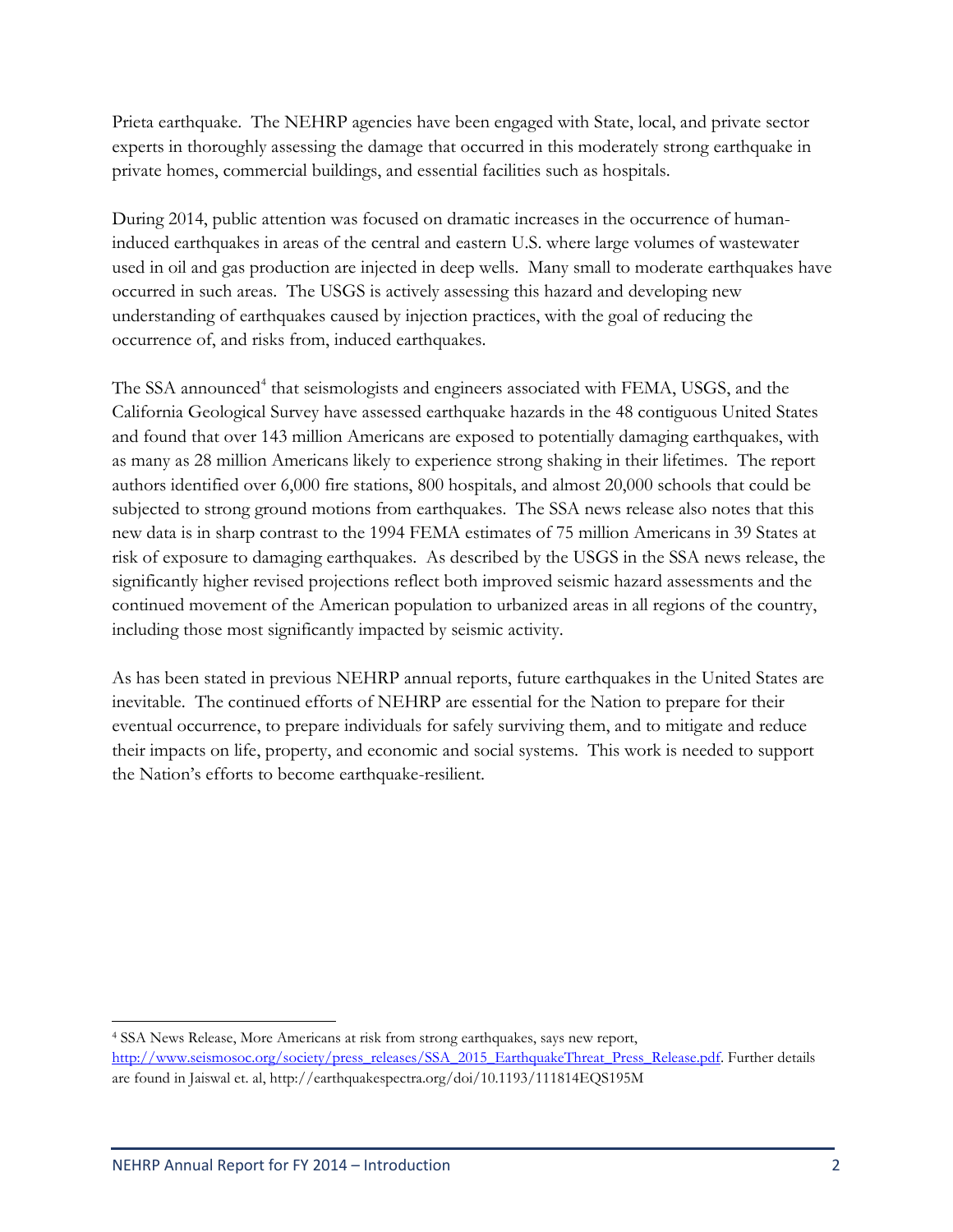Prieta earthquake. The NEHRP agencies have been engaged with State, local, and private sector experts in thoroughly assessing the damage that occurred in this moderately strong earthquake in private homes, commercial buildings, and essential facilities such as hospitals.

During 2014, public attention was focused on dramatic increases in the occurrence of human-induced earthquakes in areas of the central and eastern U.S. where large volumes of wastewater used in oil and gas production are injected in deep wells. Many small to moderate earthquakes have occurred in such areas. The USGS is actively assessing this hazard and developing new understanding of earthquakes caused by injection practices, with the goal of reducing the occurrence of, and risks from, induced earthquakes.

The SSA announced[4] that seismologists and engineers associated with FEMA, USGS, and the California Geological Survey have assessed earthquake hazards in the 48 contiguous United States and found that over 143 million Americans are exposed to potentially damaging earthquakes, with as many as 28 million Americans likely to experience strong shaking in their lifetimes. The report authors identified over 6,000 fire stations, 800 hospitals, and almost 20,000 schools that could be subjected to strong ground motions from earthquakes. The SSA news release also notes that this new data is in sharp contrast to the 1994 FEMA estimates of 75 million Americans in 39 States at risk of exposure to damaging earthquakes. As described by the USGS in the SSA news release, the significantly higher revised projections reflect both improved seismic hazard assessments and the continued movement of the American population to urbanized areas in all regions of the country, including those most significantly impacted by seismic activity.

As has been stated in previous NEHRP annual reports, future earthquakes in the United States are inevitable. The continued efforts of NEHRP are essential for the Nation to prepare for their eventual occurrence, to prepare individuals for safely surviving them, and to mitigate and reduce their impacts on life, property, and economic and social systems. This work is needed to support the Nation's efforts to become earthquake-resilient.

---

[4] SSA News Release, More Americans at risk from strong earthquakes, says new report, http://www.seismosoc.org/society/press_releases/SSA_2015_EarthquakeThreat_Press_Release.pdf. Further details are found in Jaiswal et. al, http://earthquakespectra.org/doi/10.1193/111814EQS195M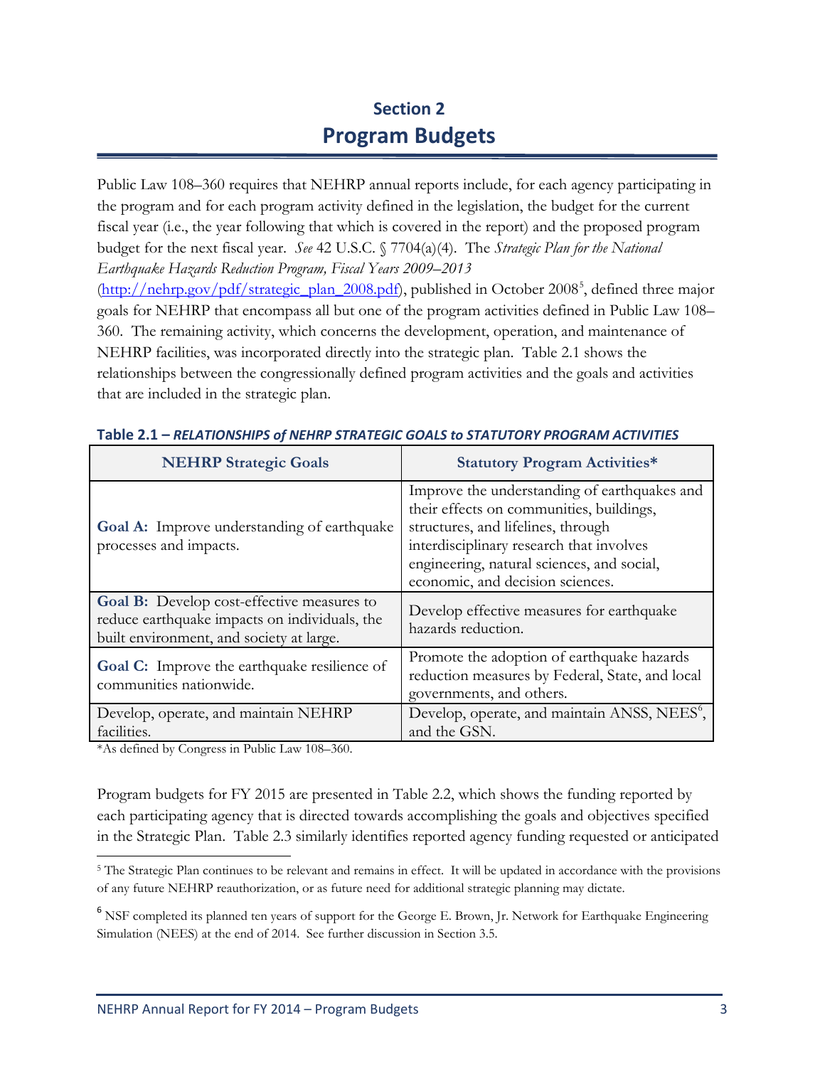# Section 2
## Program Budgets

Public Law 108–360 requires that NEHRP annual reports include, for each agency participating in the program and for each program activity defined in the legislation, the budget for the current fiscal year (i.e., the year following that which is covered in the report) and the proposed program budget for the next fiscal year. *See* 42 U.S.C. § 7704(a)(4). The *Strategic Plan for the National Earthquake Hazards Reduction Program, Fiscal Years 2009–2013* (http://nehrp.gov/pdf/strategic_plan_2008.pdf), published in October 2008[5], defined three major goals for NEHRP that encompass all but one of the program activities defined in Public Law 108–360. The remaining activity, which concerns the development, operation, and maintenance of NEHRP facilities, was incorporated directly into the strategic plan. Table 2.1 shows the relationships between the congressionally defined program activities and the goals and activities that are included in the strategic plan.

**Table 2.1 – *RELATIONSHIPS of NEHRP STRATEGIC GOALS to STATUTORY PROGRAM ACTIVITIES***

| NEHRP Strategic Goals | Statutory Program Activities* |
|---|---|
| **Goal A:** Improve understanding of earthquake processes and impacts. | Improve the understanding of earthquakes and their effects on communities, buildings, structures, and lifelines, through interdisciplinary research that involves engineering, natural sciences, and social, economic, and decision sciences. |
| **Goal B:** Develop cost-effective measures to reduce earthquake impacts on individuals, the built environment, and society at large. | Develop effective measures for earthquake hazards reduction. |
| **Goal C:** Improve the earthquake resilience of communities nationwide. | Promote the adoption of earthquake hazards reduction measures by Federal, State, and local governments, and others. |
| Develop, operate, and maintain NEHRP facilities. | Develop, operate, and maintain ANSS, NEES[6], and the GSN. |

*As defined by Congress in Public Law 108–360.

Program budgets for FY 2015 are presented in Table 2.2, which shows the funding reported by each participating agency that is directed towards accomplishing the goals and objectives specified in the Strategic Plan. Table 2.3 similarly identifies reported agency funding requested or anticipated

[5] The Strategic Plan continues to be relevant and remains in effect. It will be updated in accordance with the provisions of any future NEHRP reauthorization, or as future need for additional strategic planning may dictate.

[6] NSF completed its planned ten years of support for the George E. Brown, Jr. Network for Earthquake Engineering Simulation (NEES) at the end of 2014. See further discussion in Section 3.5.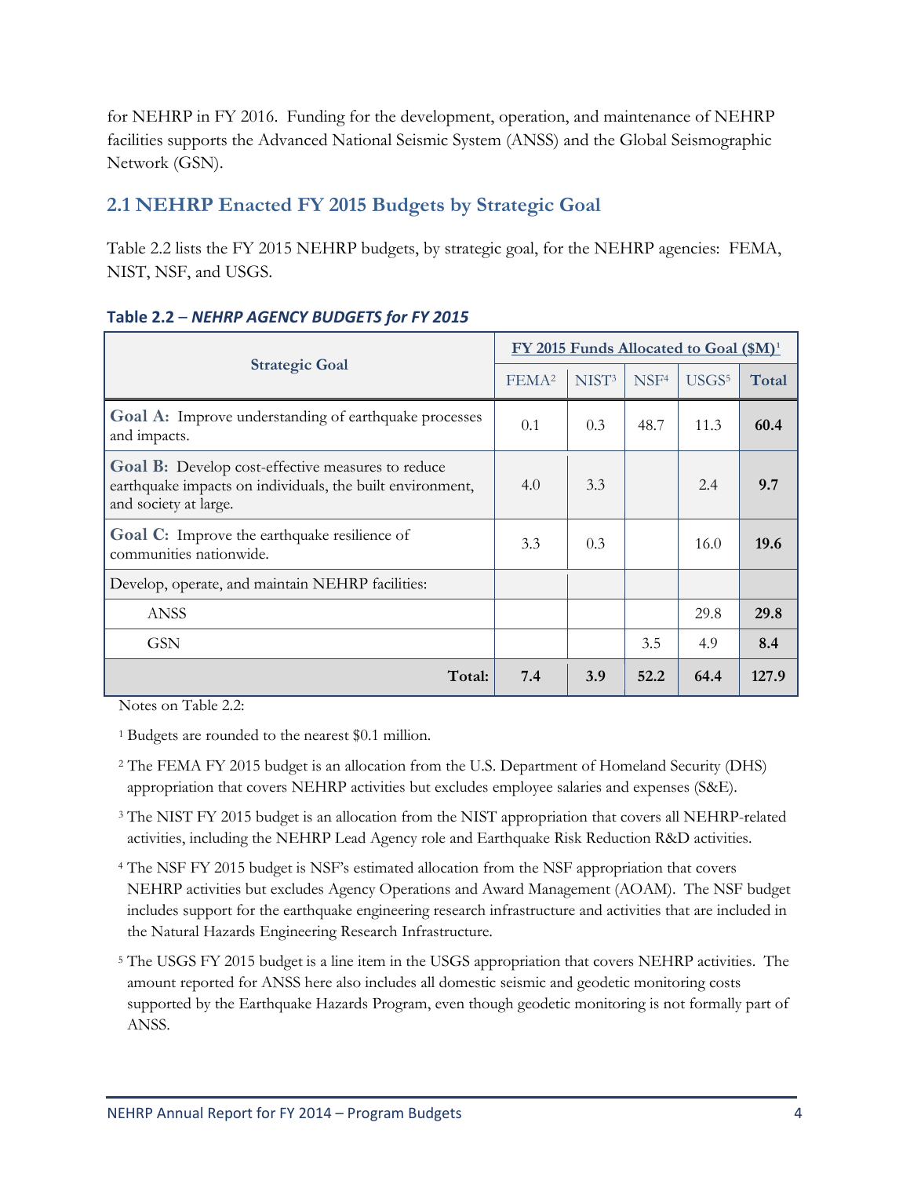for NEHRP in FY 2016. Funding for the development, operation, and maintenance of NEHRP facilities supports the Advanced National Seismic System (ANSS) and the Global Seismographic Network (GSN).

## 2.1 NEHRP Enacted FY 2015 Budgets by Strategic Goal

Table 2.2 lists the FY 2015 NEHRP budgets, by strategic goal, for the NEHRP agencies: FEMA, NIST, NSF, and USGS.

**Table 2.2** – ***NEHRP AGENCY BUDGETS for FY 2015***

| Strategic Goal | FY 2015 Funds Allocated to Goal ($M)[1] | | | | |
|---|---|---|---|---|---|
| | FEMA[2] | NIST[3] | NSF[4] | USGS[5] | **Total** |
| **Goal A:** Improve understanding of earthquake processes and impacts. | 0.1 | 0.3 | 48.7 | 11.3 | **60.4** |
| **Goal B:** Develop cost-effective measures to reduce earthquake impacts on individuals, the built environment, and society at large. | 4.0 | 3.3 | | 2.4 | **9.7** |
| **Goal C:** Improve the earthquake resilience of communities nationwide. | 3.3 | 0.3 | | 16.0 | **19.6** |
| Develop, operate, and maintain NEHRP facilities: | | | | | |
| ANSS | | | | 29.8 | **29.8** |
| GSN | | | 3.5 | 4.9 | **8.4** |
| **Total:** | **7.4** | **3.9** | **52.2** | **64.4** | **127.9** |

Notes on Table 2.2:

[1] Budgets are rounded to the nearest $0.1 million.

[2] The FEMA FY 2015 budget is an allocation from the U.S. Department of Homeland Security (DHS) appropriation that covers NEHRP activities but excludes employee salaries and expenses (S&E).

[3] The NIST FY 2015 budget is an allocation from the NIST appropriation that covers all NEHRP-related activities, including the NEHRP Lead Agency role and Earthquake Risk Reduction R&D activities.

[4] The NSF FY 2015 budget is NSF's estimated allocation from the NSF appropriation that covers NEHRP activities but excludes Agency Operations and Award Management (AOAM). The NSF budget includes support for the earthquake engineering research infrastructure and activities that are included in the Natural Hazards Engineering Research Infrastructure.

[5] The USGS FY 2015 budget is a line item in the USGS appropriation that covers NEHRP activities. The amount reported for ANSS here also includes all domestic seismic and geodetic monitoring costs supported by the Earthquake Hazards Program, even though geodetic monitoring is not formally part of ANSS.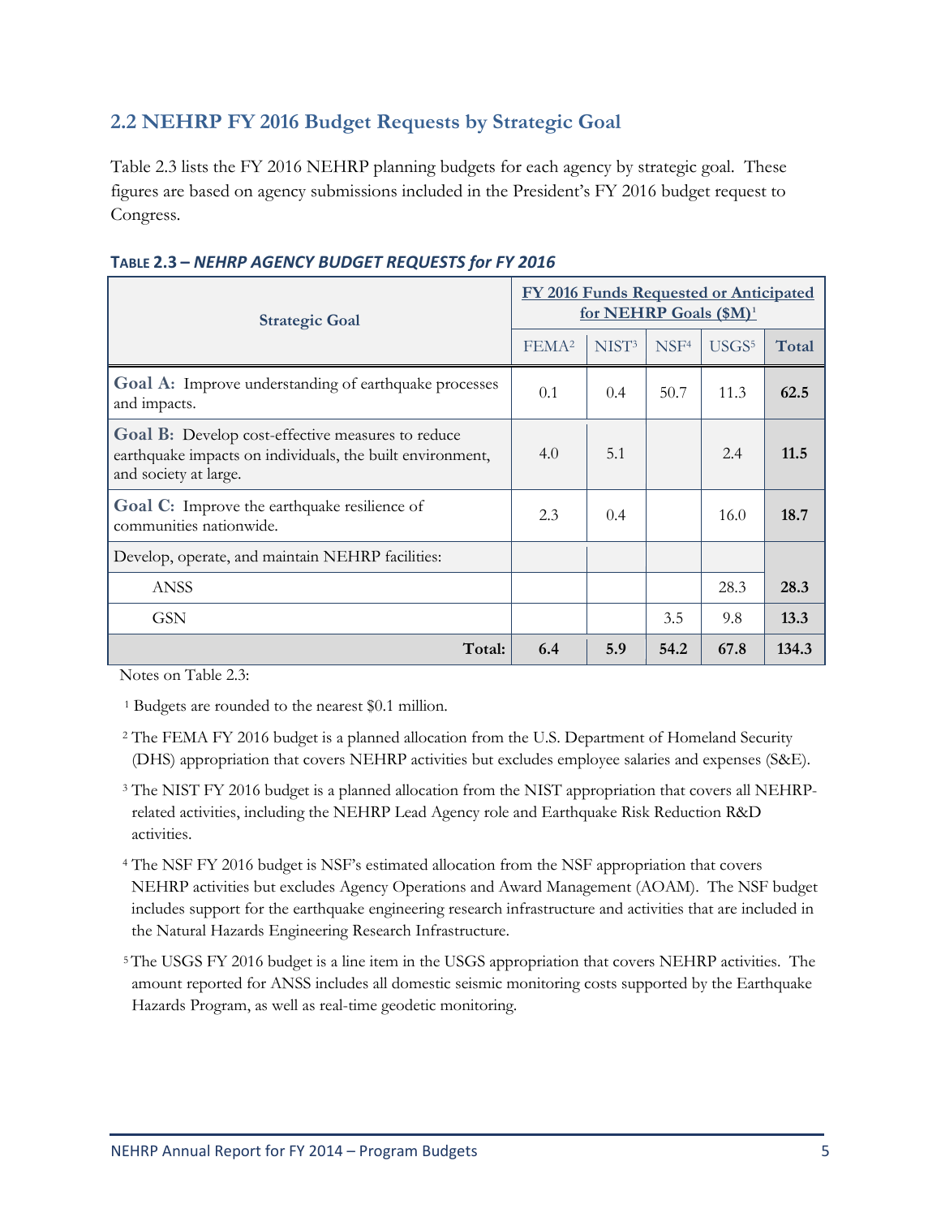## 2.2 NEHRP FY 2016 Budget Requests by Strategic Goal

Table 2.3 lists the FY 2016 NEHRP planning budgets for each agency by strategic goal. These figures are based on agency submissions included in the President's FY 2016 budget request to Congress.

**TABLE 2.3 – *NEHRP AGENCY BUDGET REQUESTS for FY 2016***

| Strategic Goal | FY 2016 Funds Requested or Anticipated for NEHRP Goals ($M)[1] | | | | |
|---|---|---|---|---|---|
| | FEMA[2] | NIST[3] | NSF[4] | USGS[5] | Total |
| **Goal A:** Improve understanding of earthquake processes and impacts. | 0.1 | 0.4 | 50.7 | 11.3 | **62.5** |
| **Goal B:** Develop cost-effective measures to reduce earthquake impacts on individuals, the built environment, and society at large. | 4.0 | 5.1 | | 2.4 | **11.5** |
| **Goal C:** Improve the earthquake resilience of communities nationwide. | 2.3 | 0.4 | | 16.0 | **18.7** |
| Develop, operate, and maintain NEHRP facilities: | | | | | |
| ANSS | | | | 28.3 | **28.3** |
| GSN | | | 3.5 | 9.8 | **13.3** |
| **Total:** | **6.4** | **5.9** | **54.2** | **67.8** | **134.3** |

Notes on Table 2.3:

[1] Budgets are rounded to the nearest $0.1 million.

[2] The FEMA FY 2016 budget is a planned allocation from the U.S. Department of Homeland Security (DHS) appropriation that covers NEHRP activities but excludes employee salaries and expenses (S&E).

[3] The NIST FY 2016 budget is a planned allocation from the NIST appropriation that covers all NEHRP-related activities, including the NEHRP Lead Agency role and Earthquake Risk Reduction R&D activities.

[4] The NSF FY 2016 budget is NSF's estimated allocation from the NSF appropriation that covers NEHRP activities but excludes Agency Operations and Award Management (AOAM). The NSF budget includes support for the earthquake engineering research infrastructure and activities that are included in the Natural Hazards Engineering Research Infrastructure.

[5] The USGS FY 2016 budget is a line item in the USGS appropriation that covers NEHRP activities. The amount reported for ANSS includes all domestic seismic monitoring costs supported by the Earthquake Hazards Program, as well as real-time geodetic monitoring.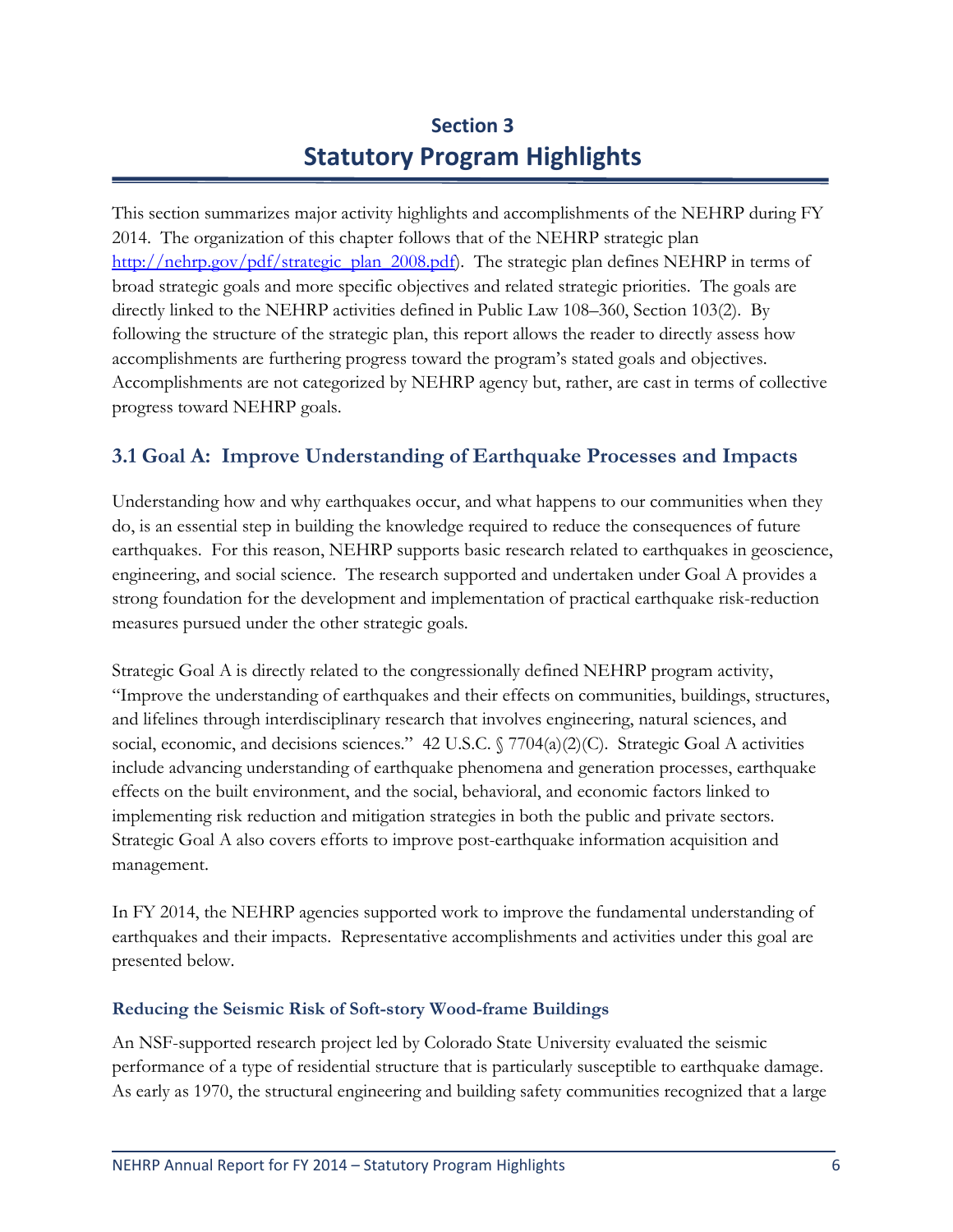# Section 3
# Statutory Program Highlights

This section summarizes major activity highlights and accomplishments of the NEHRP during FY 2014. The organization of this chapter follows that of the NEHRP strategic plan http://nehrp.gov/pdf/strategic_plan_2008.pdf). The strategic plan defines NEHRP in terms of broad strategic goals and more specific objectives and related strategic priorities. The goals are directly linked to the NEHRP activities defined in Public Law 108–360, Section 103(2). By following the structure of the strategic plan, this report allows the reader to directly assess how accomplishments are furthering progress toward the program's stated goals and objectives. Accomplishments are not categorized by NEHRP agency but, rather, are cast in terms of collective progress toward NEHRP goals.

## 3.1 Goal A: Improve Understanding of Earthquake Processes and Impacts

Understanding how and why earthquakes occur, and what happens to our communities when they do, is an essential step in building the knowledge required to reduce the consequences of future earthquakes. For this reason, NEHRP supports basic research related to earthquakes in geoscience, engineering, and social science. The research supported and undertaken under Goal A provides a strong foundation for the development and implementation of practical earthquake risk-reduction measures pursued under the other strategic goals.

Strategic Goal A is directly related to the congressionally defined NEHRP program activity, "Improve the understanding of earthquakes and their effects on communities, buildings, structures, and lifelines through interdisciplinary research that involves engineering, natural sciences, and social, economic, and decisions sciences." 42 U.S.C. § 7704(a)(2)(C). Strategic Goal A activities include advancing understanding of earthquake phenomena and generation processes, earthquake effects on the built environment, and the social, behavioral, and economic factors linked to implementing risk reduction and mitigation strategies in both the public and private sectors. Strategic Goal A also covers efforts to improve post-earthquake information acquisition and management.

In FY 2014, the NEHRP agencies supported work to improve the fundamental understanding of earthquakes and their impacts. Representative accomplishments and activities under this goal are presented below.

### Reducing the Seismic Risk of Soft-story Wood-frame Buildings

An NSF-supported research project led by Colorado State University evaluated the seismic performance of a type of residential structure that is particularly susceptible to earthquake damage. As early as 1970, the structural engineering and building safety communities recognized that a large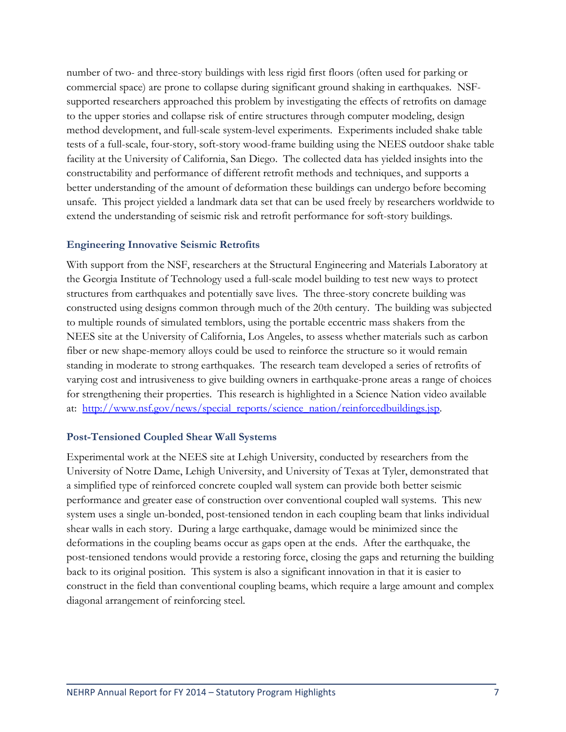number of two- and three-story buildings with less rigid first floors (often used for parking or commercial space) are prone to collapse during significant ground shaking in earthquakes. NSF-supported researchers approached this problem by investigating the effects of retrofits on damage to the upper stories and collapse risk of entire structures through computer modeling, design method development, and full-scale system-level experiments. Experiments included shake table tests of a full-scale, four-story, soft-story wood-frame building using the NEES outdoor shake table facility at the University of California, San Diego. The collected data has yielded insights into the constructability and performance of different retrofit methods and techniques, and supports a better understanding of the amount of deformation these buildings can undergo before becoming unsafe. This project yielded a landmark data set that can be used freely by researchers worldwide to extend the understanding of seismic risk and retrofit performance for soft-story buildings.

### Engineering Innovative Seismic Retrofits

With support from the NSF, researchers at the Structural Engineering and Materials Laboratory at the Georgia Institute of Technology used a full-scale model building to test new ways to protect structures from earthquakes and potentially save lives. The three-story concrete building was constructed using designs common through much of the 20th century. The building was subjected to multiple rounds of simulated temblors, using the portable eccentric mass shakers from the NEES site at the University of California, Los Angeles, to assess whether materials such as carbon fiber or new shape-memory alloys could be used to reinforce the structure so it would remain standing in moderate to strong earthquakes. The research team developed a series of retrofits of varying cost and intrusiveness to give building owners in earthquake-prone areas a range of choices for strengthening their properties. This research is highlighted in a Science Nation video available at: http://www.nsf.gov/news/special_reports/science_nation/reinforcedbuildings.jsp.

### Post-Tensioned Coupled Shear Wall Systems

Experimental work at the NEES site at Lehigh University, conducted by researchers from the University of Notre Dame, Lehigh University, and University of Texas at Tyler, demonstrated that a simplified type of reinforced concrete coupled wall system can provide both better seismic performance and greater ease of construction over conventional coupled wall systems. This new system uses a single un-bonded, post-tensioned tendon in each coupling beam that links individual shear walls in each story. During a large earthquake, damage would be minimized since the deformations in the coupling beams occur as gaps open at the ends. After the earthquake, the post-tensioned tendons would provide a restoring force, closing the gaps and returning the building back to its original position. This system is also a significant innovation in that it is easier to construct in the field than conventional coupling beams, which require a large amount and complex diagonal arrangement of reinforcing steel.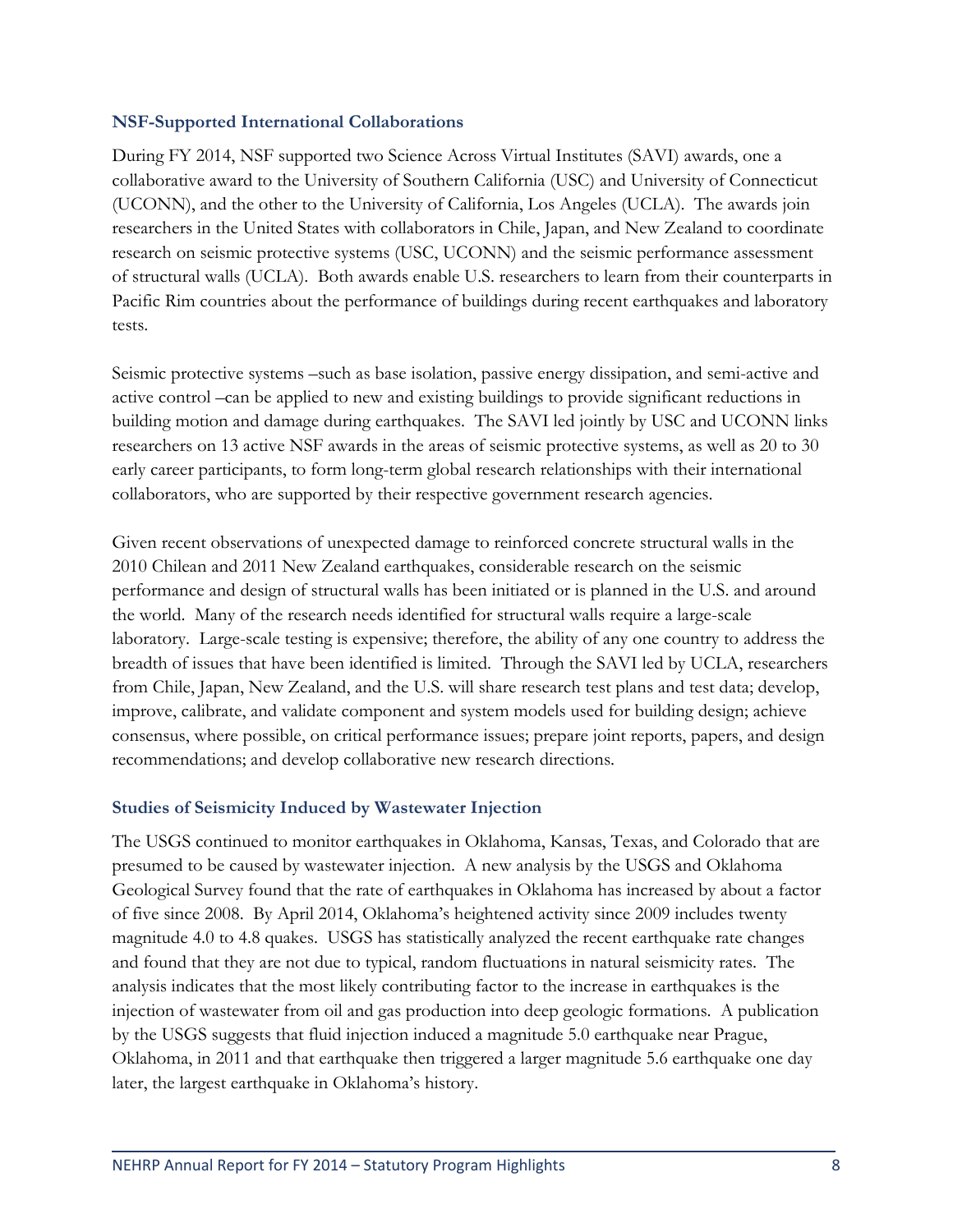### NSF-Supported International Collaborations

During FY 2014, NSF supported two Science Across Virtual Institutes (SAVI) awards, one a collaborative award to the University of Southern California (USC) and University of Connecticut (UCONN), and the other to the University of California, Los Angeles (UCLA). The awards join researchers in the United States with collaborators in Chile, Japan, and New Zealand to coordinate research on seismic protective systems (USC, UCONN) and the seismic performance assessment of structural walls (UCLA). Both awards enable U.S. researchers to learn from their counterparts in Pacific Rim countries about the performance of buildings during recent earthquakes and laboratory tests.

Seismic protective systems –such as base isolation, passive energy dissipation, and semi-active and active control –can be applied to new and existing buildings to provide significant reductions in building motion and damage during earthquakes. The SAVI led jointly by USC and UCONN links researchers on 13 active NSF awards in the areas of seismic protective systems, as well as 20 to 30 early career participants, to form long-term global research relationships with their international collaborators, who are supported by their respective government research agencies.

Given recent observations of unexpected damage to reinforced concrete structural walls in the 2010 Chilean and 2011 New Zealand earthquakes, considerable research on the seismic performance and design of structural walls has been initiated or is planned in the U.S. and around the world. Many of the research needs identified for structural walls require a large-scale laboratory. Large-scale testing is expensive; therefore, the ability of any one country to address the breadth of issues that have been identified is limited. Through the SAVI led by UCLA, researchers from Chile, Japan, New Zealand, and the U.S. will share research test plans and test data; develop, improve, calibrate, and validate component and system models used for building design; achieve consensus, where possible, on critical performance issues; prepare joint reports, papers, and design recommendations; and develop collaborative new research directions.

### Studies of Seismicity Induced by Wastewater Injection

The USGS continued to monitor earthquakes in Oklahoma, Kansas, Texas, and Colorado that are presumed to be caused by wastewater injection. A new analysis by the USGS and Oklahoma Geological Survey found that the rate of earthquakes in Oklahoma has increased by about a factor of five since 2008. By April 2014, Oklahoma's heightened activity since 2009 includes twenty magnitude 4.0 to 4.8 quakes. USGS has statistically analyzed the recent earthquake rate changes and found that they are not due to typical, random fluctuations in natural seismicity rates. The analysis indicates that the most likely contributing factor to the increase in earthquakes is the injection of wastewater from oil and gas production into deep geologic formations. A publication by the USGS suggests that fluid injection induced a magnitude 5.0 earthquake near Prague, Oklahoma, in 2011 and that earthquake then triggered a larger magnitude 5.6 earthquake one day later, the largest earthquake in Oklahoma's history.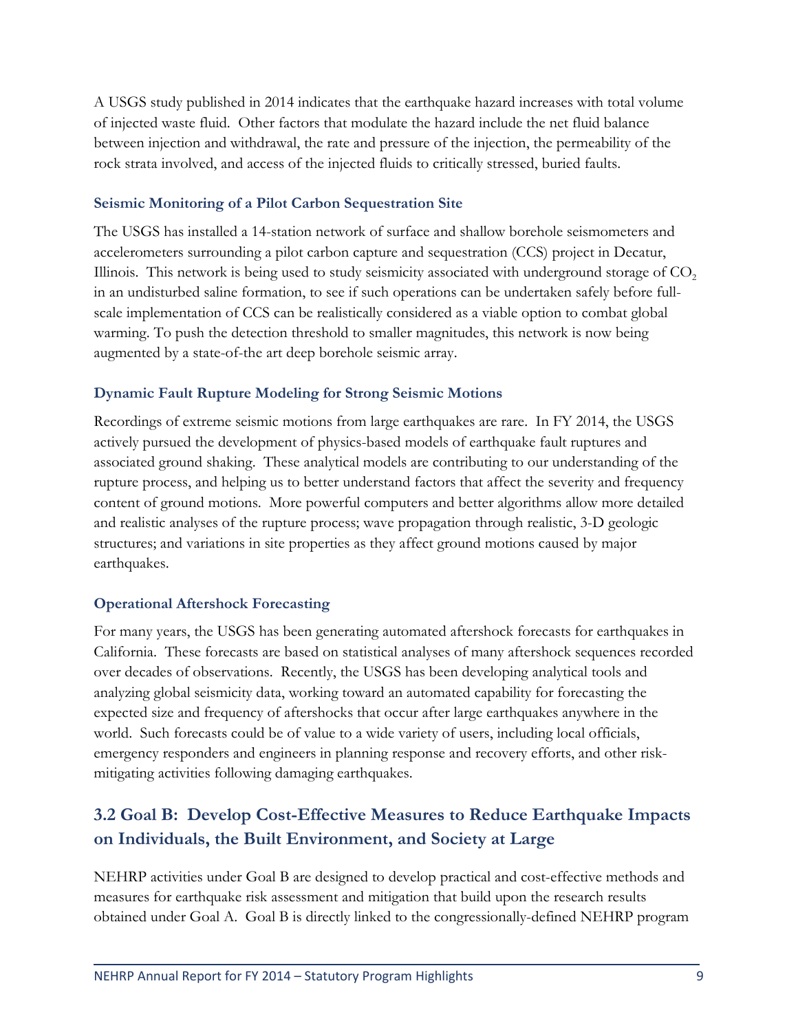A USGS study published in 2014 indicates that the earthquake hazard increases with total volume of injected waste fluid. Other factors that modulate the hazard include the net fluid balance between injection and withdrawal, the rate and pressure of the injection, the permeability of the rock strata involved, and access of the injected fluids to critically stressed, buried faults.

### Seismic Monitoring of a Pilot Carbon Sequestration Site

The USGS has installed a 14-station network of surface and shallow borehole seismometers and accelerometers surrounding a pilot carbon capture and sequestration (CCS) project in Decatur, Illinois. This network is being used to study seismicity associated with underground storage of $CO_2$ in an undisturbed saline formation, to see if such operations can be undertaken safely before full-scale implementation of CCS can be realistically considered as a viable option to combat global warming. To push the detection threshold to smaller magnitudes, this network is now being augmented by a state-of-the art deep borehole seismic array.

### Dynamic Fault Rupture Modeling for Strong Seismic Motions

Recordings of extreme seismic motions from large earthquakes are rare. In FY 2014, the USGS actively pursued the development of physics-based models of earthquake fault ruptures and associated ground shaking. These analytical models are contributing to our understanding of the rupture process, and helping us to better understand factors that affect the severity and frequency content of ground motions. More powerful computers and better algorithms allow more detailed and realistic analyses of the rupture process; wave propagation through realistic, 3-D geologic structures; and variations in site properties as they affect ground motions caused by major earthquakes.

### Operational Aftershock Forecasting

For many years, the USGS has been generating automated aftershock forecasts for earthquakes in California. These forecasts are based on statistical analyses of many aftershock sequences recorded over decades of observations. Recently, the USGS has been developing analytical tools and analyzing global seismicity data, working toward an automated capability for forecasting the expected size and frequency of aftershocks that occur after large earthquakes anywhere in the world. Such forecasts could be of value to a wide variety of users, including local officials, emergency responders and engineers in planning response and recovery efforts, and other risk-mitigating activities following damaging earthquakes.

## 3.2 Goal B: Develop Cost-Effective Measures to Reduce Earthquake Impacts on Individuals, the Built Environment, and Society at Large

NEHRP activities under Goal B are designed to develop practical and cost-effective methods and measures for earthquake risk assessment and mitigation that build upon the research results obtained under Goal A. Goal B is directly linked to the congressionally-defined NEHRP program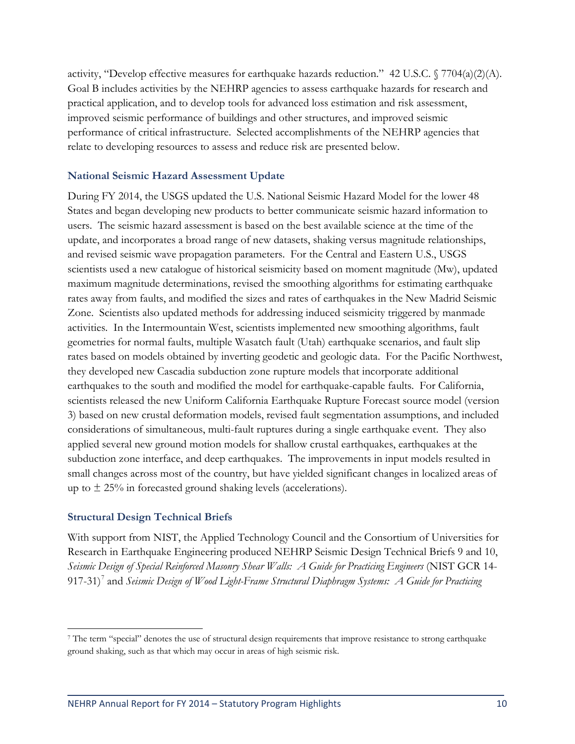activity, "Develop effective measures for earthquake hazards reduction." 42 U.S.C. § 7704(a)(2)(A). Goal B includes activities by the NEHRP agencies to assess earthquake hazards for research and practical application, and to develop tools for advanced loss estimation and risk assessment, improved seismic performance of buildings and other structures, and improved seismic performance of critical infrastructure. Selected accomplishments of the NEHRP agencies that relate to developing resources to assess and reduce risk are presented below.

### National Seismic Hazard Assessment Update

During FY 2014, the USGS updated the U.S. National Seismic Hazard Model for the lower 48 States and began developing new products to better communicate seismic hazard information to users. The seismic hazard assessment is based on the best available science at the time of the update, and incorporates a broad range of new datasets, shaking versus magnitude relationships, and revised seismic wave propagation parameters. For the Central and Eastern U.S., USGS scientists used a new catalogue of historical seismicity based on moment magnitude (Mw), updated maximum magnitude determinations, revised the smoothing algorithms for estimating earthquake rates away from faults, and modified the sizes and rates of earthquakes in the New Madrid Seismic Zone. Scientists also updated methods for addressing induced seismicity triggered by manmade activities. In the Intermountain West, scientists implemented new smoothing algorithms, fault geometries for normal faults, multiple Wasatch fault (Utah) earthquake scenarios, and fault slip rates based on models obtained by inverting geodetic and geologic data. For the Pacific Northwest, they developed new Cascadia subduction zone rupture models that incorporate additional earthquakes to the south and modified the model for earthquake-capable faults. For California, scientists released the new Uniform California Earthquake Rupture Forecast source model (version 3) based on new crustal deformation models, revised fault segmentation assumptions, and included considerations of simultaneous, multi-fault ruptures during a single earthquake event. They also applied several new ground motion models for shallow crustal earthquakes, earthquakes at the subduction zone interface, and deep earthquakes. The improvements in input models resulted in small changes across most of the country, but have yielded significant changes in localized areas of up to ± 25% in forecasted ground shaking levels (accelerations).

### Structural Design Technical Briefs

With support from NIST, the Applied Technology Council and the Consortium of Universities for Research in Earthquake Engineering produced NEHRP Seismic Design Technical Briefs 9 and 10, *Seismic Design of Special Reinforced Masonry Shear Walls: A Guide for Practicing Engineers* (NIST GCR 14-917-31)[7] and *Seismic Design of Wood Light-Frame Structural Diaphragm Systems: A Guide for Practicing*

[7] The term "special" denotes the use of structural design requirements that improve resistance to strong earthquake ground shaking, such as that which may occur in areas of high seismic risk.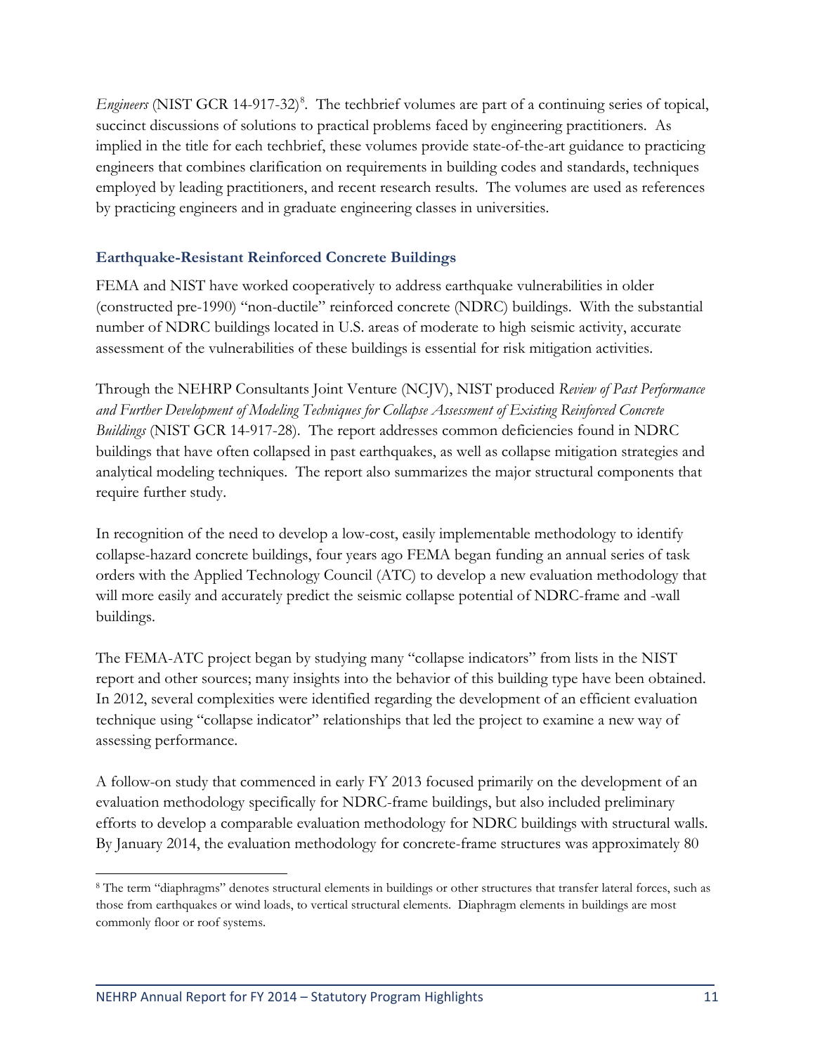*Engineers* (NIST GCR 14-917-32)[8]. The techbrief volumes are part of a continuing series of topical, succinct discussions of solutions to practical problems faced by engineering practitioners. As implied in the title for each techbrief, these volumes provide state-of-the-art guidance to practicing engineers that combines clarification on requirements in building codes and standards, techniques employed by leading practitioners, and recent research results. The volumes are used as references by practicing engineers and in graduate engineering classes in universities.

### Earthquake-Resistant Reinforced Concrete Buildings

FEMA and NIST have worked cooperatively to address earthquake vulnerabilities in older (constructed pre-1990) "non-ductile" reinforced concrete (NDRC) buildings. With the substantial number of NDRC buildings located in U.S. areas of moderate to high seismic activity, accurate assessment of the vulnerabilities of these buildings is essential for risk mitigation activities.

Through the NEHRP Consultants Joint Venture (NCJV), NIST produced *Review of Past Performance and Further Development of Modeling Techniques for Collapse Assessment of Existing Reinforced Concrete Buildings* (NIST GCR 14-917-28). The report addresses common deficiencies found in NDRC buildings that have often collapsed in past earthquakes, as well as collapse mitigation strategies and analytical modeling techniques. The report also summarizes the major structural components that require further study.

In recognition of the need to develop a low-cost, easily implementable methodology to identify collapse-hazard concrete buildings, four years ago FEMA began funding an annual series of task orders with the Applied Technology Council (ATC) to develop a new evaluation methodology that will more easily and accurately predict the seismic collapse potential of NDRC-frame and -wall buildings.

The FEMA-ATC project began by studying many "collapse indicators" from lists in the NIST report and other sources; many insights into the behavior of this building type have been obtained. In 2012, several complexities were identified regarding the development of an efficient evaluation technique using "collapse indicator" relationships that led the project to examine a new way of assessing performance.

A follow-on study that commenced in early FY 2013 focused primarily on the development of an evaluation methodology specifically for NDRC-frame buildings, but also included preliminary efforts to develop a comparable evaluation methodology for NDRC buildings with structural walls. By January 2014, the evaluation methodology for concrete-frame structures was approximately 80

[8] The term "diaphragms" denotes structural elements in buildings or other structures that transfer lateral forces, such as those from earthquakes or wind loads, to vertical structural elements. Diaphragm elements in buildings are most commonly floor or roof systems.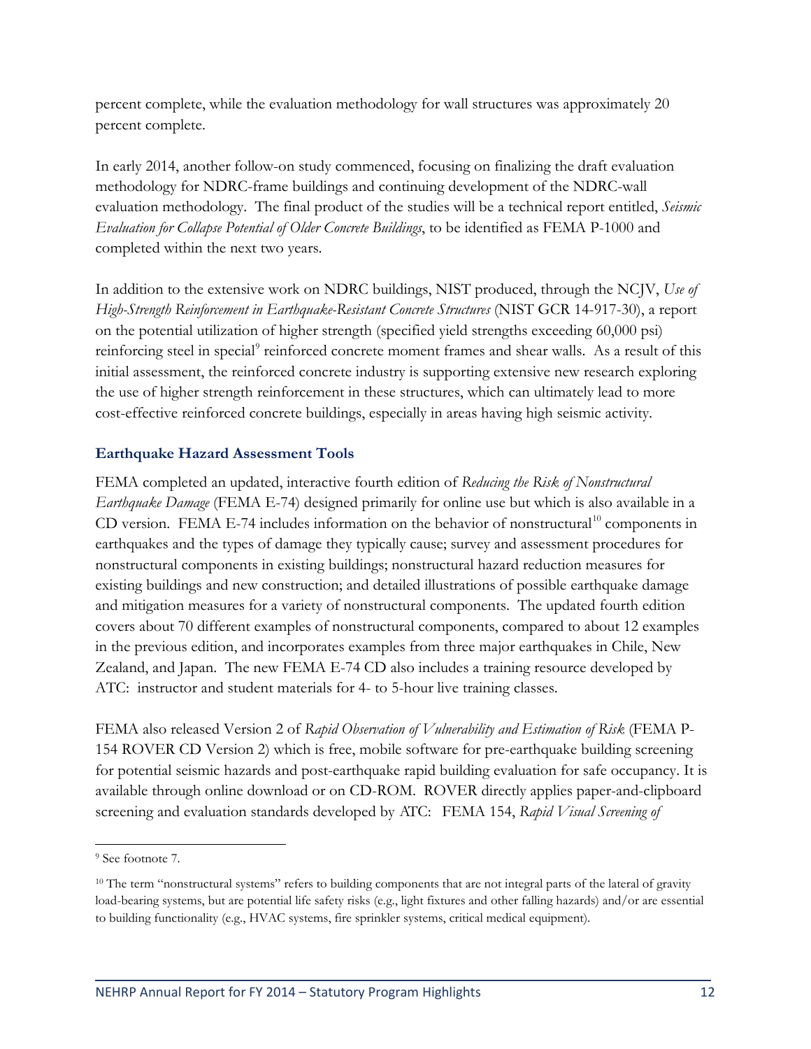percent complete, while the evaluation methodology for wall structures was approximately 20 percent complete.

In early 2014, another follow-on study commenced, focusing on finalizing the draft evaluation methodology for NDRC-frame buildings and continuing development of the NDRC-wall evaluation methodology. The final product of the studies will be a technical report entitled, *Seismic Evaluation for Collapse Potential of Older Concrete Buildings*, to be identified as FEMA P-1000 and completed within the next two years.

In addition to the extensive work on NDRC buildings, NIST produced, through the NCJV, *Use of High-Strength Reinforcement in Earthquake-Resistant Concrete Structures* (NIST GCR 14-917-30), a report on the potential utilization of higher strength (specified yield strengths exceeding 60,000 psi) reinforcing steel in special[9] reinforced concrete moment frames and shear walls. As a result of this initial assessment, the reinforced concrete industry is supporting extensive new research exploring the use of higher strength reinforcement in these structures, which can ultimately lead to more cost-effective reinforced concrete buildings, especially in areas having high seismic activity.

### Earthquake Hazard Assessment Tools

FEMA completed an updated, interactive fourth edition of *Reducing the Risk of Nonstructural Earthquake Damage* (FEMA E-74) designed primarily for online use but which is also available in a CD version. FEMA E-74 includes information on the behavior of nonstructural[10] components in earthquakes and the types of damage they typically cause; survey and assessment procedures for nonstructural components in existing buildings; nonstructural hazard reduction measures for existing buildings and new construction; and detailed illustrations of possible earthquake damage and mitigation measures for a variety of nonstructural components. The updated fourth edition covers about 70 different examples of nonstructural components, compared to about 12 examples in the previous edition, and incorporates examples from three major earthquakes in Chile, New Zealand, and Japan. The new FEMA E-74 CD also includes a training resource developed by ATC: instructor and student materials for 4- to 5-hour live training classes.

FEMA also released Version 2 of *Rapid Observation of Vulnerability and Estimation of Risk* (FEMA P-154 ROVER CD Version 2) which is free, mobile software for pre-earthquake building screening for potential seismic hazards and post-earthquake rapid building evaluation for safe occupancy. It is available through online download or on CD-ROM. ROVER directly applies paper-and-clipboard screening and evaluation standards developed by ATC: FEMA 154, *Rapid Visual Screening of*

---

[9] See footnote 7.

[10] The term "nonstructural systems" refers to building components that are not integral parts of the lateral of gravity load-bearing systems, but are potential life safety risks (e.g., light fixtures and other falling hazards) and/or are essential to building functionality (e.g., HVAC systems, fire sprinkler systems, critical medical equipment).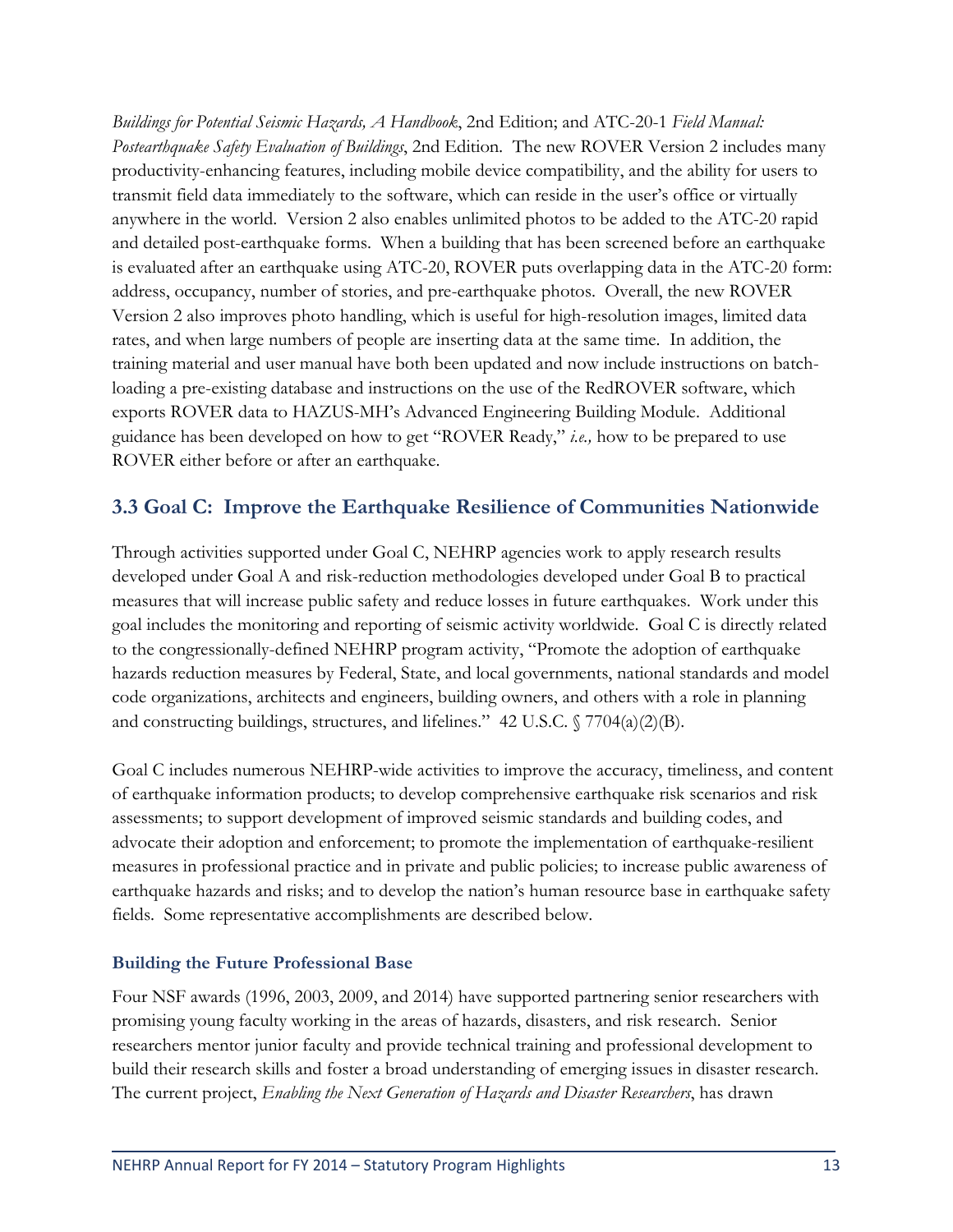*Buildings for Potential Seismic Hazards, A Handbook*, 2nd Edition; and ATC-20-1 *Field Manual: Postearthquake Safety Evaluation of Buildings*, 2nd Edition. The new ROVER Version 2 includes many productivity-enhancing features, including mobile device compatibility, and the ability for users to transmit field data immediately to the software, which can reside in the user's office or virtually anywhere in the world. Version 2 also enables unlimited photos to be added to the ATC-20 rapid and detailed post-earthquake forms. When a building that has been screened before an earthquake is evaluated after an earthquake using ATC-20, ROVER puts overlapping data in the ATC-20 form: address, occupancy, number of stories, and pre-earthquake photos. Overall, the new ROVER Version 2 also improves photo handling, which is useful for high-resolution images, limited data rates, and when large numbers of people are inserting data at the same time. In addition, the training material and user manual have both been updated and now include instructions on batch-loading a pre-existing database and instructions on the use of the RedROVER software, which exports ROVER data to HAZUS-MH's Advanced Engineering Building Module. Additional guidance has been developed on how to get "ROVER Ready," *i.e.,* how to be prepared to use ROVER either before or after an earthquake.

## 3.3 Goal C: Improve the Earthquake Resilience of Communities Nationwide

Through activities supported under Goal C, NEHRP agencies work to apply research results developed under Goal A and risk-reduction methodologies developed under Goal B to practical measures that will increase public safety and reduce losses in future earthquakes. Work under this goal includes the monitoring and reporting of seismic activity worldwide. Goal C is directly related to the congressionally-defined NEHRP program activity, "Promote the adoption of earthquake hazards reduction measures by Federal, State, and local governments, national standards and model code organizations, architects and engineers, building owners, and others with a role in planning and constructing buildings, structures, and lifelines." 42 U.S.C. § 7704(a)(2)(B).

Goal C includes numerous NEHRP-wide activities to improve the accuracy, timeliness, and content of earthquake information products; to develop comprehensive earthquake risk scenarios and risk assessments; to support development of improved seismic standards and building codes, and advocate their adoption and enforcement; to promote the implementation of earthquake-resilient measures in professional practice and in private and public policies; to increase public awareness of earthquake hazards and risks; and to develop the nation's human resource base in earthquake safety fields. Some representative accomplishments are described below.

### Building the Future Professional Base

Four NSF awards (1996, 2003, 2009, and 2014) have supported partnering senior researchers with promising young faculty working in the areas of hazards, disasters, and risk research. Senior researchers mentor junior faculty and provide technical training and professional development to build their research skills and foster a broad understanding of emerging issues in disaster research. The current project, *Enabling the Next Generation of Hazards and Disaster Researchers*, has drawn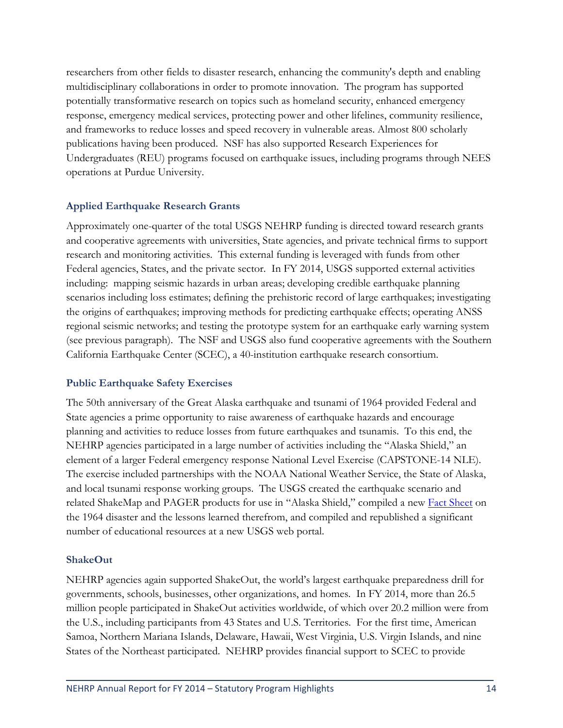researchers from other fields to disaster research, enhancing the community's depth and enabling multidisciplinary collaborations in order to promote innovation. The program has supported potentially transformative research on topics such as homeland security, enhanced emergency response, emergency medical services, protecting power and other lifelines, community resilience, and frameworks to reduce losses and speed recovery in vulnerable areas. Almost 800 scholarly publications having been produced. NSF has also supported Research Experiences for Undergraduates (REU) programs focused on earthquake issues, including programs through NEES operations at Purdue University.

### Applied Earthquake Research Grants

Approximately one-quarter of the total USGS NEHRP funding is directed toward research grants and cooperative agreements with universities, State agencies, and private technical firms to support research and monitoring activities. This external funding is leveraged with funds from other Federal agencies, States, and the private sector. In FY 2014, USGS supported external activities including: mapping seismic hazards in urban areas; developing credible earthquake planning scenarios including loss estimates; defining the prehistoric record of large earthquakes; investigating the origins of earthquakes; improving methods for predicting earthquake effects; operating ANSS regional seismic networks; and testing the prototype system for an earthquake early warning system (see previous paragraph). The NSF and USGS also fund cooperative agreements with the Southern California Earthquake Center (SCEC), a 40-institution earthquake research consortium.

### Public Earthquake Safety Exercises

The 50th anniversary of the Great Alaska earthquake and tsunami of 1964 provided Federal and State agencies a prime opportunity to raise awareness of earthquake hazards and encourage planning and activities to reduce losses from future earthquakes and tsunamis. To this end, the NEHRP agencies participated in a large number of activities including the "Alaska Shield," an element of a larger Federal emergency response National Level Exercise (CAPSTONE-14 NLE). The exercise included partnerships with the NOAA National Weather Service, the State of Alaska, and local tsunami response working groups. The USGS created the earthquake scenario and related ShakeMap and PAGER products for use in "Alaska Shield," compiled a new Fact Sheet on the 1964 disaster and the lessons learned therefrom, and compiled and republished a significant number of educational resources at a new USGS web portal.

### ShakeOut

NEHRP agencies again supported ShakeOut, the world's largest earthquake preparedness drill for governments, schools, businesses, other organizations, and homes. In FY 2014, more than 26.5 million people participated in ShakeOut activities worldwide, of which over 20.2 million were from the U.S., including participants from 43 States and U.S. Territories. For the first time, American Samoa, Northern Mariana Islands, Delaware, Hawaii, West Virginia, U.S. Virgin Islands, and nine States of the Northeast participated. NEHRP provides financial support to SCEC to provide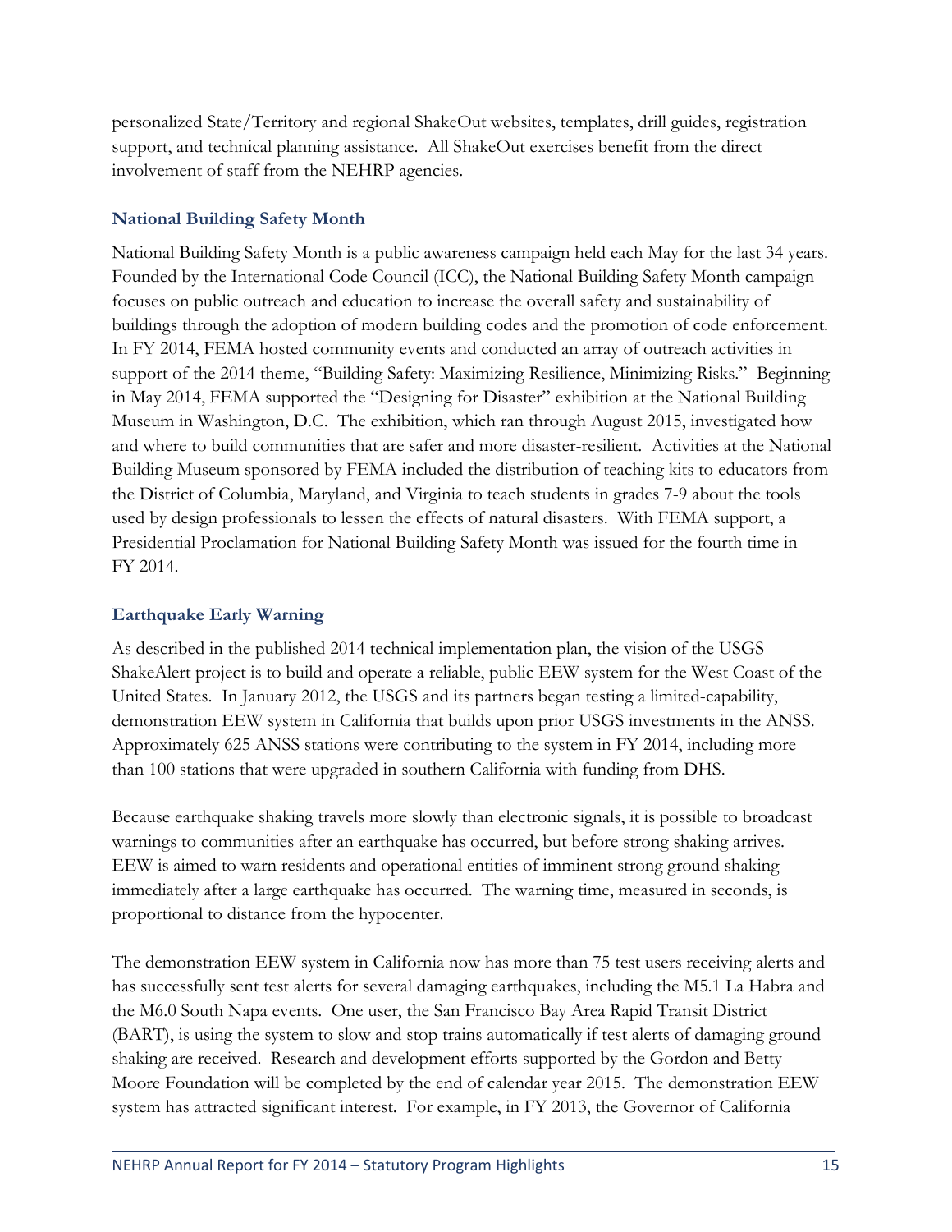personalized State/Territory and regional ShakeOut websites, templates, drill guides, registration support, and technical planning assistance. All ShakeOut exercises benefit from the direct involvement of staff from the NEHRP agencies.

### National Building Safety Month

National Building Safety Month is a public awareness campaign held each May for the last 34 years. Founded by the International Code Council (ICC), the National Building Safety Month campaign focuses on public outreach and education to increase the overall safety and sustainability of buildings through the adoption of modern building codes and the promotion of code enforcement. In FY 2014, FEMA hosted community events and conducted an array of outreach activities in support of the 2014 theme, "Building Safety: Maximizing Resilience, Minimizing Risks." Beginning in May 2014, FEMA supported the "Designing for Disaster" exhibition at the National Building Museum in Washington, D.C. The exhibition, which ran through August 2015, investigated how and where to build communities that are safer and more disaster-resilient. Activities at the National Building Museum sponsored by FEMA included the distribution of teaching kits to educators from the District of Columbia, Maryland, and Virginia to teach students in grades 7-9 about the tools used by design professionals to lessen the effects of natural disasters. With FEMA support, a Presidential Proclamation for National Building Safety Month was issued for the fourth time in FY 2014.

### Earthquake Early Warning

As described in the published 2014 technical implementation plan, the vision of the USGS ShakeAlert project is to build and operate a reliable, public EEW system for the West Coast of the United States. In January 2012, the USGS and its partners began testing a limited-capability, demonstration EEW system in California that builds upon prior USGS investments in the ANSS. Approximately 625 ANSS stations were contributing to the system in FY 2014, including more than 100 stations that were upgraded in southern California with funding from DHS.

Because earthquake shaking travels more slowly than electronic signals, it is possible to broadcast warnings to communities after an earthquake has occurred, but before strong shaking arrives. EEW is aimed to warn residents and operational entities of imminent strong ground shaking immediately after a large earthquake has occurred. The warning time, measured in seconds, is proportional to distance from the hypocenter.

The demonstration EEW system in California now has more than 75 test users receiving alerts and has successfully sent test alerts for several damaging earthquakes, including the M5.1 La Habra and the M6.0 South Napa events. One user, the San Francisco Bay Area Rapid Transit District (BART), is using the system to slow and stop trains automatically if test alerts of damaging ground shaking are received. Research and development efforts supported by the Gordon and Betty Moore Foundation will be completed by the end of calendar year 2015. The demonstration EEW system has attracted significant interest. For example, in FY 2013, the Governor of California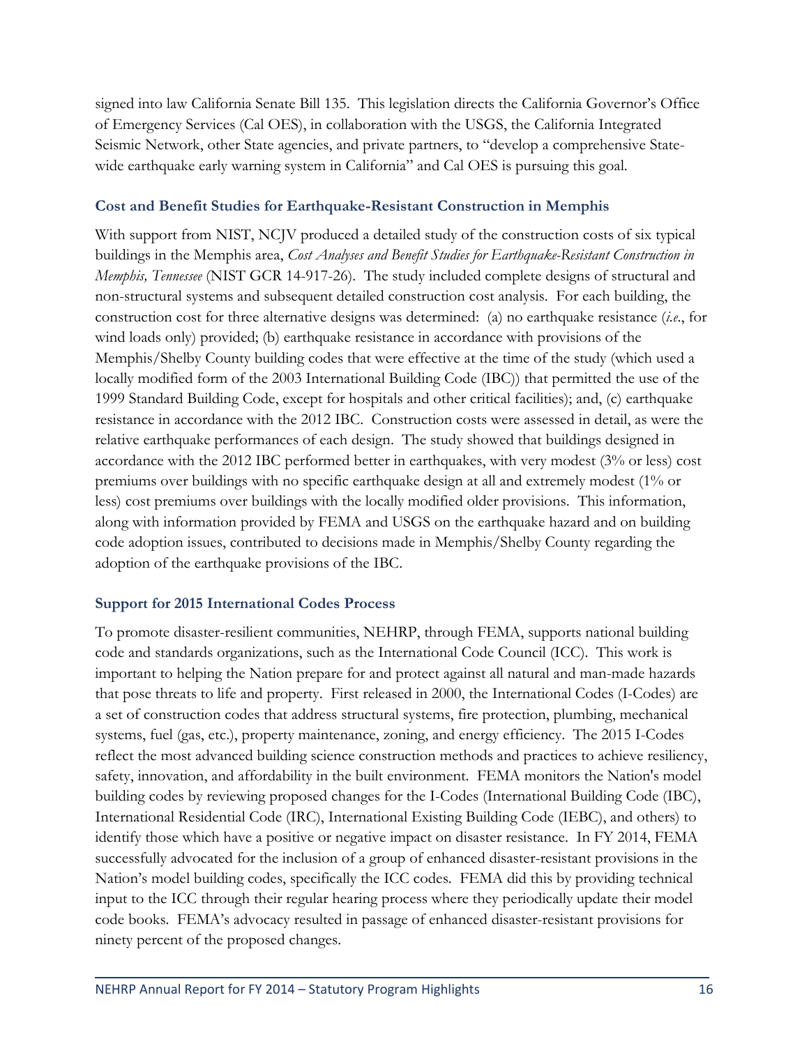signed into law California Senate Bill 135. This legislation directs the California Governor's Office of Emergency Services (Cal OES), in collaboration with the USGS, the California Integrated Seismic Network, other State agencies, and private partners, to "develop a comprehensive State-wide earthquake early warning system in California" and Cal OES is pursuing this goal.

### Cost and Benefit Studies for Earthquake-Resistant Construction in Memphis

With support from NIST, NCJV produced a detailed study of the construction costs of six typical buildings in the Memphis area, *Cost Analyses and Benefit Studies for Earthquake-Resistant Construction in Memphis, Tennessee* (NIST GCR 14-917-26). The study included complete designs of structural and non-structural systems and subsequent detailed construction cost analysis. For each building, the construction cost for three alternative designs was determined: (a) no earthquake resistance (*i.e.*, for wind loads only) provided; (b) earthquake resistance in accordance with provisions of the Memphis/Shelby County building codes that were effective at the time of the study (which used a locally modified form of the 2003 International Building Code (IBC)) that permitted the use of the 1999 Standard Building Code, except for hospitals and other critical facilities); and, (c) earthquake resistance in accordance with the 2012 IBC. Construction costs were assessed in detail, as were the relative earthquake performances of each design. The study showed that buildings designed in accordance with the 2012 IBC performed better in earthquakes, with very modest (3% or less) cost premiums over buildings with no specific earthquake design at all and extremely modest (1% or less) cost premiums over buildings with the locally modified older provisions. This information, along with information provided by FEMA and USGS on the earthquake hazard and on building code adoption issues, contributed to decisions made in Memphis/Shelby County regarding the adoption of the earthquake provisions of the IBC.

### Support for 2015 International Codes Process

To promote disaster-resilient communities, NEHRP, through FEMA, supports national building code and standards organizations, such as the International Code Council (ICC). This work is important to helping the Nation prepare for and protect against all natural and man-made hazards that pose threats to life and property. First released in 2000, the International Codes (I-Codes) are a set of construction codes that address structural systems, fire protection, plumbing, mechanical systems, fuel (gas, etc.), property maintenance, zoning, and energy efficiency. The 2015 I-Codes reflect the most advanced building science construction methods and practices to achieve resiliency, safety, innovation, and affordability in the built environment. FEMA monitors the Nation's model building codes by reviewing proposed changes for the I-Codes (International Building Code (IBC), International Residential Code (IRC), International Existing Building Code (IEBC), and others) to identify those which have a positive or negative impact on disaster resistance. In FY 2014, FEMA successfully advocated for the inclusion of a group of enhanced disaster-resistant provisions in the Nation's model building codes, specifically the ICC codes. FEMA did this by providing technical input to the ICC through their regular hearing process where they periodically update their model code books. FEMA's advocacy resulted in passage of enhanced disaster-resistant provisions for ninety percent of the proposed changes.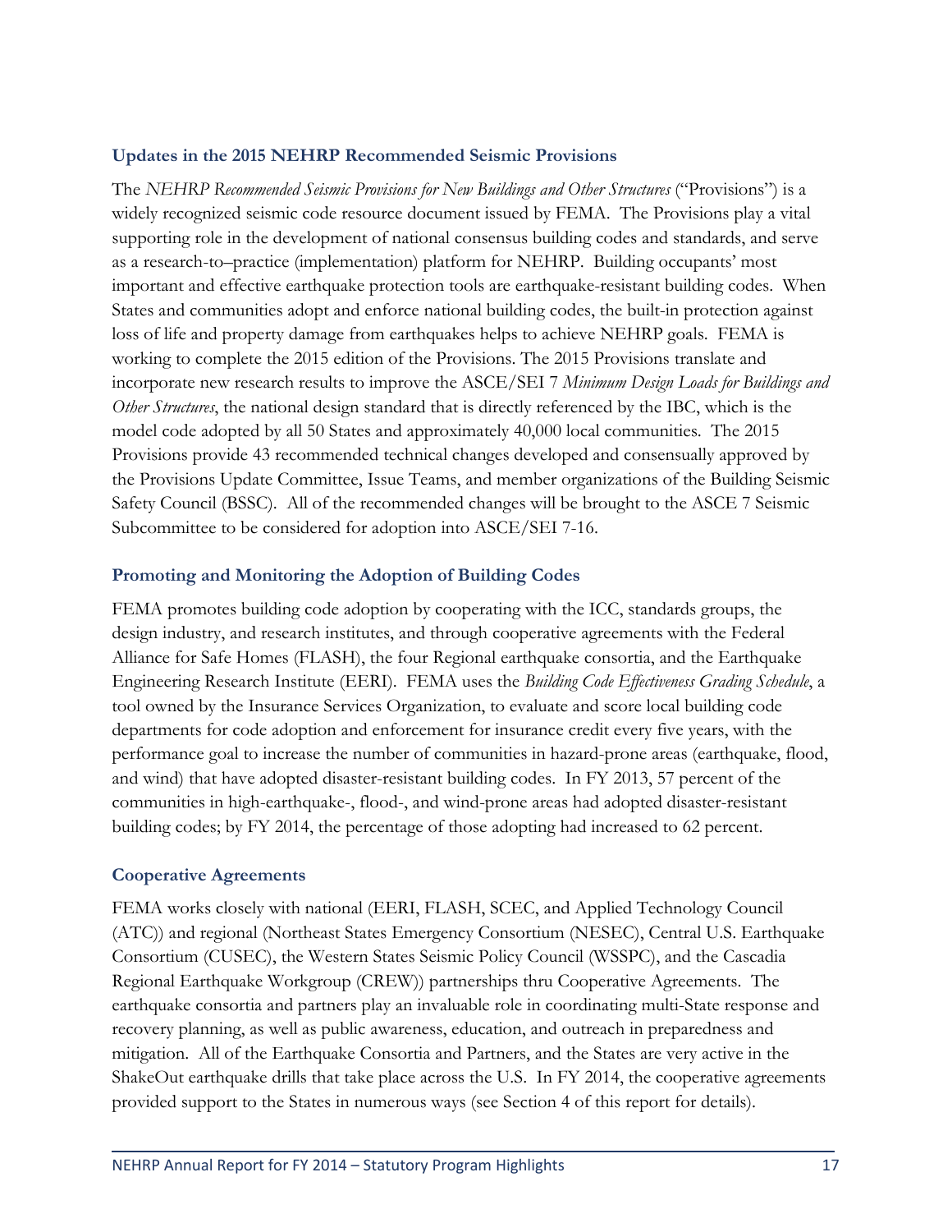### Updates in the 2015 NEHRP Recommended Seismic Provisions

The *NEHRP Recommended Seismic Provisions for New Buildings and Other Structures* ("Provisions") is a widely recognized seismic code resource document issued by FEMA. The Provisions play a vital supporting role in the development of national consensus building codes and standards, and serve as a research-to–practice (implementation) platform for NEHRP. Building occupants' most important and effective earthquake protection tools are earthquake-resistant building codes. When States and communities adopt and enforce national building codes, the built-in protection against loss of life and property damage from earthquakes helps to achieve NEHRP goals. FEMA is working to complete the 2015 edition of the Provisions. The 2015 Provisions translate and incorporate new research results to improve the ASCE/SEI 7 *Minimum Design Loads for Buildings and Other Structures*, the national design standard that is directly referenced by the IBC, which is the model code adopted by all 50 States and approximately 40,000 local communities. The 2015 Provisions provide 43 recommended technical changes developed and consensually approved by the Provisions Update Committee, Issue Teams, and member organizations of the Building Seismic Safety Council (BSSC). All of the recommended changes will be brought to the ASCE 7 Seismic Subcommittee to be considered for adoption into ASCE/SEI 7-16.

### Promoting and Monitoring the Adoption of Building Codes

FEMA promotes building code adoption by cooperating with the ICC, standards groups, the design industry, and research institutes, and through cooperative agreements with the Federal Alliance for Safe Homes (FLASH), the four Regional earthquake consortia, and the Earthquake Engineering Research Institute (EERI). FEMA uses the *Building Code Effectiveness Grading Schedule*, a tool owned by the Insurance Services Organization, to evaluate and score local building code departments for code adoption and enforcement for insurance credit every five years, with the performance goal to increase the number of communities in hazard-prone areas (earthquake, flood, and wind) that have adopted disaster-resistant building codes. In FY 2013, 57 percent of the communities in high-earthquake-, flood-, and wind-prone areas had adopted disaster-resistant building codes; by FY 2014, the percentage of those adopting had increased to 62 percent.

### Cooperative Agreements

FEMA works closely with national (EERI, FLASH, SCEC, and Applied Technology Council (ATC)) and regional (Northeast States Emergency Consortium (NESEC), Central U.S. Earthquake Consortium (CUSEC), the Western States Seismic Policy Council (WSSPC), and the Cascadia Regional Earthquake Workgroup (CREW)) partnerships thru Cooperative Agreements. The earthquake consortia and partners play an invaluable role in coordinating multi-State response and recovery planning, as well as public awareness, education, and outreach in preparedness and mitigation. All of the Earthquake Consortia and Partners, and the States are very active in the ShakeOut earthquake drills that take place across the U.S. In FY 2014, the cooperative agreements provided support to the States in numerous ways (see Section 4 of this report for details).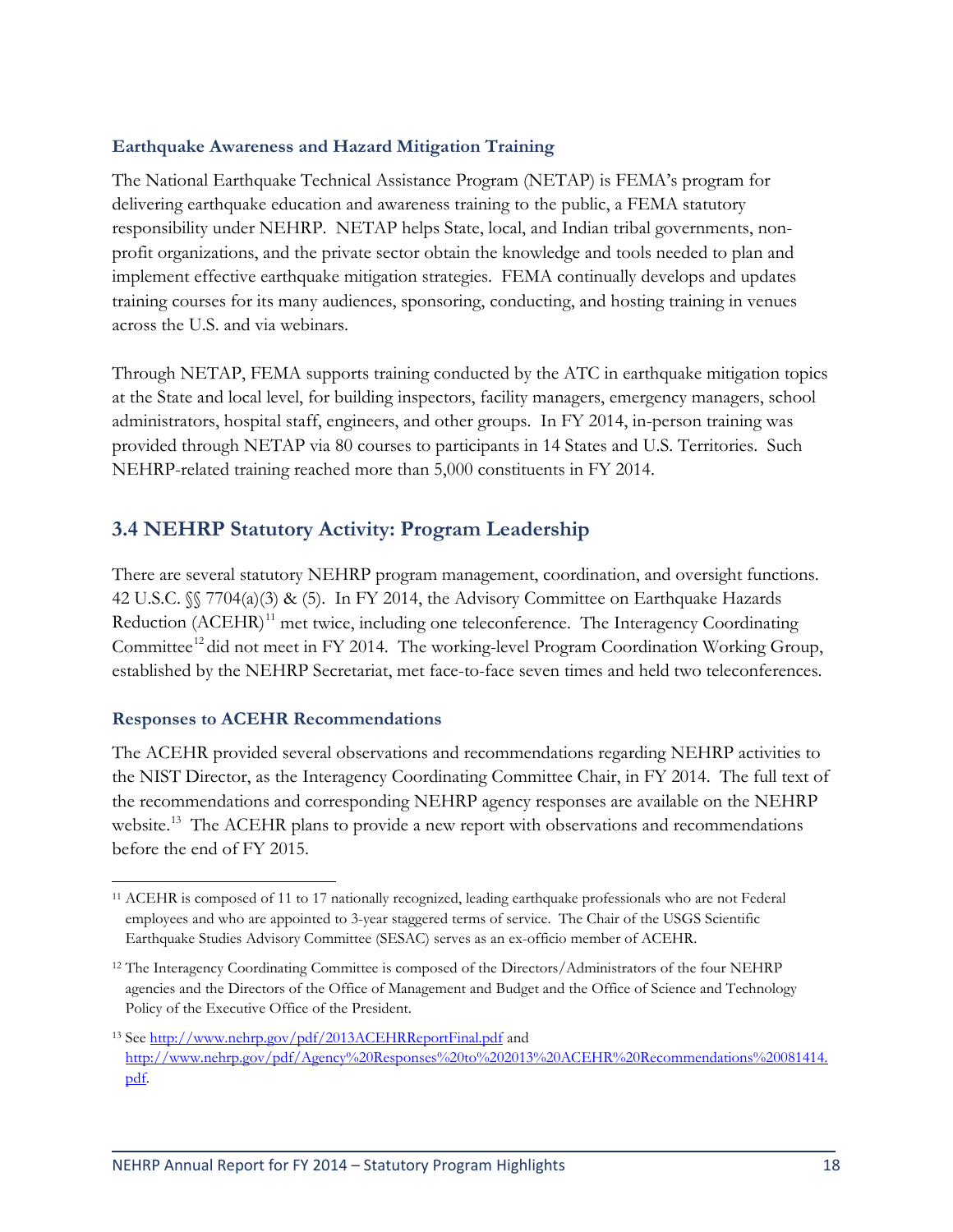### Earthquake Awareness and Hazard Mitigation Training

The National Earthquake Technical Assistance Program (NETAP) is FEMA's program for delivering earthquake education and awareness training to the public, a FEMA statutory responsibility under NEHRP. NETAP helps State, local, and Indian tribal governments, non-profit organizations, and the private sector obtain the knowledge and tools needed to plan and implement effective earthquake mitigation strategies. FEMA continually develops and updates training courses for its many audiences, sponsoring, conducting, and hosting training in venues across the U.S. and via webinars.

Through NETAP, FEMA supports training conducted by the ATC in earthquake mitigation topics at the State and local level, for building inspectors, facility managers, emergency managers, school administrators, hospital staff, engineers, and other groups. In FY 2014, in-person training was provided through NETAP via 80 courses to participants in 14 States and U.S. Territories. Such NEHRP-related training reached more than 5,000 constituents in FY 2014.

## 3.4 NEHRP Statutory Activity: Program Leadership

There are several statutory NEHRP program management, coordination, and oversight functions. 42 U.S.C. §§ 7704(a)(3) & (5). In FY 2014, the Advisory Committee on Earthquake Hazards Reduction (ACEHR)[11] met twice, including one teleconference. The Interagency Coordinating Committee[12] did not meet in FY 2014. The working-level Program Coordination Working Group, established by the NEHRP Secretariat, met face-to-face seven times and held two teleconferences.

### Responses to ACEHR Recommendations

The ACEHR provided several observations and recommendations regarding NEHRP activities to the NIST Director, as the Interagency Coordinating Committee Chair, in FY 2014. The full text of the recommendations and corresponding NEHRP agency responses are available on the NEHRP website.[13] The ACEHR plans to provide a new report with observations and recommendations before the end of FY 2015.

---

[11] ACEHR is composed of 11 to 17 nationally recognized, leading earthquake professionals who are not Federal employees and who are appointed to 3-year staggered terms of service. The Chair of the USGS Scientific Earthquake Studies Advisory Committee (SESAC) serves as an ex-officio member of ACEHR.

[12] The Interagency Coordinating Committee is composed of the Directors/Administrators of the four NEHRP agencies and the Directors of the Office of Management and Budget and the Office of Science and Technology Policy of the Executive Office of the President.

[13] See http://www.nehrp.gov/pdf/2013ACEHRReportFinal.pdf and http://www.nehrp.gov/pdf/Agency%20Responses%20to%202013%20ACEHR%20Recommendations%20081414.pdf.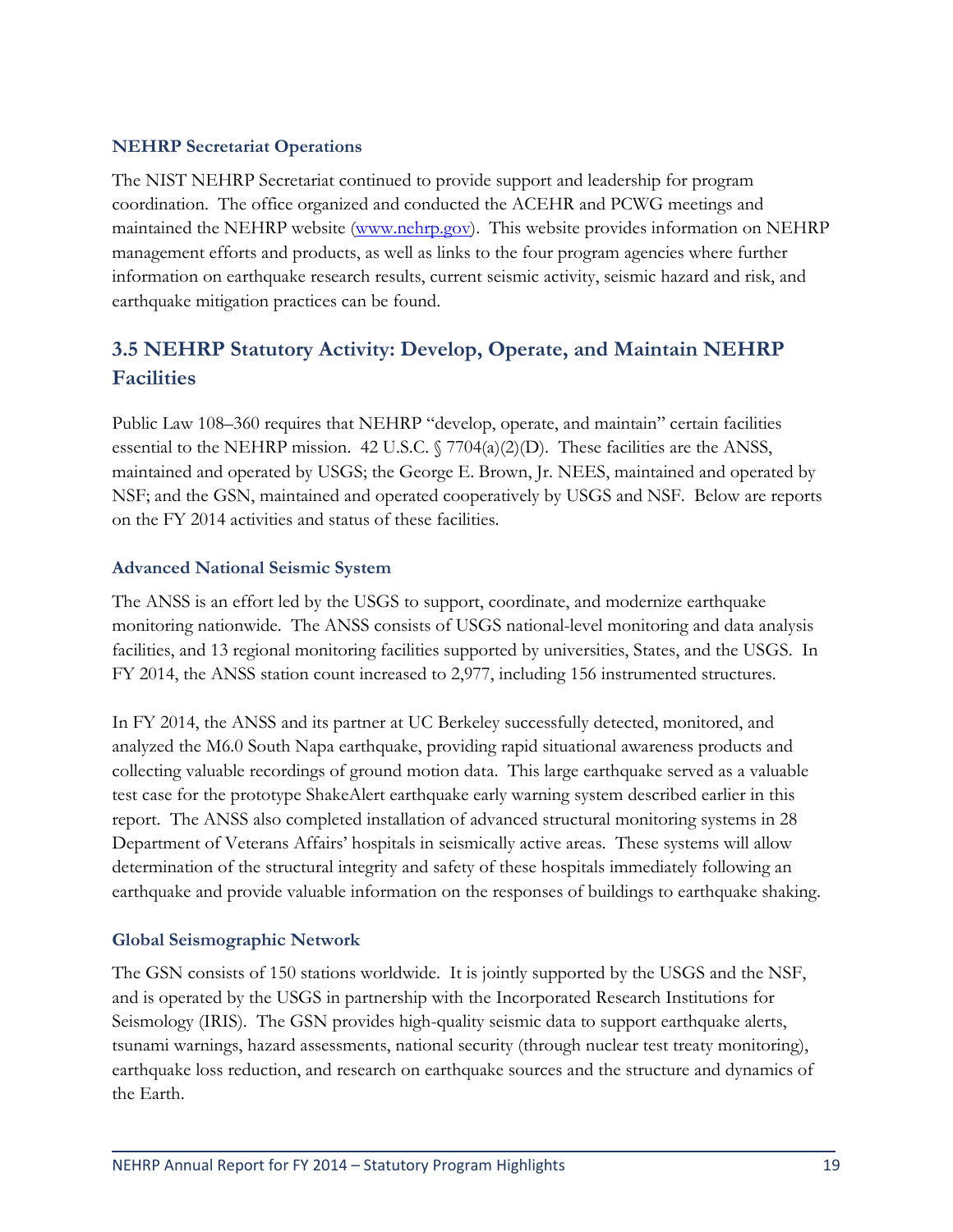### NEHRP Secretariat Operations

The NIST NEHRP Secretariat continued to provide support and leadership for program coordination. The office organized and conducted the ACEHR and PCWG meetings and maintained the NEHRP website (www.nehrp.gov). This website provides information on NEHRP management efforts and products, as well as links to the four program agencies where further information on earthquake research results, current seismic activity, seismic hazard and risk, and earthquake mitigation practices can be found.

## 3.5 NEHRP Statutory Activity: Develop, Operate, and Maintain NEHRP Facilities

Public Law 108–360 requires that NEHRP "develop, operate, and maintain" certain facilities essential to the NEHRP mission. 42 U.S.C. § 7704(a)(2)(D). These facilities are the ANSS, maintained and operated by USGS; the George E. Brown, Jr. NEES, maintained and operated by NSF; and the GSN, maintained and operated cooperatively by USGS and NSF. Below are reports on the FY 2014 activities and status of these facilities.

### Advanced National Seismic System

The ANSS is an effort led by the USGS to support, coordinate, and modernize earthquake monitoring nationwide. The ANSS consists of USGS national-level monitoring and data analysis facilities, and 13 regional monitoring facilities supported by universities, States, and the USGS. In FY 2014, the ANSS station count increased to 2,977, including 156 instrumented structures.

In FY 2014, the ANSS and its partner at UC Berkeley successfully detected, monitored, and analyzed the M6.0 South Napa earthquake, providing rapid situational awareness products and collecting valuable recordings of ground motion data. This large earthquake served as a valuable test case for the prototype ShakeAlert earthquake early warning system described earlier in this report. The ANSS also completed installation of advanced structural monitoring systems in 28 Department of Veterans Affairs' hospitals in seismically active areas. These systems will allow determination of the structural integrity and safety of these hospitals immediately following an earthquake and provide valuable information on the responses of buildings to earthquake shaking.

### Global Seismographic Network

The GSN consists of 150 stations worldwide. It is jointly supported by the USGS and the NSF, and is operated by the USGS in partnership with the Incorporated Research Institutions for Seismology (IRIS). The GSN provides high-quality seismic data to support earthquake alerts, tsunami warnings, hazard assessments, national security (through nuclear test treaty monitoring), earthquake loss reduction, and research on earthquake sources and the structure and dynamics of the Earth.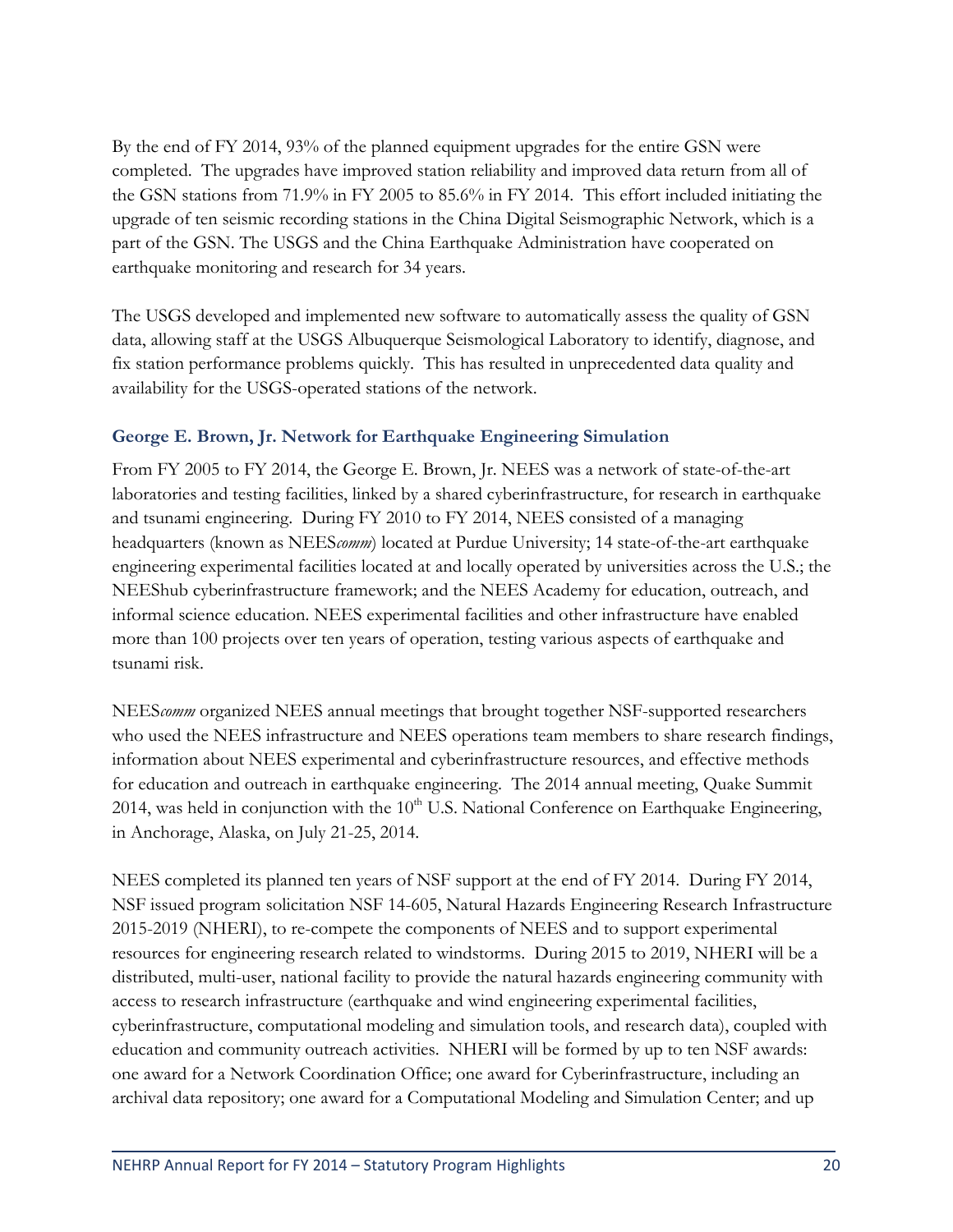By the end of FY 2014, 93% of the planned equipment upgrades for the entire GSN were completed. The upgrades have improved station reliability and improved data return from all of the GSN stations from 71.9% in FY 2005 to 85.6% in FY 2014. This effort included initiating the upgrade of ten seismic recording stations in the China Digital Seismographic Network, which is a part of the GSN. The USGS and the China Earthquake Administration have cooperated on earthquake monitoring and research for 34 years.

The USGS developed and implemented new software to automatically assess the quality of GSN data, allowing staff at the USGS Albuquerque Seismological Laboratory to identify, diagnose, and fix station performance problems quickly. This has resulted in unprecedented data quality and availability for the USGS-operated stations of the network.

### George E. Brown, Jr. Network for Earthquake Engineering Simulation

From FY 2005 to FY 2014, the George E. Brown, Jr. NEES was a network of state-of-the-art laboratories and testing facilities, linked by a shared cyberinfrastructure, for research in earthquake and tsunami engineering. During FY 2010 to FY 2014, NEES consisted of a managing headquarters (known as NEES*comm*) located at Purdue University; 14 state-of-the-art earthquake engineering experimental facilities located at and locally operated by universities across the U.S.; the NEEShub cyberinfrastructure framework; and the NEES Academy for education, outreach, and informal science education. NEES experimental facilities and other infrastructure have enabled more than 100 projects over ten years of operation, testing various aspects of earthquake and tsunami risk.

NEES*comm* organized NEES annual meetings that brought together NSF-supported researchers who used the NEES infrastructure and NEES operations team members to share research findings, information about NEES experimental and cyberinfrastructure resources, and effective methods for education and outreach in earthquake engineering. The 2014 annual meeting, Quake Summit 2014, was held in conjunction with the 10th U.S. National Conference on Earthquake Engineering, in Anchorage, Alaska, on July 21-25, 2014.

NEES completed its planned ten years of NSF support at the end of FY 2014. During FY 2014, NSF issued program solicitation NSF 14-605, Natural Hazards Engineering Research Infrastructure 2015-2019 (NHERI), to re-compete the components of NEES and to support experimental resources for engineering research related to windstorms. During 2015 to 2019, NHERI will be a distributed, multi-user, national facility to provide the natural hazards engineering community with access to research infrastructure (earthquake and wind engineering experimental facilities, cyberinfrastructure, computational modeling and simulation tools, and research data), coupled with education and community outreach activities. NHERI will be formed by up to ten NSF awards: one award for a Network Coordination Office; one award for Cyberinfrastructure, including an archival data repository; one award for a Computational Modeling and Simulation Center; and up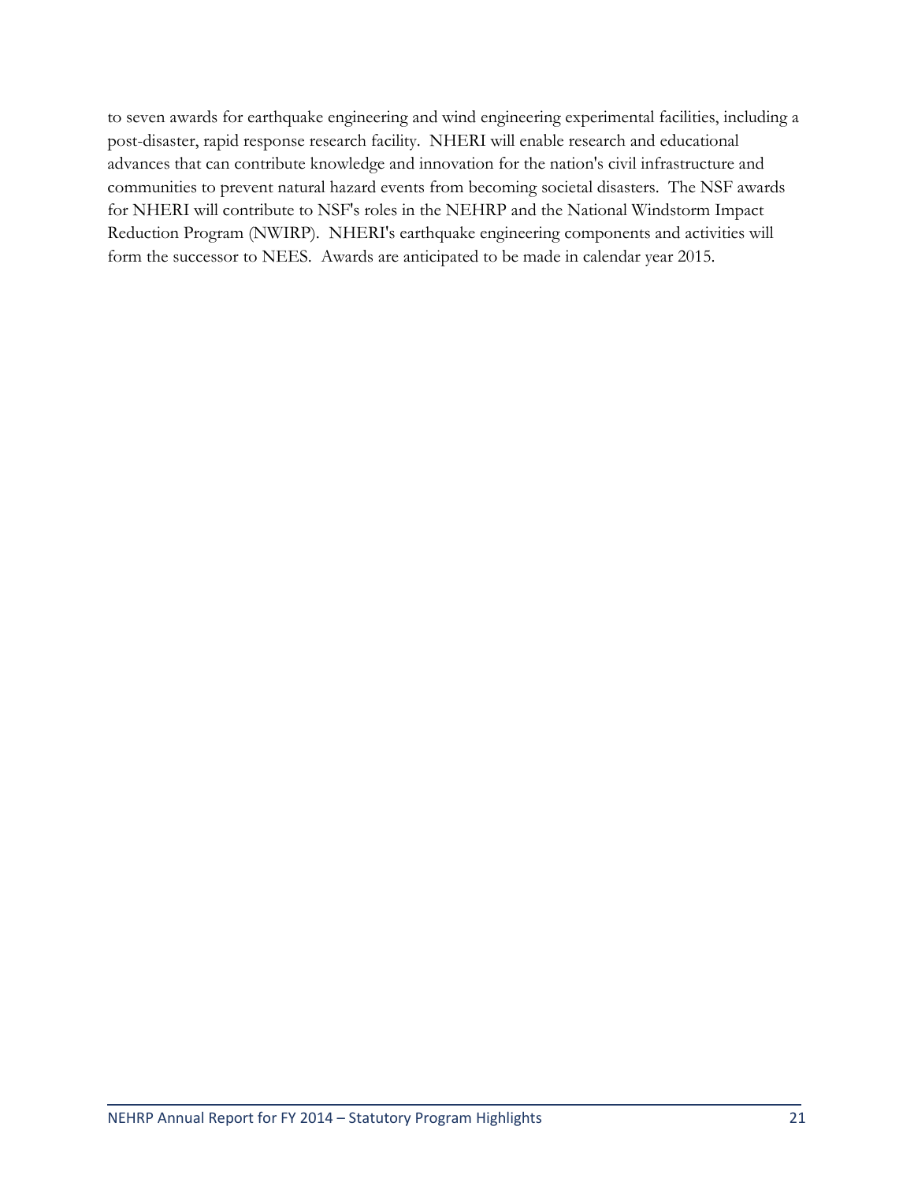to seven awards for earthquake engineering and wind engineering experimental facilities, including a post-disaster, rapid response research facility. NHERI will enable research and educational advances that can contribute knowledge and innovation for the nation's civil infrastructure and communities to prevent natural hazard events from becoming societal disasters. The NSF awards for NHERI will contribute to NSF's roles in the NEHRP and the National Windstorm Impact Reduction Program (NWIRP). NHERI's earthquake engineering components and activities will form the successor to NEES. Awards are anticipated to be made in calendar year 2015.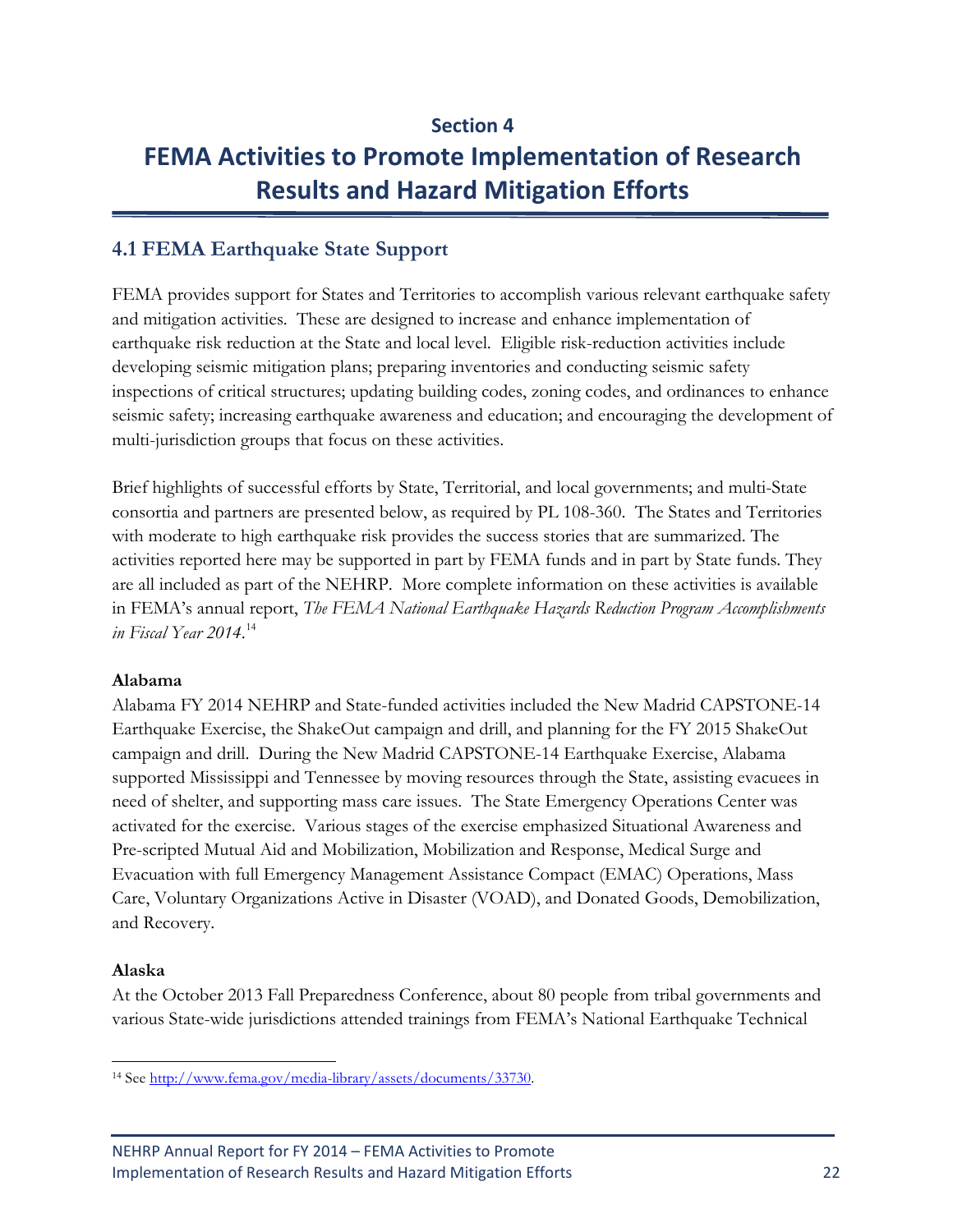# Section 4

# FEMA Activities to Promote Implementation of Research Results and Hazard Mitigation Efforts

## 4.1 FEMA Earthquake State Support

FEMA provides support for States and Territories to accomplish various relevant earthquake safety and mitigation activities. These are designed to increase and enhance implementation of earthquake risk reduction at the State and local level. Eligible risk-reduction activities include developing seismic mitigation plans; preparing inventories and conducting seismic safety inspections of critical structures; updating building codes, zoning codes, and ordinances to enhance seismic safety; increasing earthquake awareness and education; and encouraging the development of multi-jurisdiction groups that focus on these activities.

Brief highlights of successful efforts by State, Territorial, and local governments; and multi-State consortia and partners are presented below, as required by PL 108-360. The States and Territories with moderate to high earthquake risk provides the success stories that are summarized. The activities reported here may be supported in part by FEMA funds and in part by State funds. They are all included as part of the NEHRP. More complete information on these activities is available in FEMA's annual report, *The FEMA National Earthquake Hazards Reduction Program Accomplishments in Fiscal Year 2014*.[14]

**Alabama**

Alabama FY 2014 NEHRP and State-funded activities included the New Madrid CAPSTONE-14 Earthquake Exercise, the ShakeOut campaign and drill, and planning for the FY 2015 ShakeOut campaign and drill. During the New Madrid CAPSTONE-14 Earthquake Exercise, Alabama supported Mississippi and Tennessee by moving resources through the State, assisting evacuees in need of shelter, and supporting mass care issues. The State Emergency Operations Center was activated for the exercise. Various stages of the exercise emphasized Situational Awareness and Pre-scripted Mutual Aid and Mobilization, Mobilization and Response, Medical Surge and Evacuation with full Emergency Management Assistance Compact (EMAC) Operations, Mass Care, Voluntary Organizations Active in Disaster (VOAD), and Donated Goods, Demobilization, and Recovery.

**Alaska**

At the October 2013 Fall Preparedness Conference, about 80 people from tribal governments and various State-wide jurisdictions attended trainings from FEMA's National Earthquake Technical

---

[14] See http://www.fema.gov/media-library/assets/documents/33730.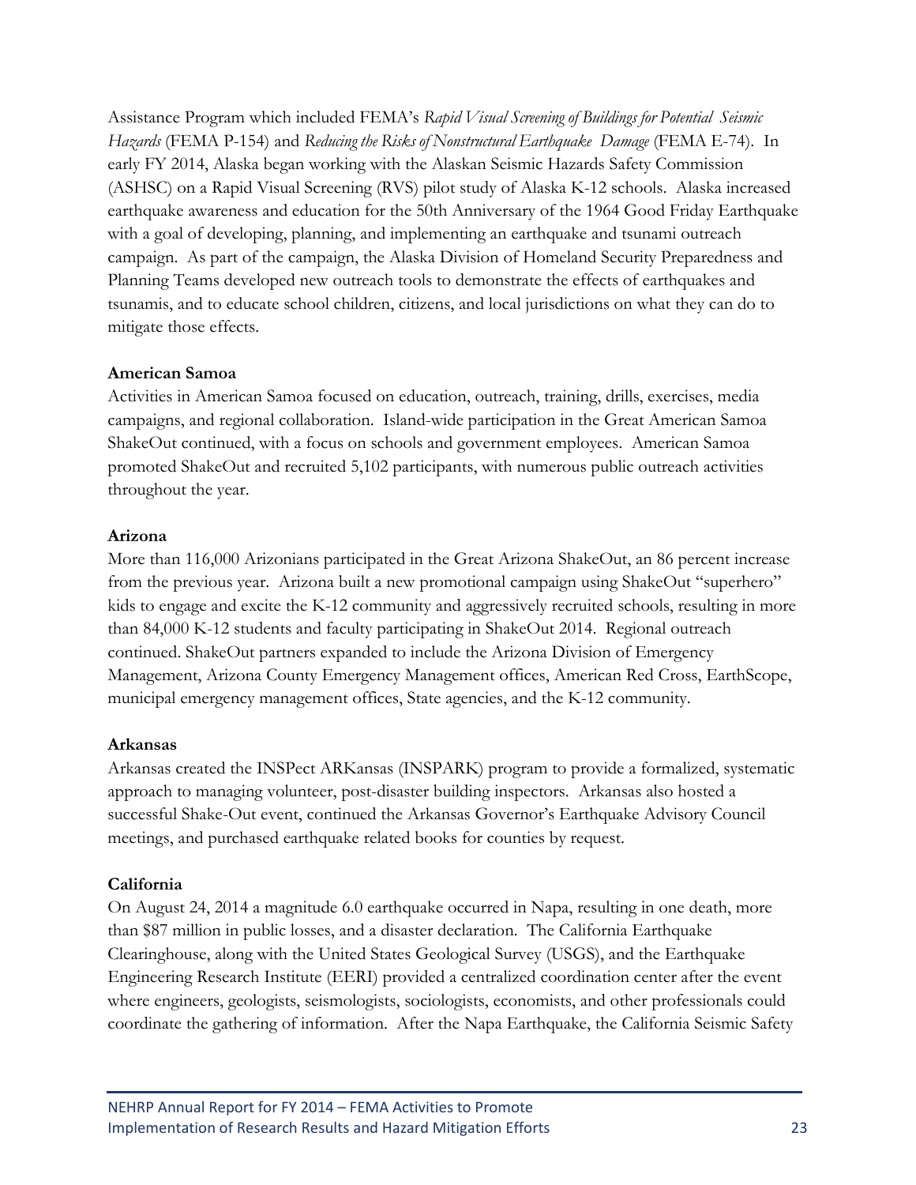Assistance Program which included FEMA's *Rapid Visual Screening of Buildings for Potential Seismic Hazards* (FEMA P-154) and *Reducing the Risks of Nonstructural Earthquake Damage* (FEMA E-74). In early FY 2014, Alaska began working with the Alaskan Seismic Hazards Safety Commission (ASHSC) on a Rapid Visual Screening (RVS) pilot study of Alaska K-12 schools. Alaska increased earthquake awareness and education for the 50th Anniversary of the 1964 Good Friday Earthquake with a goal of developing, planning, and implementing an earthquake and tsunami outreach campaign. As part of the campaign, the Alaska Division of Homeland Security Preparedness and Planning Teams developed new outreach tools to demonstrate the effects of earthquakes and tsunamis, and to educate school children, citizens, and local jurisdictions on what they can do to mitigate those effects.

**American Samoa**

Activities in American Samoa focused on education, outreach, training, drills, exercises, media campaigns, and regional collaboration. Island-wide participation in the Great American Samoa ShakeOut continued, with a focus on schools and government employees. American Samoa promoted ShakeOut and recruited 5,102 participants, with numerous public outreach activities throughout the year.

**Arizona**

More than 116,000 Arizonians participated in the Great Arizona ShakeOut, an 86 percent increase from the previous year. Arizona built a new promotional campaign using ShakeOut "superhero" kids to engage and excite the K-12 community and aggressively recruited schools, resulting in more than 84,000 K-12 students and faculty participating in ShakeOut 2014. Regional outreach continued. ShakeOut partners expanded to include the Arizona Division of Emergency Management, Arizona County Emergency Management offices, American Red Cross, EarthScope, municipal emergency management offices, State agencies, and the K-12 community.

**Arkansas**

Arkansas created the INSPect ARKansas (INSPARK) program to provide a formalized, systematic approach to managing volunteer, post-disaster building inspectors. Arkansas also hosted a successful Shake-Out event, continued the Arkansas Governor's Earthquake Advisory Council meetings, and purchased earthquake related books for counties by request.

**California**

On August 24, 2014 a magnitude 6.0 earthquake occurred in Napa, resulting in one death, more than $87 million in public losses, and a disaster declaration. The California Earthquake Clearinghouse, along with the United States Geological Survey (USGS), and the Earthquake Engineering Research Institute (EERI) provided a centralized coordination center after the event where engineers, geologists, seismologists, sociologists, economists, and other professionals could coordinate the gathering of information. After the Napa Earthquake, the California Seismic Safety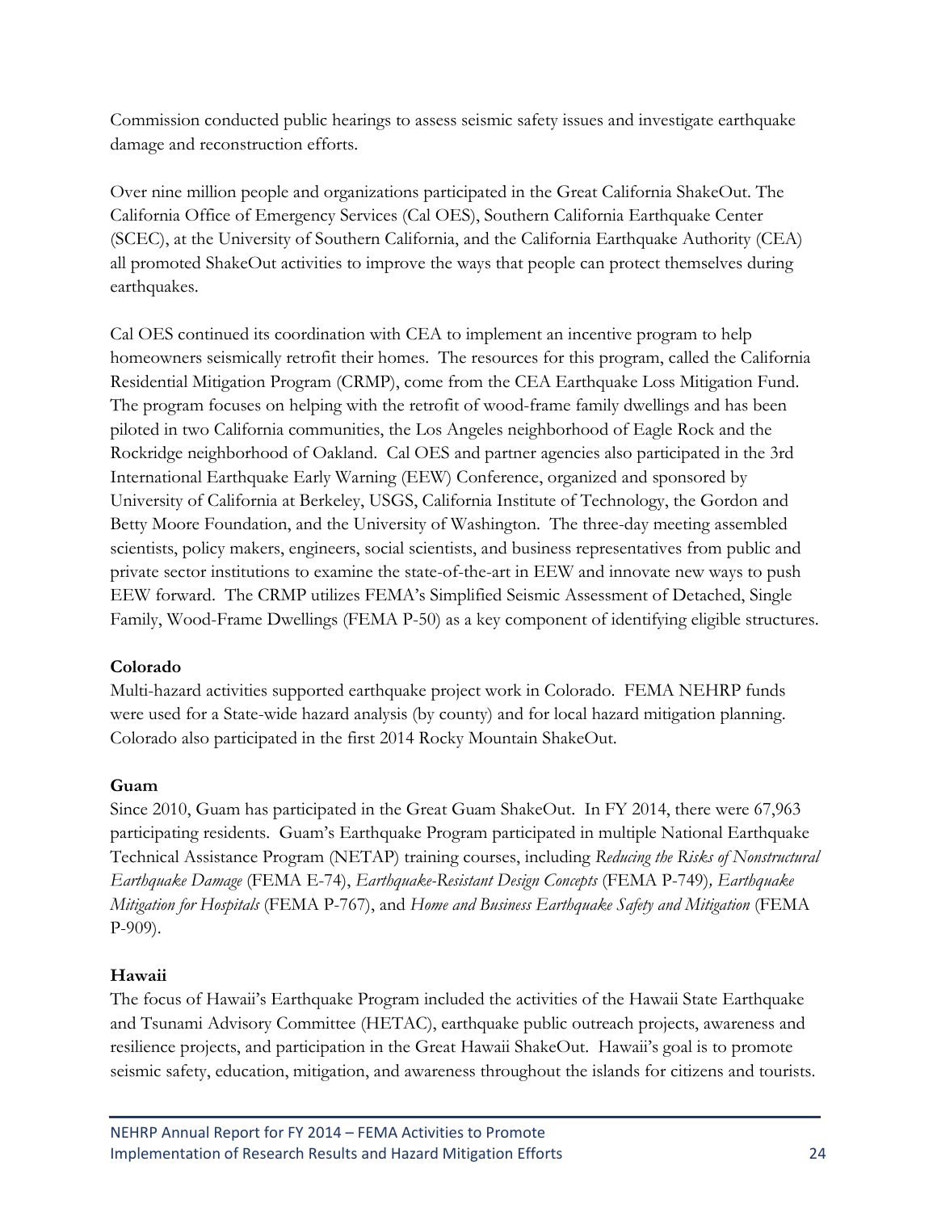Commission conducted public hearings to assess seismic safety issues and investigate earthquake damage and reconstruction efforts.

Over nine million people and organizations participated in the Great California ShakeOut. The California Office of Emergency Services (Cal OES), Southern California Earthquake Center (SCEC), at the University of Southern California, and the California Earthquake Authority (CEA) all promoted ShakeOut activities to improve the ways that people can protect themselves during earthquakes.

Cal OES continued its coordination with CEA to implement an incentive program to help homeowners seismically retrofit their homes. The resources for this program, called the California Residential Mitigation Program (CRMP), come from the CEA Earthquake Loss Mitigation Fund. The program focuses on helping with the retrofit of wood-frame family dwellings and has been piloted in two California communities, the Los Angeles neighborhood of Eagle Rock and the Rockridge neighborhood of Oakland. Cal OES and partner agencies also participated in the 3rd International Earthquake Early Warning (EEW) Conference, organized and sponsored by University of California at Berkeley, USGS, California Institute of Technology, the Gordon and Betty Moore Foundation, and the University of Washington. The three-day meeting assembled scientists, policy makers, engineers, social scientists, and business representatives from public and private sector institutions to examine the state-of-the-art in EEW and innovate new ways to push EEW forward. The CRMP utilizes FEMA's Simplified Seismic Assessment of Detached, Single Family, Wood-Frame Dwellings (FEMA P-50) as a key component of identifying eligible structures.

**Colorado**

Multi-hazard activities supported earthquake project work in Colorado. FEMA NEHRP funds were used for a State-wide hazard analysis (by county) and for local hazard mitigation planning. Colorado also participated in the first 2014 Rocky Mountain ShakeOut.

**Guam**

Since 2010, Guam has participated in the Great Guam ShakeOut. In FY 2014, there were 67,963 participating residents. Guam's Earthquake Program participated in multiple National Earthquake Technical Assistance Program (NETAP) training courses, including *Reducing the Risks of Nonstructural Earthquake Damage* (FEMA E-74), *Earthquake-Resistant Design Concepts* (FEMA P-749), *Earthquake Mitigation for Hospitals* (FEMA P-767), and *Home and Business Earthquake Safety and Mitigation* (FEMA P-909).

**Hawaii**

The focus of Hawaii's Earthquake Program included the activities of the Hawaii State Earthquake and Tsunami Advisory Committee (HETAC), earthquake public outreach projects, awareness and resilience projects, and participation in the Great Hawaii ShakeOut. Hawaii's goal is to promote seismic safety, education, mitigation, and awareness throughout the islands for citizens and tourists.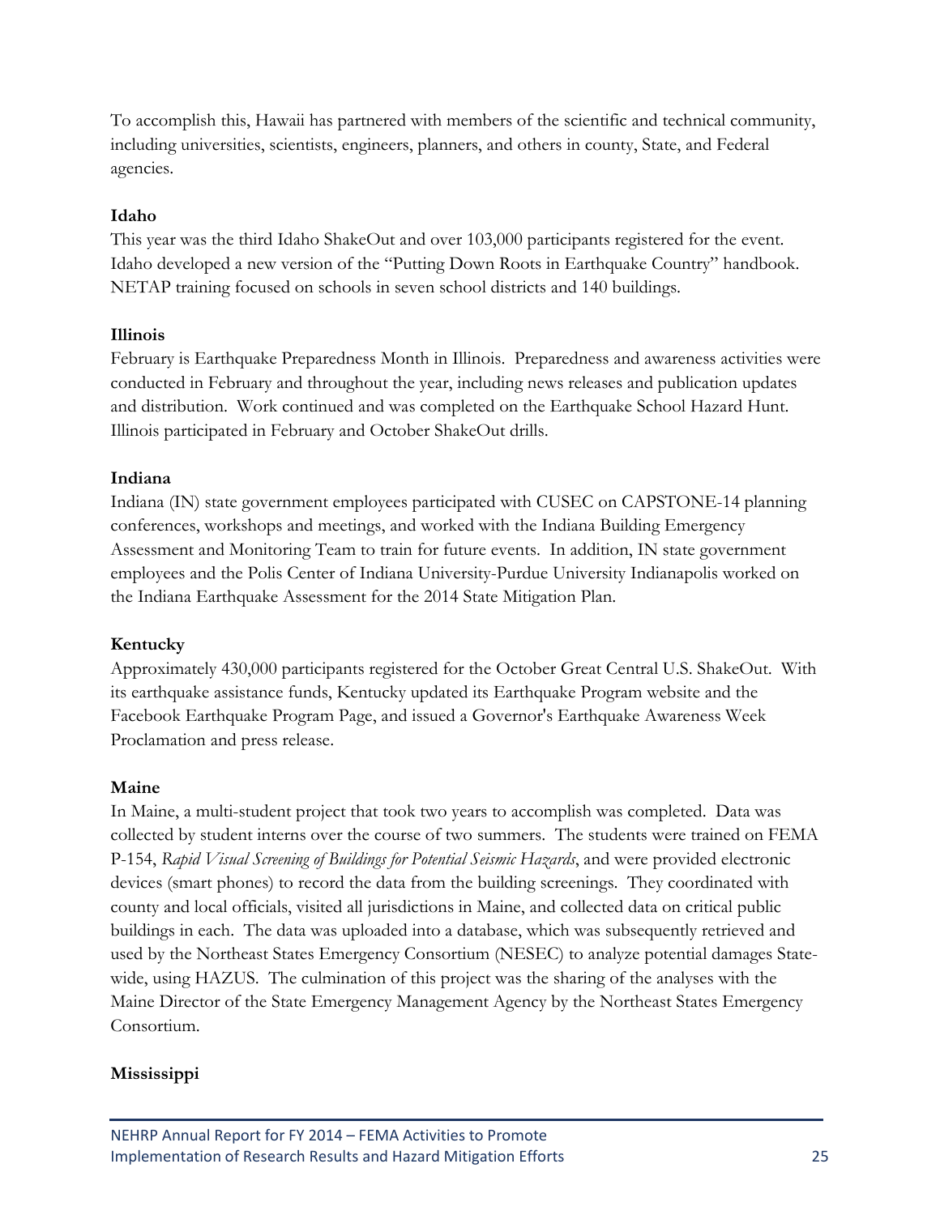To accomplish this, Hawaii has partnered with members of the scientific and technical community, including universities, scientists, engineers, planners, and others in county, State, and Federal agencies.

**Idaho**

This year was the third Idaho ShakeOut and over 103,000 participants registered for the event. Idaho developed a new version of the "Putting Down Roots in Earthquake Country" handbook. NETAP training focused on schools in seven school districts and 140 buildings.

**Illinois**

February is Earthquake Preparedness Month in Illinois. Preparedness and awareness activities were conducted in February and throughout the year, including news releases and publication updates and distribution. Work continued and was completed on the Earthquake School Hazard Hunt. Illinois participated in February and October ShakeOut drills.

**Indiana**

Indiana (IN) state government employees participated with CUSEC on CAPSTONE-14 planning conferences, workshops and meetings, and worked with the Indiana Building Emergency Assessment and Monitoring Team to train for future events. In addition, IN state government employees and the Polis Center of Indiana University-Purdue University Indianapolis worked on the Indiana Earthquake Assessment for the 2014 State Mitigation Plan.

**Kentucky**

Approximately 430,000 participants registered for the October Great Central U.S. ShakeOut. With its earthquake assistance funds, Kentucky updated its Earthquake Program website and the Facebook Earthquake Program Page, and issued a Governor's Earthquake Awareness Week Proclamation and press release.

**Maine**

In Maine, a multi-student project that took two years to accomplish was completed. Data was collected by student interns over the course of two summers. The students were trained on FEMA P-154, *Rapid Visual Screening of Buildings for Potential Seismic Hazards*, and were provided electronic devices (smart phones) to record the data from the building screenings. They coordinated with county and local officials, visited all jurisdictions in Maine, and collected data on critical public buildings in each. The data was uploaded into a database, which was subsequently retrieved and used by the Northeast States Emergency Consortium (NESEC) to analyze potential damages State-wide, using HAZUS. The culmination of this project was the sharing of the analyses with the Maine Director of the State Emergency Management Agency by the Northeast States Emergency Consortium.

**Mississippi**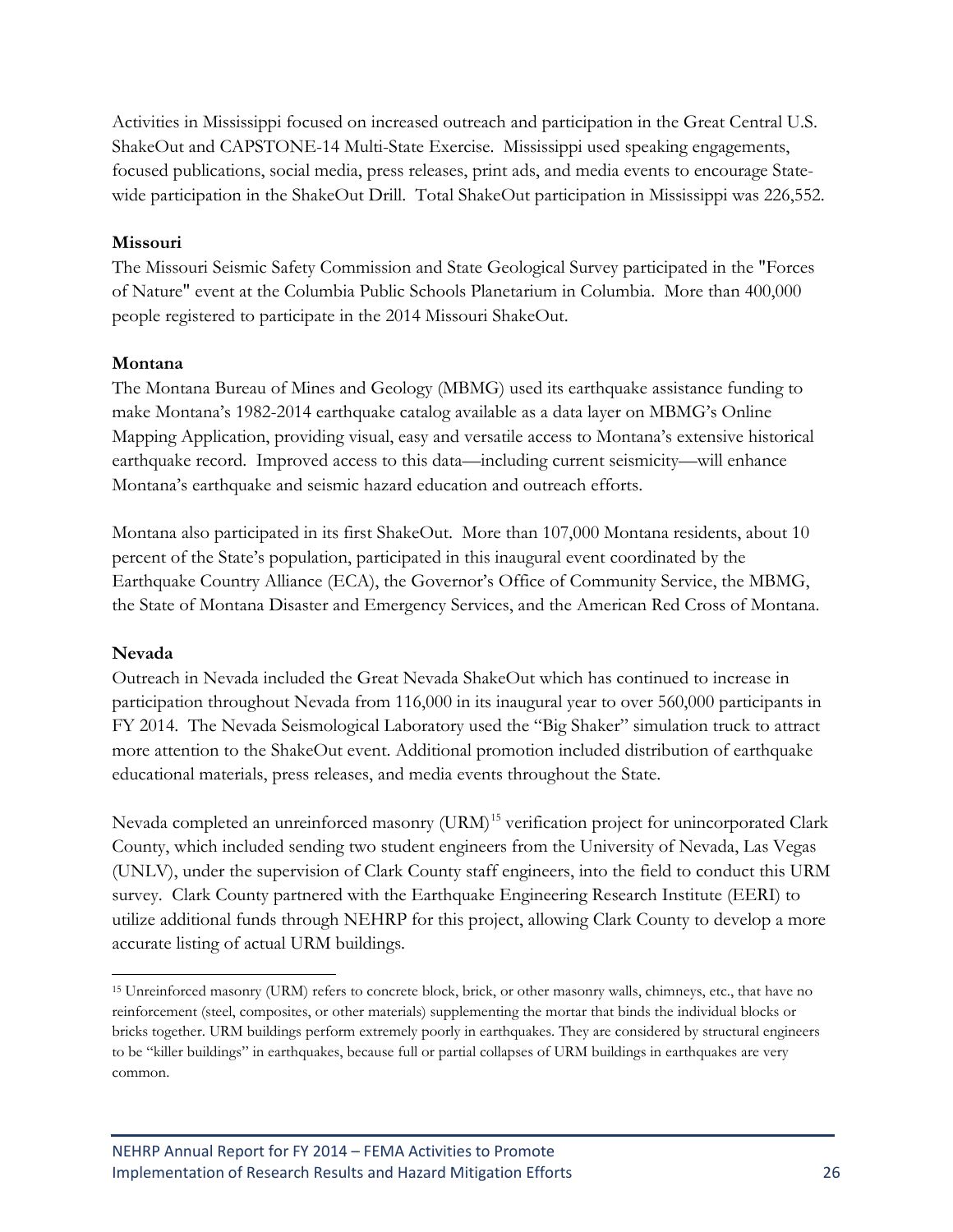Activities in Mississippi focused on increased outreach and participation in the Great Central U.S. ShakeOut and CAPSTONE-14 Multi-State Exercise. Mississippi used speaking engagements, focused publications, social media, press releases, print ads, and media events to encourage State-wide participation in the ShakeOut Drill. Total ShakeOut participation in Mississippi was 226,552.

**Missouri**

The Missouri Seismic Safety Commission and State Geological Survey participated in the "Forces of Nature" event at the Columbia Public Schools Planetarium in Columbia. More than 400,000 people registered to participate in the 2014 Missouri ShakeOut.

**Montana**

The Montana Bureau of Mines and Geology (MBMG) used its earthquake assistance funding to make Montana's 1982-2014 earthquake catalog available as a data layer on MBMG's Online Mapping Application, providing visual, easy and versatile access to Montana's extensive historical earthquake record. Improved access to this data—including current seismicity—will enhance Montana's earthquake and seismic hazard education and outreach efforts.

Montana also participated in its first ShakeOut. More than 107,000 Montana residents, about 10 percent of the State's population, participated in this inaugural event coordinated by the Earthquake Country Alliance (ECA), the Governor's Office of Community Service, the MBMG, the State of Montana Disaster and Emergency Services, and the American Red Cross of Montana.

**Nevada**

Outreach in Nevada included the Great Nevada ShakeOut which has continued to increase in participation throughout Nevada from 116,000 in its inaugural year to over 560,000 participants in FY 2014. The Nevada Seismological Laboratory used the "Big Shaker" simulation truck to attract more attention to the ShakeOut event. Additional promotion included distribution of earthquake educational materials, press releases, and media events throughout the State.

Nevada completed an unreinforced masonry (URM)[15] verification project for unincorporated Clark County, which included sending two student engineers from the University of Nevada, Las Vegas (UNLV), under the supervision of Clark County staff engineers, into the field to conduct this URM survey. Clark County partnered with the Earthquake Engineering Research Institute (EERI) to utilize additional funds through NEHRP for this project, allowing Clark County to develop a more accurate listing of actual URM buildings.

---

[15] Unreinforced masonry (URM) refers to concrete block, brick, or other masonry walls, chimneys, etc., that have no reinforcement (steel, composites, or other materials) supplementing the mortar that binds the individual blocks or bricks together. URM buildings perform extremely poorly in earthquakes. They are considered by structural engineers to be "killer buildings" in earthquakes, because full or partial collapses of URM buildings in earthquakes are very common.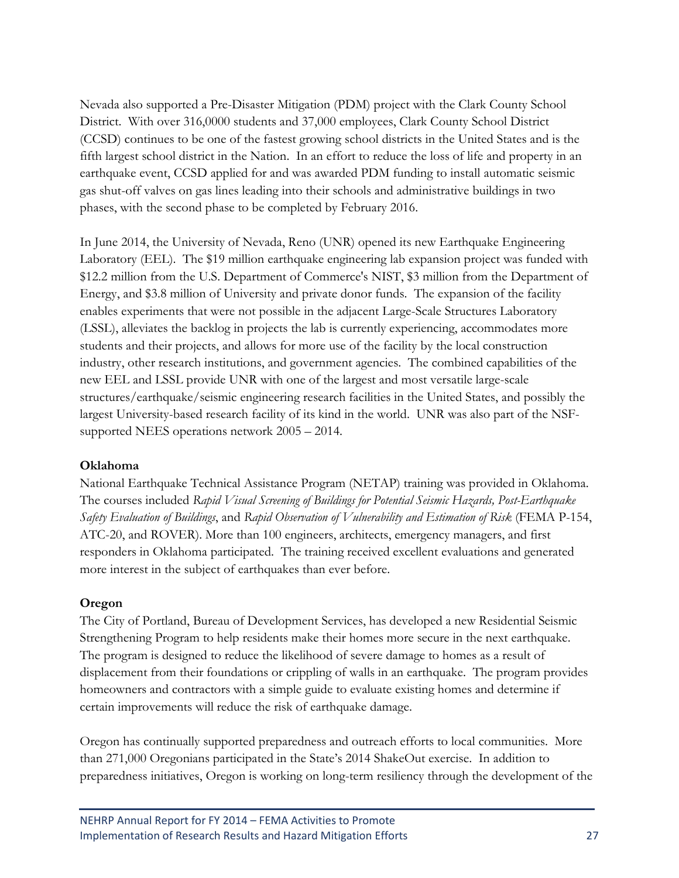Nevada also supported a Pre-Disaster Mitigation (PDM) project with the Clark County School District. With over 316,0000 students and 37,000 employees, Clark County School District (CCSD) continues to be one of the fastest growing school districts in the United States and is the fifth largest school district in the Nation. In an effort to reduce the loss of life and property in an earthquake event, CCSD applied for and was awarded PDM funding to install automatic seismic gas shut-off valves on gas lines leading into their schools and administrative buildings in two phases, with the second phase to be completed by February 2016.

In June 2014, the University of Nevada, Reno (UNR) opened its new Earthquake Engineering Laboratory (EEL). The $19 million earthquake engineering lab expansion project was funded with $12.2 million from the U.S. Department of Commerce's NIST, $3 million from the Department of Energy, and $3.8 million of University and private donor funds. The expansion of the facility enables experiments that were not possible in the adjacent Large-Scale Structures Laboratory (LSSL), alleviates the backlog in projects the lab is currently experiencing, accommodates more students and their projects, and allows for more use of the facility by the local construction industry, other research institutions, and government agencies. The combined capabilities of the new EEL and LSSL provide UNR with one of the largest and most versatile large-scale structures/earthquake/seismic engineering research facilities in the United States, and possibly the largest University-based research facility of its kind in the world. UNR was also part of the NSF-supported NEES operations network 2005 – 2014.

**Oklahoma**

National Earthquake Technical Assistance Program (NETAP) training was provided in Oklahoma. The courses included *Rapid Visual Screening of Buildings for Potential Seismic Hazards, Post-Earthquake Safety Evaluation of Buildings*, and *Rapid Observation of Vulnerability and Estimation of Risk* (FEMA P-154, ATC-20, and ROVER). More than 100 engineers, architects, emergency managers, and first responders in Oklahoma participated. The training received excellent evaluations and generated more interest in the subject of earthquakes than ever before.

**Oregon**

The City of Portland, Bureau of Development Services, has developed a new Residential Seismic Strengthening Program to help residents make their homes more secure in the next earthquake. The program is designed to reduce the likelihood of severe damage to homes as a result of displacement from their foundations or crippling of walls in an earthquake. The program provides homeowners and contractors with a simple guide to evaluate existing homes and determine if certain improvements will reduce the risk of earthquake damage.

Oregon has continually supported preparedness and outreach efforts to local communities. More than 271,000 Oregonians participated in the State's 2014 ShakeOut exercise. In addition to preparedness initiatives, Oregon is working on long-term resiliency through the development of the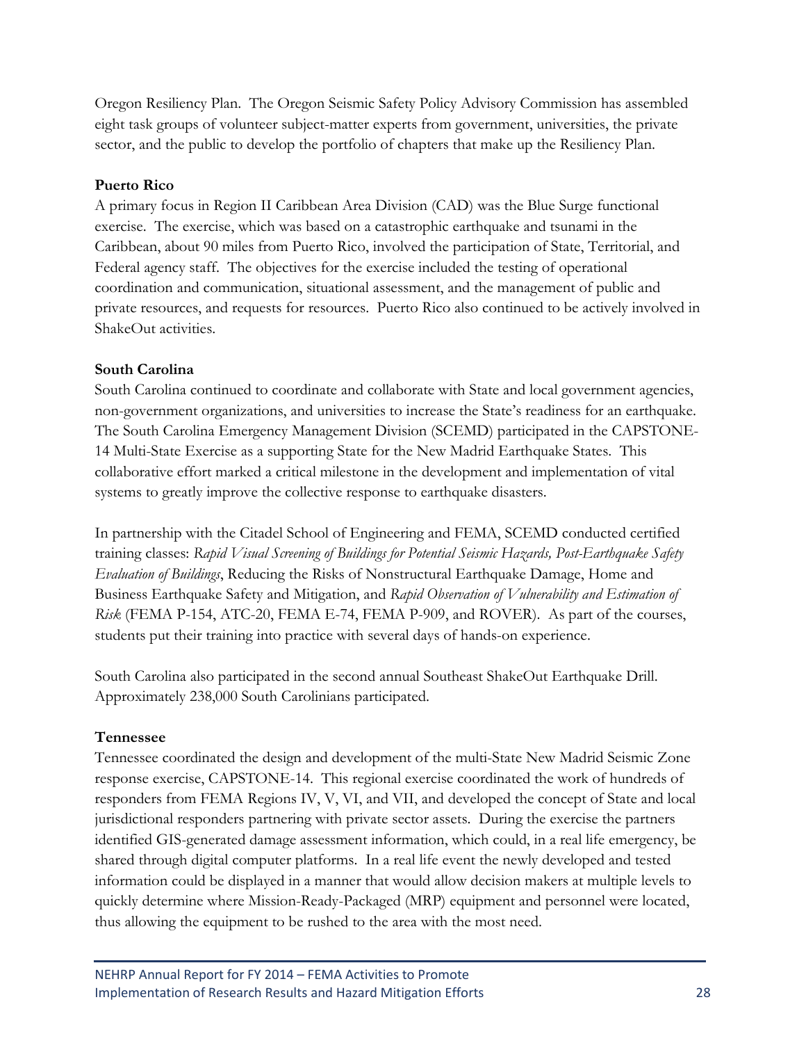Oregon Resiliency Plan. The Oregon Seismic Safety Policy Advisory Commission has assembled eight task groups of volunteer subject-matter experts from government, universities, the private sector, and the public to develop the portfolio of chapters that make up the Resiliency Plan.

**Puerto Rico**

A primary focus in Region II Caribbean Area Division (CAD) was the Blue Surge functional exercise. The exercise, which was based on a catastrophic earthquake and tsunami in the Caribbean, about 90 miles from Puerto Rico, involved the participation of State, Territorial, and Federal agency staff. The objectives for the exercise included the testing of operational coordination and communication, situational assessment, and the management of public and private resources, and requests for resources. Puerto Rico also continued to be actively involved in ShakeOut activities.

**South Carolina**

South Carolina continued to coordinate and collaborate with State and local government agencies, non-government organizations, and universities to increase the State's readiness for an earthquake. The South Carolina Emergency Management Division (SCEMD) participated in the CAPSTONE-14 Multi-State Exercise as a supporting State for the New Madrid Earthquake States. This collaborative effort marked a critical milestone in the development and implementation of vital systems to greatly improve the collective response to earthquake disasters.

In partnership with the Citadel School of Engineering and FEMA, SCEMD conducted certified training classes: *Rapid Visual Screening of Buildings for Potential Seismic Hazards, Post-Earthquake Safety Evaluation of Buildings*, Reducing the Risks of Nonstructural Earthquake Damage, Home and Business Earthquake Safety and Mitigation, and *Rapid Observation of Vulnerability and Estimation of Risk* (FEMA P-154, ATC-20, FEMA E-74, FEMA P-909, and ROVER). As part of the courses, students put their training into practice with several days of hands-on experience.

South Carolina also participated in the second annual Southeast ShakeOut Earthquake Drill. Approximately 238,000 South Carolinians participated.

**Tennessee**

Tennessee coordinated the design and development of the multi-State New Madrid Seismic Zone response exercise, CAPSTONE-14. This regional exercise coordinated the work of hundreds of responders from FEMA Regions IV, V, VI, and VII, and developed the concept of State and local jurisdictional responders partnering with private sector assets. During the exercise the partners identified GIS-generated damage assessment information, which could, in a real life emergency, be shared through digital computer platforms. In a real life event the newly developed and tested information could be displayed in a manner that would allow decision makers at multiple levels to quickly determine where Mission-Ready-Packaged (MRP) equipment and personnel were located, thus allowing the equipment to be rushed to the area with the most need.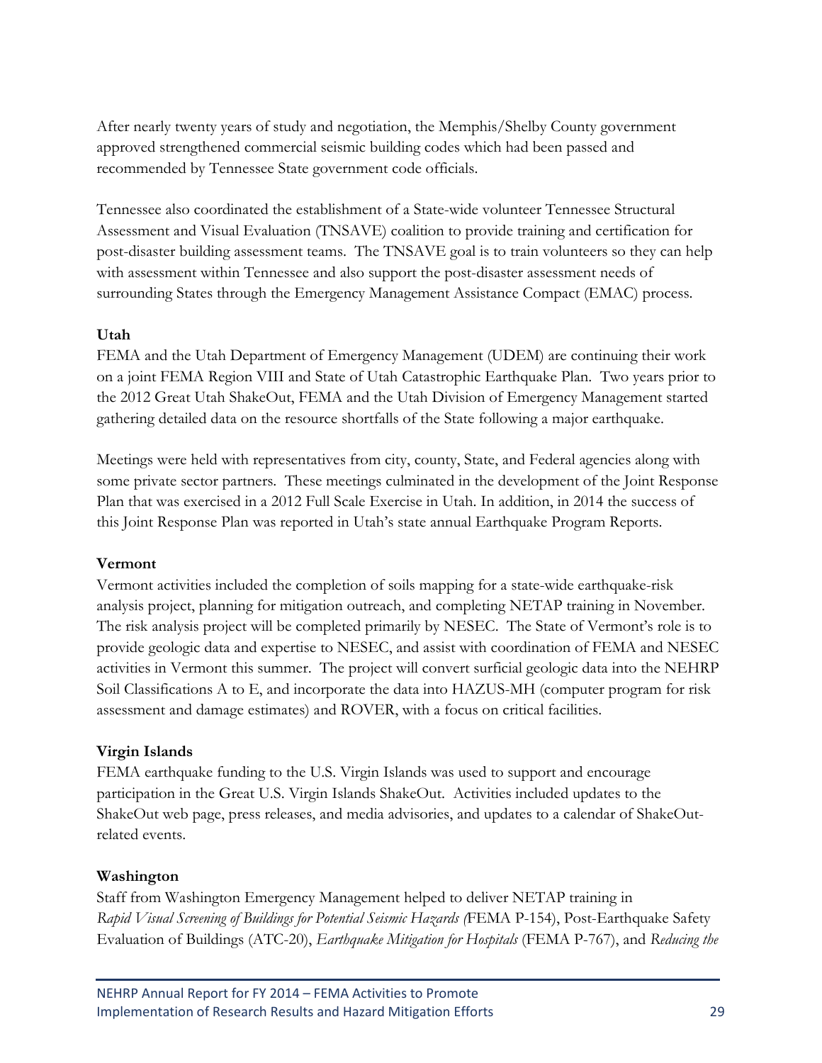After nearly twenty years of study and negotiation, the Memphis/Shelby County government approved strengthened commercial seismic building codes which had been passed and recommended by Tennessee State government code officials.

Tennessee also coordinated the establishment of a State-wide volunteer Tennessee Structural Assessment and Visual Evaluation (TNSAVE) coalition to provide training and certification for post-disaster building assessment teams. The TNSAVE goal is to train volunteers so they can help with assessment within Tennessee and also support the post-disaster assessment needs of surrounding States through the Emergency Management Assistance Compact (EMAC) process.

**Utah**

FEMA and the Utah Department of Emergency Management (UDEM) are continuing their work on a joint FEMA Region VIII and State of Utah Catastrophic Earthquake Plan. Two years prior to the 2012 Great Utah ShakeOut, FEMA and the Utah Division of Emergency Management started gathering detailed data on the resource shortfalls of the State following a major earthquake.

Meetings were held with representatives from city, county, State, and Federal agencies along with some private sector partners. These meetings culminated in the development of the Joint Response Plan that was exercised in a 2012 Full Scale Exercise in Utah. In addition, in 2014 the success of this Joint Response Plan was reported in Utah's state annual Earthquake Program Reports.

**Vermont**

Vermont activities included the completion of soils mapping for a state-wide earthquake-risk analysis project, planning for mitigation outreach, and completing NETAP training in November. The risk analysis project will be completed primarily by NESEC. The State of Vermont's role is to provide geologic data and expertise to NESEC, and assist with coordination of FEMA and NESEC activities in Vermont this summer. The project will convert surficial geologic data into the NEHRP Soil Classifications A to E, and incorporate the data into HAZUS-MH (computer program for risk assessment and damage estimates) and ROVER, with a focus on critical facilities.

**Virgin Islands**

FEMA earthquake funding to the U.S. Virgin Islands was used to support and encourage participation in the Great U.S. Virgin Islands ShakeOut. Activities included updates to the ShakeOut web page, press releases, and media advisories, and updates to a calendar of ShakeOut-related events.

**Washington**

Staff from Washington Emergency Management helped to deliver NETAP training in *Rapid Visual Screening of Buildings for Potential Seismic Hazards (*FEMA P-154), Post-Earthquake Safety Evaluation of Buildings (ATC-20), *Earthquake Mitigation for Hospitals* (FEMA P-767), and *Reducing the*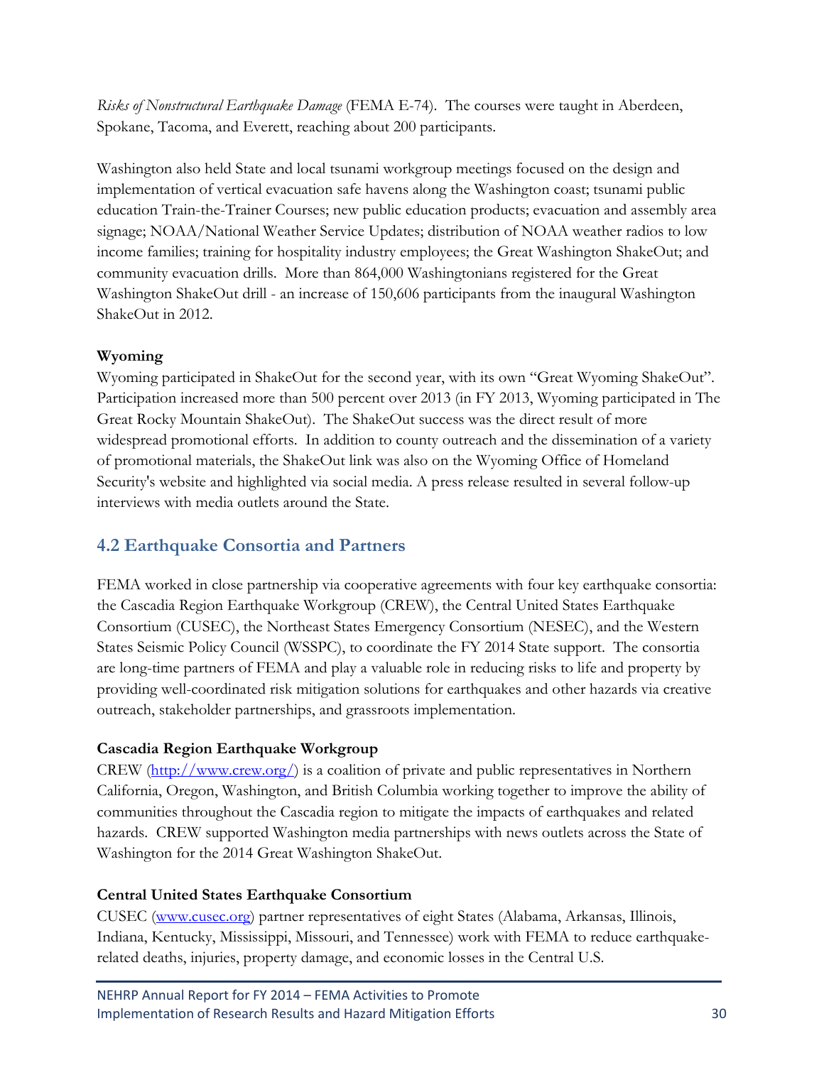*Risks of Nonstructural Earthquake Damage* (FEMA E-74). The courses were taught in Aberdeen, Spokane, Tacoma, and Everett, reaching about 200 participants.

Washington also held State and local tsunami workgroup meetings focused on the design and implementation of vertical evacuation safe havens along the Washington coast; tsunami public education Train-the-Trainer Courses; new public education products; evacuation and assembly area signage; NOAA/National Weather Service Updates; distribution of NOAA weather radios to low income families; training for hospitality industry employees; the Great Washington ShakeOut; and community evacuation drills. More than 864,000 Washingtonians registered for the Great Washington ShakeOut drill - an increase of 150,606 participants from the inaugural Washington ShakeOut in 2012.

**Wyoming**

Wyoming participated in ShakeOut for the second year, with its own "Great Wyoming ShakeOut". Participation increased more than 500 percent over 2013 (in FY 2013, Wyoming participated in The Great Rocky Mountain ShakeOut). The ShakeOut success was the direct result of more widespread promotional efforts. In addition to county outreach and the dissemination of a variety of promotional materials, the ShakeOut link was also on the Wyoming Office of Homeland Security's website and highlighted via social media. A press release resulted in several follow-up interviews with media outlets around the State.

## 4.2 Earthquake Consortia and Partners

FEMA worked in close partnership via cooperative agreements with four key earthquake consortia: the Cascadia Region Earthquake Workgroup (CREW), the Central United States Earthquake Consortium (CUSEC), the Northeast States Emergency Consortium (NESEC), and the Western States Seismic Policy Council (WSSPC), to coordinate the FY 2014 State support. The consortia are long-time partners of FEMA and play a valuable role in reducing risks to life and property by providing well-coordinated risk mitigation solutions for earthquakes and other hazards via creative outreach, stakeholder partnerships, and grassroots implementation.

**Cascadia Region Earthquake Workgroup**

CREW (http://www.crew.org/) is a coalition of private and public representatives in Northern California, Oregon, Washington, and British Columbia working together to improve the ability of communities throughout the Cascadia region to mitigate the impacts of earthquakes and related hazards. CREW supported Washington media partnerships with news outlets across the State of Washington for the 2014 Great Washington ShakeOut.

**Central United States Earthquake Consortium**

CUSEC (www.cusec.org) partner representatives of eight States (Alabama, Arkansas, Illinois, Indiana, Kentucky, Mississippi, Missouri, and Tennessee) work with FEMA to reduce earthquake-related deaths, injuries, property damage, and economic losses in the Central U.S.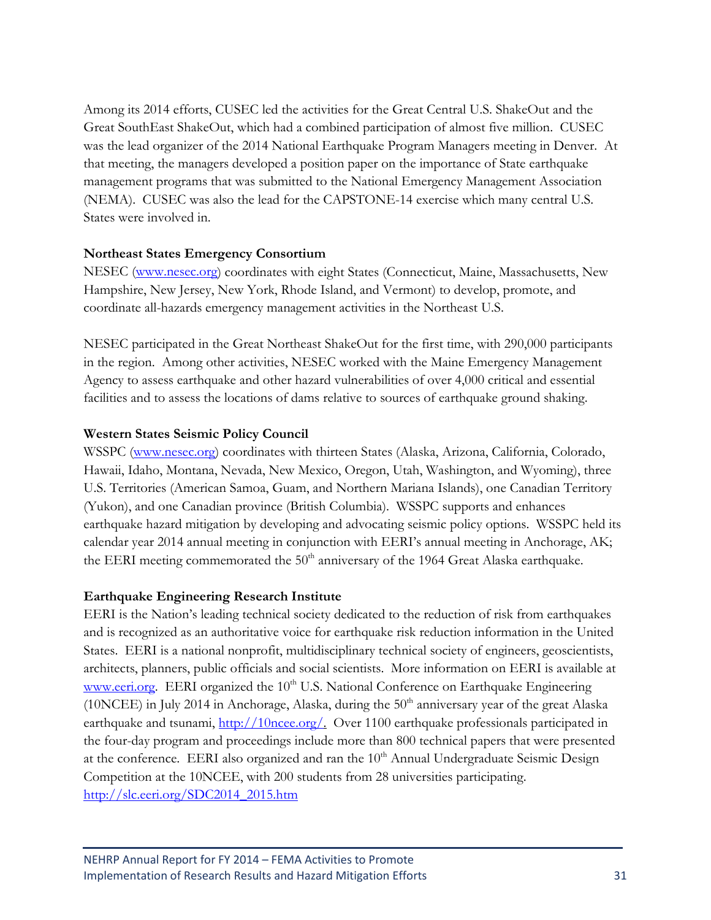Among its 2014 efforts, CUSEC led the activities for the Great Central U.S. ShakeOut and the Great SouthEast ShakeOut, which had a combined participation of almost five million. CUSEC was the lead organizer of the 2014 National Earthquake Program Managers meeting in Denver. At that meeting, the managers developed a position paper on the importance of State earthquake management programs that was submitted to the National Emergency Management Association (NEMA). CUSEC was also the lead for the CAPSTONE-14 exercise which many central U.S. States were involved in.

**Northeast States Emergency Consortium**

NESEC (www.nesec.org) coordinates with eight States (Connecticut, Maine, Massachusetts, New Hampshire, New Jersey, New York, Rhode Island, and Vermont) to develop, promote, and coordinate all-hazards emergency management activities in the Northeast U.S.

NESEC participated in the Great Northeast ShakeOut for the first time, with 290,000 participants in the region. Among other activities, NESEC worked with the Maine Emergency Management Agency to assess earthquake and other hazard vulnerabilities of over 4,000 critical and essential facilities and to assess the locations of dams relative to sources of earthquake ground shaking.

**Western States Seismic Policy Council**

WSSPC (www.nesec.org) coordinates with thirteen States (Alaska, Arizona, California, Colorado, Hawaii, Idaho, Montana, Nevada, New Mexico, Oregon, Utah, Washington, and Wyoming), three U.S. Territories (American Samoa, Guam, and Northern Mariana Islands), one Canadian Territory (Yukon), and one Canadian province (British Columbia). WSSPC supports and enhances earthquake hazard mitigation by developing and advocating seismic policy options. WSSPC held its calendar year 2014 annual meeting in conjunction with EERI's annual meeting in Anchorage, AK; the EERI meeting commemorated the 50th anniversary of the 1964 Great Alaska earthquake.

**Earthquake Engineering Research Institute**

EERI is the Nation's leading technical society dedicated to the reduction of risk from earthquakes and is recognized as an authoritative voice for earthquake risk reduction information in the United States. EERI is a national nonprofit, multidisciplinary technical society of engineers, geoscientists, architects, planners, public officials and social scientists. More information on EERI is available at www.eeri.org. EERI organized the 10th U.S. National Conference on Earthquake Engineering (10NCEE) in July 2014 in Anchorage, Alaska, during the 50th anniversary year of the great Alaska earthquake and tsunami, http://10ncee.org/. Over 1100 earthquake professionals participated in the four-day program and proceedings include more than 800 technical papers that were presented at the conference. EERI also organized and ran the 10th Annual Undergraduate Seismic Design Competition at the 10NCEE, with 200 students from 28 universities participating. http://slc.eeri.org/SDC2014_2015.htm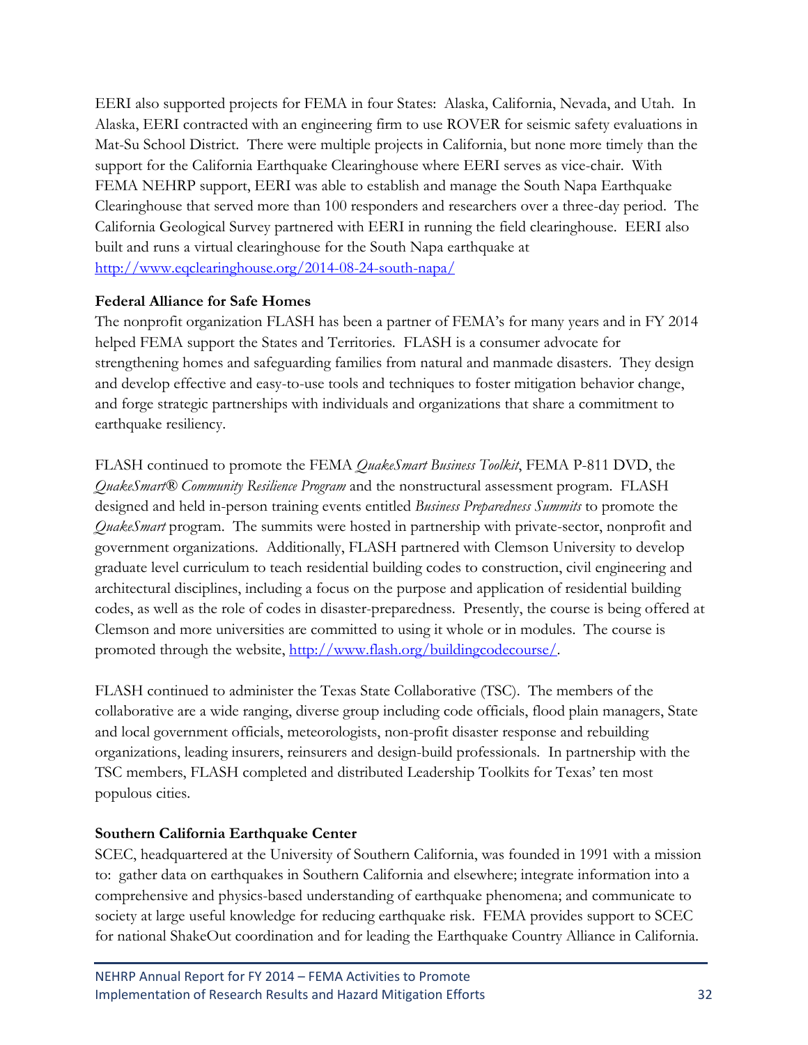EERI also supported projects for FEMA in four States: Alaska, California, Nevada, and Utah. In Alaska, EERI contracted with an engineering firm to use ROVER for seismic safety evaluations in Mat-Su School District. There were multiple projects in California, but none more timely than the support for the California Earthquake Clearinghouse where EERI serves as vice-chair. With FEMA NEHRP support, EERI was able to establish and manage the South Napa Earthquake Clearinghouse that served more than 100 responders and researchers over a three-day period. The California Geological Survey partnered with EERI in running the field clearinghouse. EERI also built and runs a virtual clearinghouse for the South Napa earthquake at http://www.eqclearinghouse.org/2014-08-24-south-napa/

**Federal Alliance for Safe Homes**

The nonprofit organization FLASH has been a partner of FEMA's for many years and in FY 2014 helped FEMA support the States and Territories. FLASH is a consumer advocate for strengthening homes and safeguarding families from natural and manmade disasters. They design and develop effective and easy-to-use tools and techniques to foster mitigation behavior change, and forge strategic partnerships with individuals and organizations that share a commitment to earthquake resiliency.

FLASH continued to promote the FEMA *QuakeSmart Business Toolkit*, FEMA P-811 DVD, the *QuakeSmart® Community Resilience Program* and the nonstructural assessment program. FLASH designed and held in-person training events entitled *Business Preparedness Summits* to promote the *QuakeSmart* program. The summits were hosted in partnership with private-sector, nonprofit and government organizations. Additionally, FLASH partnered with Clemson University to develop graduate level curriculum to teach residential building codes to construction, civil engineering and architectural disciplines, including a focus on the purpose and application of residential building codes, as well as the role of codes in disaster-preparedness. Presently, the course is being offered at Clemson and more universities are committed to using it whole or in modules. The course is promoted through the website, http://www.flash.org/buildingcodecourse/.

FLASH continued to administer the Texas State Collaborative (TSC). The members of the collaborative are a wide ranging, diverse group including code officials, flood plain managers, State and local government officials, meteorologists, non-profit disaster response and rebuilding organizations, leading insurers, reinsurers and design-build professionals. In partnership with the TSC members, FLASH completed and distributed Leadership Toolkits for Texas' ten most populous cities.

**Southern California Earthquake Center**

SCEC, headquartered at the University of Southern California, was founded in 1991 with a mission to: gather data on earthquakes in Southern California and elsewhere; integrate information into a comprehensive and physics-based understanding of earthquake phenomena; and communicate to society at large useful knowledge for reducing earthquake risk. FEMA provides support to SCEC for national ShakeOut coordination and for leading the Earthquake Country Alliance in California.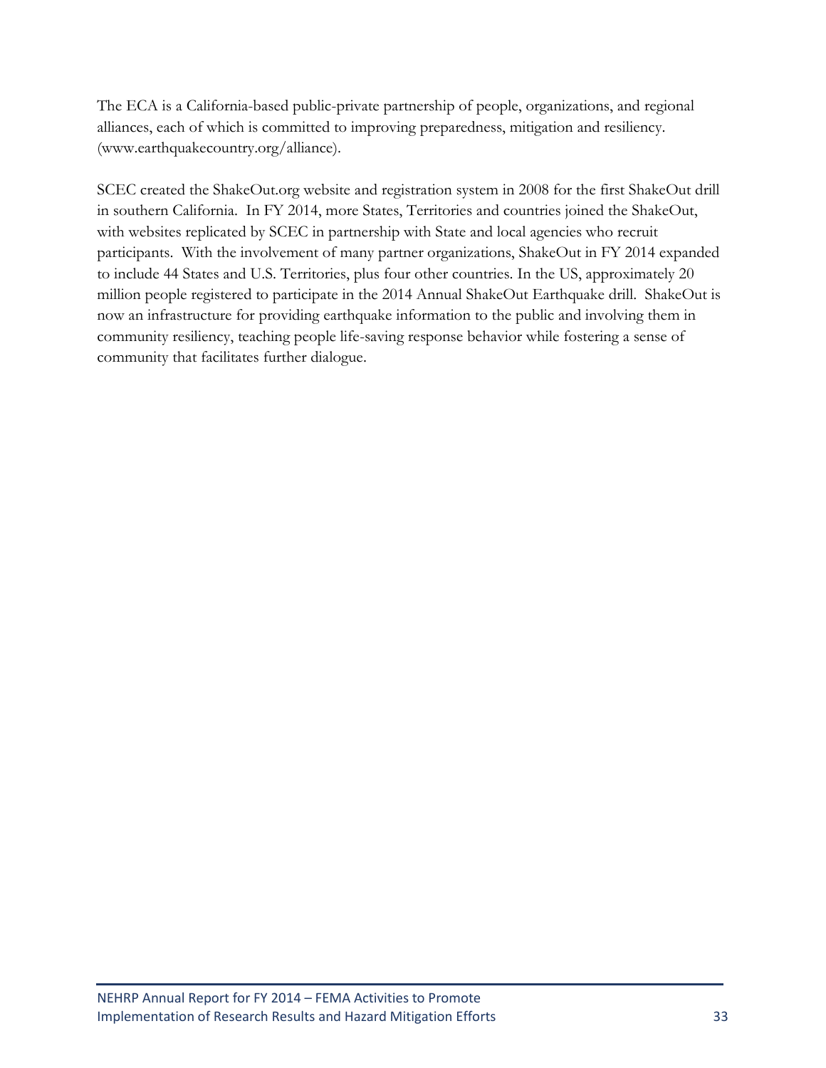The ECA is a California-based public-private partnership of people, organizations, and regional alliances, each of which is committed to improving preparedness, mitigation and resiliency. (www.earthquakecountry.org/alliance).

SCEC created the ShakeOut.org website and registration system in 2008 for the first ShakeOut drill in southern California. In FY 2014, more States, Territories and countries joined the ShakeOut, with websites replicated by SCEC in partnership with State and local agencies who recruit participants. With the involvement of many partner organizations, ShakeOut in FY 2014 expanded to include 44 States and U.S. Territories, plus four other countries. In the US, approximately 20 million people registered to participate in the 2014 Annual ShakeOut Earthquake drill. ShakeOut is now an infrastructure for providing earthquake information to the public and involving them in community resiliency, teaching people life-saving response behavior while fostering a sense of community that facilitates further dialogue.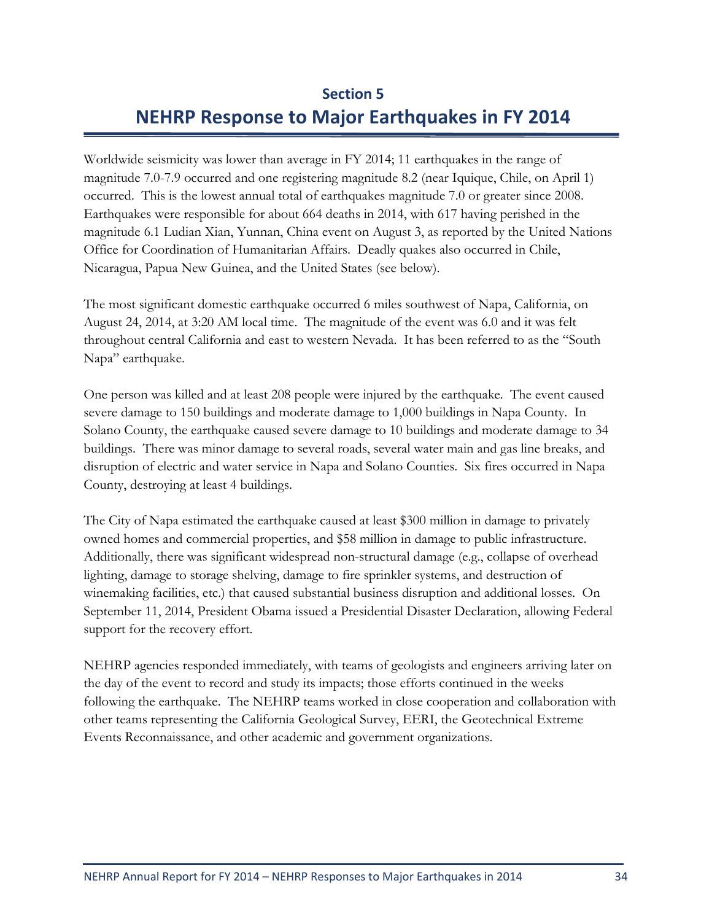# Section 5
# NEHRP Response to Major Earthquakes in FY 2014

Worldwide seismicity was lower than average in FY 2014; 11 earthquakes in the range of magnitude 7.0-7.9 occurred and one registering magnitude 8.2 (near Iquique, Chile, on April 1) occurred. This is the lowest annual total of earthquakes magnitude 7.0 or greater since 2008. Earthquakes were responsible for about 664 deaths in 2014, with 617 having perished in the magnitude 6.1 Ludian Xian, Yunnan, China event on August 3, as reported by the United Nations Office for Coordination of Humanitarian Affairs. Deadly quakes also occurred in Chile, Nicaragua, Papua New Guinea, and the United States (see below).

The most significant domestic earthquake occurred 6 miles southwest of Napa, California, on August 24, 2014, at 3:20 AM local time. The magnitude of the event was 6.0 and it was felt throughout central California and east to western Nevada. It has been referred to as the "South Napa" earthquake.

One person was killed and at least 208 people were injured by the earthquake. The event caused severe damage to 150 buildings and moderate damage to 1,000 buildings in Napa County. In Solano County, the earthquake caused severe damage to 10 buildings and moderate damage to 34 buildings. There was minor damage to several roads, several water main and gas line breaks, and disruption of electric and water service in Napa and Solano Counties. Six fires occurred in Napa County, destroying at least 4 buildings.

The City of Napa estimated the earthquake caused at least $300 million in damage to privately owned homes and commercial properties, and $58 million in damage to public infrastructure. Additionally, there was significant widespread non-structural damage (e.g., collapse of overhead lighting, damage to storage shelving, damage to fire sprinkler systems, and destruction of winemaking facilities, etc.) that caused substantial business disruption and additional losses. On September 11, 2014, President Obama issued a Presidential Disaster Declaration, allowing Federal support for the recovery effort.

NEHRP agencies responded immediately, with teams of geologists and engineers arriving later on the day of the event to record and study its impacts; those efforts continued in the weeks following the earthquake. The NEHRP teams worked in close cooperation and collaboration with other teams representing the California Geological Survey, EERI, the Geotechnical Extreme Events Reconnaissance, and other academic and government organizations.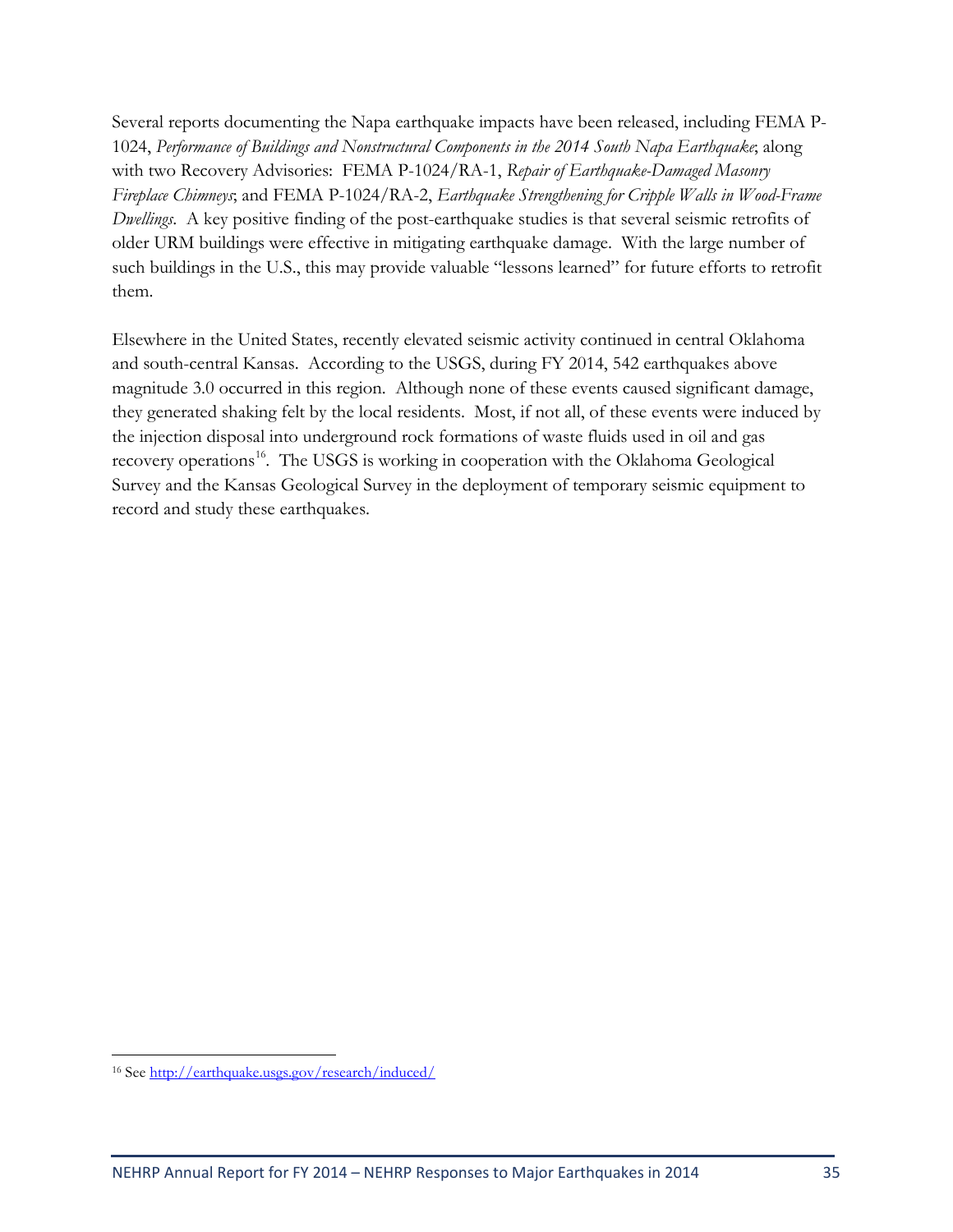Several reports documenting the Napa earthquake impacts have been released, including FEMA P-1024, *Performance of Buildings and Nonstructural Components in the 2014 South Napa Earthquake*; along with two Recovery Advisories: FEMA P-1024/RA-1, *Repair of Earthquake-Damaged Masonry Fireplace Chimneys*; and FEMA P-1024/RA-2, *Earthquake Strengthening for Cripple Walls in Wood-Frame Dwellings*. A key positive finding of the post-earthquake studies is that several seismic retrofits of older URM buildings were effective in mitigating earthquake damage. With the large number of such buildings in the U.S., this may provide valuable "lessons learned" for future efforts to retrofit them.

Elsewhere in the United States, recently elevated seismic activity continued in central Oklahoma and south-central Kansas. According to the USGS, during FY 2014, 542 earthquakes above magnitude 3.0 occurred in this region. Although none of these events caused significant damage, they generated shaking felt by the local residents. Most, if not all, of these events were induced by the injection disposal into underground rock formations of waste fluids used in oil and gas recovery operations[16]. The USGS is working in cooperation with the Oklahoma Geological Survey and the Kansas Geological Survey in the deployment of temporary seismic equipment to record and study these earthquakes.

---

[16] See http://earthquake.usgs.gov/research/induced/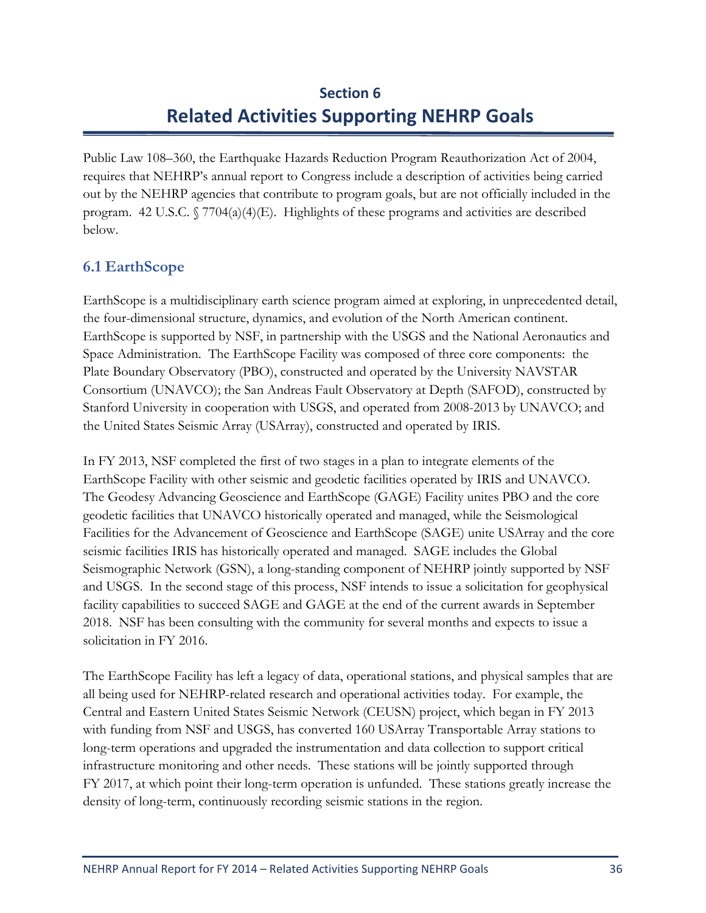# Section 6
# Related Activities Supporting NEHRP Goals

Public Law 108–360, the Earthquake Hazards Reduction Program Reauthorization Act of 2004, requires that NEHRP's annual report to Congress include a description of activities being carried out by the NEHRP agencies that contribute to program goals, but are not officially included in the program. 42 U.S.C. § 7704(a)(4)(E). Highlights of these programs and activities are described below.

## 6.1 EarthScope

EarthScope is a multidisciplinary earth science program aimed at exploring, in unprecedented detail, the four-dimensional structure, dynamics, and evolution of the North American continent. EarthScope is supported by NSF, in partnership with the USGS and the National Aeronautics and Space Administration. The EarthScope Facility was composed of three core components: the Plate Boundary Observatory (PBO), constructed and operated by the University NAVSTAR Consortium (UNAVCO); the San Andreas Fault Observatory at Depth (SAFOD), constructed by Stanford University in cooperation with USGS, and operated from 2008-2013 by UNAVCO; and the United States Seismic Array (USArray), constructed and operated by IRIS.

In FY 2013, NSF completed the first of two stages in a plan to integrate elements of the EarthScope Facility with other seismic and geodetic facilities operated by IRIS and UNAVCO. The Geodesy Advancing Geoscience and EarthScope (GAGE) Facility unites PBO and the core geodetic facilities that UNAVCO historically operated and managed, while the Seismological Facilities for the Advancement of Geoscience and EarthScope (SAGE) unite USArray and the core seismic facilities IRIS has historically operated and managed. SAGE includes the Global Seismographic Network (GSN), a long-standing component of NEHRP jointly supported by NSF and USGS. In the second stage of this process, NSF intends to issue a solicitation for geophysical facility capabilities to succeed SAGE and GAGE at the end of the current awards in September 2018. NSF has been consulting with the community for several months and expects to issue a solicitation in FY 2016.

The EarthScope Facility has left a legacy of data, operational stations, and physical samples that are all being used for NEHRP-related research and operational activities today. For example, the Central and Eastern United States Seismic Network (CEUSN) project, which began in FY 2013 with funding from NSF and USGS, has converted 160 USArray Transportable Array stations to long-term operations and upgraded the instrumentation and data collection to support critical infrastructure monitoring and other needs. These stations will be jointly supported through FY 2017, at which point their long-term operation is unfunded. These stations greatly increase the density of long-term, continuously recording seismic stations in the region.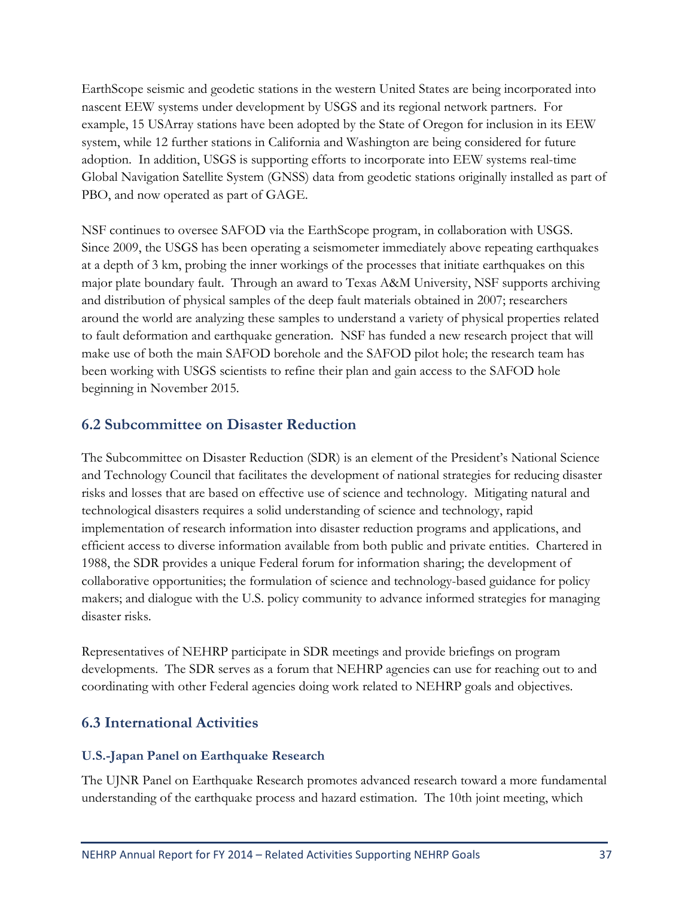EarthScope seismic and geodetic stations in the western United States are being incorporated into nascent EEW systems under development by USGS and its regional network partners. For example, 15 USArray stations have been adopted by the State of Oregon for inclusion in its EEW system, while 12 further stations in California and Washington are being considered for future adoption. In addition, USGS is supporting efforts to incorporate into EEW systems real-time Global Navigation Satellite System (GNSS) data from geodetic stations originally installed as part of PBO, and now operated as part of GAGE.

NSF continues to oversee SAFOD via the EarthScope program, in collaboration with USGS. Since 2009, the USGS has been operating a seismometer immediately above repeating earthquakes at a depth of 3 km, probing the inner workings of the processes that initiate earthquakes on this major plate boundary fault. Through an award to Texas A&M University, NSF supports archiving and distribution of physical samples of the deep fault materials obtained in 2007; researchers around the world are analyzing these samples to understand a variety of physical properties related to fault deformation and earthquake generation. NSF has funded a new research project that will make use of both the main SAFOD borehole and the SAFOD pilot hole; the research team has been working with USGS scientists to refine their plan and gain access to the SAFOD hole beginning in November 2015.

## 6.2 Subcommittee on Disaster Reduction

The Subcommittee on Disaster Reduction (SDR) is an element of the President's National Science and Technology Council that facilitates the development of national strategies for reducing disaster risks and losses that are based on effective use of science and technology. Mitigating natural and technological disasters requires a solid understanding of science and technology, rapid implementation of research information into disaster reduction programs and applications, and efficient access to diverse information available from both public and private entities. Chartered in 1988, the SDR provides a unique Federal forum for information sharing; the development of collaborative opportunities; the formulation of science and technology-based guidance for policy makers; and dialogue with the U.S. policy community to advance informed strategies for managing disaster risks.

Representatives of NEHRP participate in SDR meetings and provide briefings on program developments. The SDR serves as a forum that NEHRP agencies can use for reaching out to and coordinating with other Federal agencies doing work related to NEHRP goals and objectives.

## 6.3 International Activities

### U.S.-Japan Panel on Earthquake Research

The UJNR Panel on Earthquake Research promotes advanced research toward a more fundamental understanding of the earthquake process and hazard estimation. The 10th joint meeting, which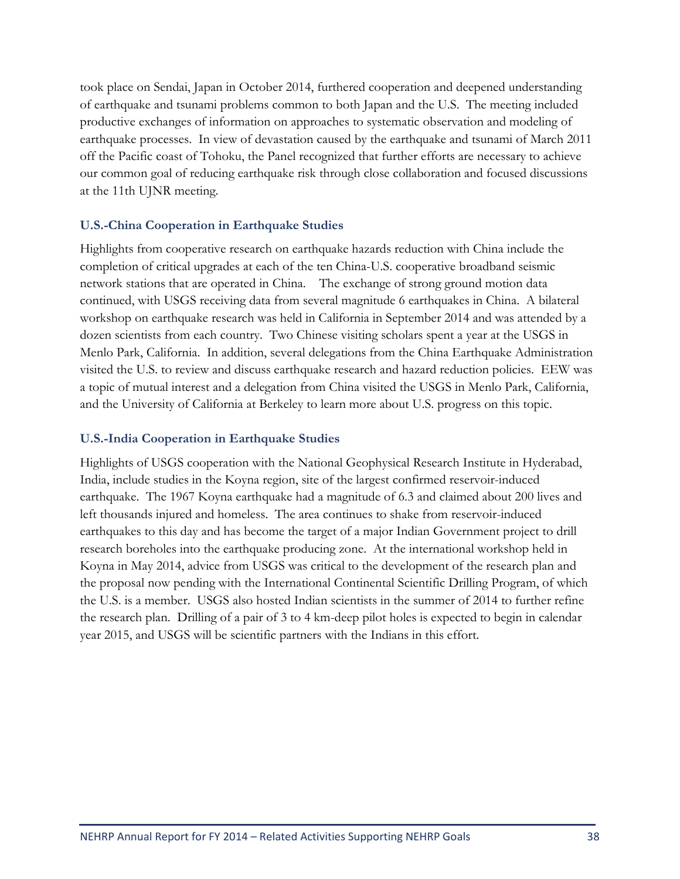took place on Sendai, Japan in October 2014, furthered cooperation and deepened understanding of earthquake and tsunami problems common to both Japan and the U.S. The meeting included productive exchanges of information on approaches to systematic observation and modeling of earthquake processes. In view of devastation caused by the earthquake and tsunami of March 2011 off the Pacific coast of Tohoku, the Panel recognized that further efforts are necessary to achieve our common goal of reducing earthquake risk through close collaboration and focused discussions at the 11th UJNR meeting.

### U.S.-China Cooperation in Earthquake Studies

Highlights from cooperative research on earthquake hazards reduction with China include the completion of critical upgrades at each of the ten China-U.S. cooperative broadband seismic network stations that are operated in China. The exchange of strong ground motion data continued, with USGS receiving data from several magnitude 6 earthquakes in China. A bilateral workshop on earthquake research was held in California in September 2014 and was attended by a dozen scientists from each country. Two Chinese visiting scholars spent a year at the USGS in Menlo Park, California. In addition, several delegations from the China Earthquake Administration visited the U.S. to review and discuss earthquake research and hazard reduction policies. EEW was a topic of mutual interest and a delegation from China visited the USGS in Menlo Park, California, and the University of California at Berkeley to learn more about U.S. progress on this topic.

### U.S.-India Cooperation in Earthquake Studies

Highlights of USGS cooperation with the National Geophysical Research Institute in Hyderabad, India, include studies in the Koyna region, site of the largest confirmed reservoir-induced earthquake. The 1967 Koyna earthquake had a magnitude of 6.3 and claimed about 200 lives and left thousands injured and homeless. The area continues to shake from reservoir-induced earthquakes to this day and has become the target of a major Indian Government project to drill research boreholes into the earthquake producing zone. At the international workshop held in Koyna in May 2014, advice from USGS was critical to the development of the research plan and the proposal now pending with the International Continental Scientific Drilling Program, of which the U.S. is a member. USGS also hosted Indian scientists in the summer of 2014 to further refine the research plan. Drilling of a pair of 3 to 4 km-deep pilot holes is expected to begin in calendar year 2015, and USGS will be scientific partners with the Indians in this effort.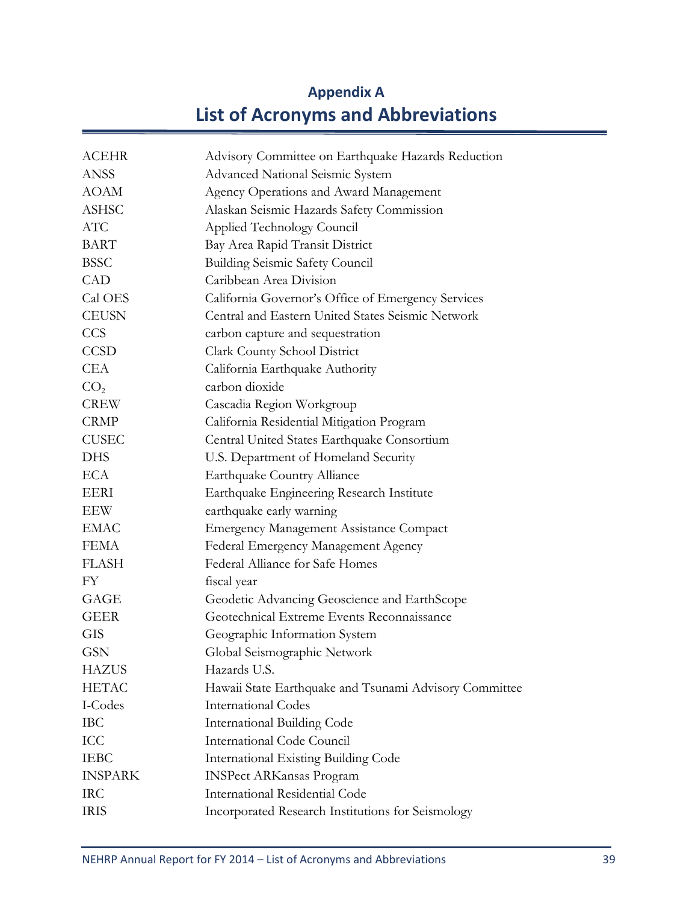# Appendix A
# List of Acronyms and Abbreviations

| | |
|---|---|
| ACEHR | Advisory Committee on Earthquake Hazards Reduction |
| ANSS | Advanced National Seismic System |
| AOAM | Agency Operations and Award Management |
| ASHSC | Alaskan Seismic Hazards Safety Commission |
| ATC | Applied Technology Council |
| BART | Bay Area Rapid Transit District |
| BSSC | Building Seismic Safety Council |
| CAD | Caribbean Area Division |
| Cal OES | California Governor's Office of Emergency Services |
| CEUSN | Central and Eastern United States Seismic Network |
| CCS | carbon capture and sequestration |
| CCSD | Clark County School District |
| CEA | California Earthquake Authority |
| $CO_2$ | carbon dioxide |
| CREW | Cascadia Region Workgroup |
| CRMP | California Residential Mitigation Program |
| CUSEC | Central United States Earthquake Consortium |
| DHS | U.S. Department of Homeland Security |
| ECA | Earthquake Country Alliance |
| EERI | Earthquake Engineering Research Institute |
| EEW | earthquake early warning |
| EMAC | Emergency Management Assistance Compact |
| FEMA | Federal Emergency Management Agency |
| FLASH | Federal Alliance for Safe Homes |
| FY | fiscal year |
| GAGE | Geodetic Advancing Geoscience and EarthScope |
| GEER | Geotechnical Extreme Events Reconnaissance |
| GIS | Geographic Information System |
| GSN | Global Seismographic Network |
| HAZUS | Hazards U.S. |
| HETAC | Hawaii State Earthquake and Tsunami Advisory Committee |
| I-Codes | International Codes |
| IBC | International Building Code |
| ICC | International Code Council |
| IEBC | International Existing Building Code |
| INSPARK | INSPect ARKansas Program |
| IRC | International Residential Code |
| IRIS | Incorporated Research Institutions for Seismology |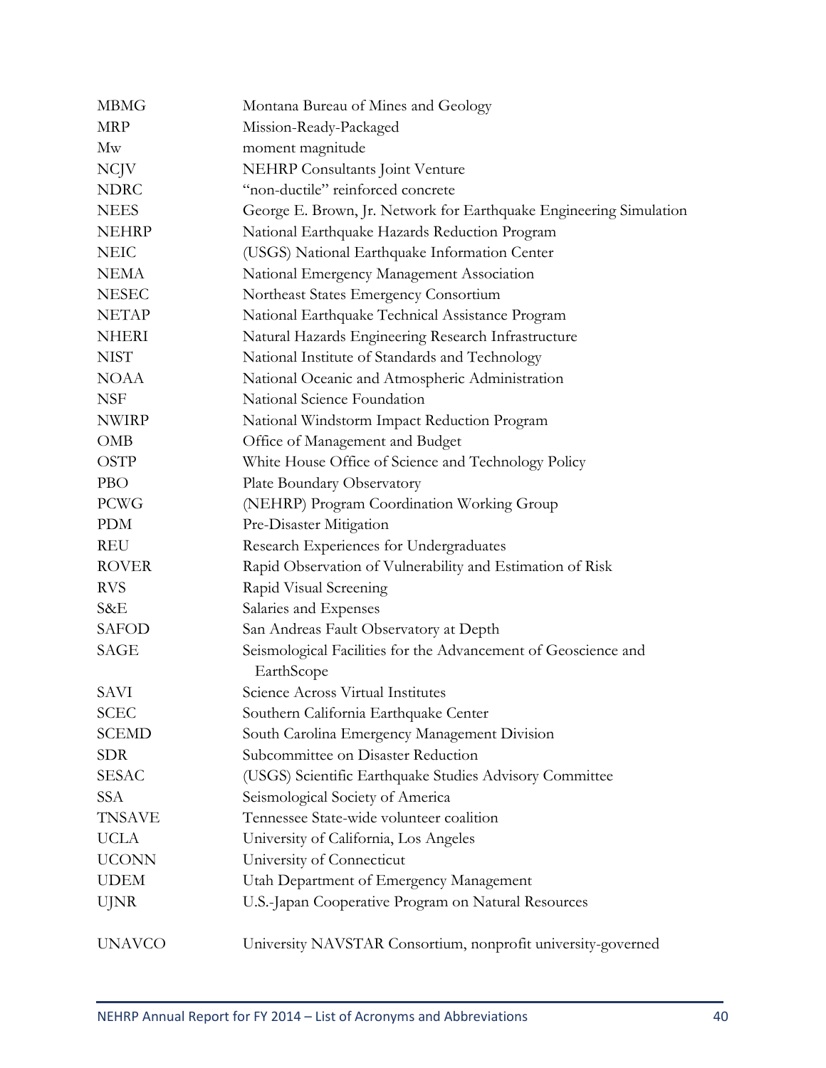| | |
|---|---|
| MBMG | Montana Bureau of Mines and Geology |
| MRP | Mission-Ready-Packaged |
| Mw | moment magnitude |
| NCJV | NEHRP Consultants Joint Venture |
| NDRC | "non-ductile" reinforced concrete |
| NEES | George E. Brown, Jr. Network for Earthquake Engineering Simulation |
| NEHRP | National Earthquake Hazards Reduction Program |
| NEIC | (USGS) National Earthquake Information Center |
| NEMA | National Emergency Management Association |
| NESEC | Northeast States Emergency Consortium |
| NETAP | National Earthquake Technical Assistance Program |
| NHERI | Natural Hazards Engineering Research Infrastructure |
| NIST | National Institute of Standards and Technology |
| NOAA | National Oceanic and Atmospheric Administration |
| NSF | National Science Foundation |
| NWIRP | National Windstorm Impact Reduction Program |
| OMB | Office of Management and Budget |
| OSTP | White House Office of Science and Technology Policy |
| PBO | Plate Boundary Observatory |
| PCWG | (NEHRP) Program Coordination Working Group |
| PDM | Pre-Disaster Mitigation |
| REU | Research Experiences for Undergraduates |
| ROVER | Rapid Observation of Vulnerability and Estimation of Risk |
| RVS | Rapid Visual Screening |
| S&E | Salaries and Expenses |
| SAFOD | San Andreas Fault Observatory at Depth |
| SAGE | Seismological Facilities for the Advancement of Geoscience and EarthScope |
| SAVI | Science Across Virtual Institutes |
| SCEC | Southern California Earthquake Center |
| SCEMD | South Carolina Emergency Management Division |
| SDR | Subcommittee on Disaster Reduction |
| SESAC | (USGS) Scientific Earthquake Studies Advisory Committee |
| SSA | Seismological Society of America |
| TNSAVE | Tennessee State-wide volunteer coalition |
| UCLA | University of California, Los Angeles |
| UCONN | University of Connecticut |
| UDEM | Utah Department of Emergency Management |
| UJNR | U.S.-Japan Cooperative Program on Natural Resources |
| UNAVCO | University NAVSTAR Consortium, nonprofit university-governed |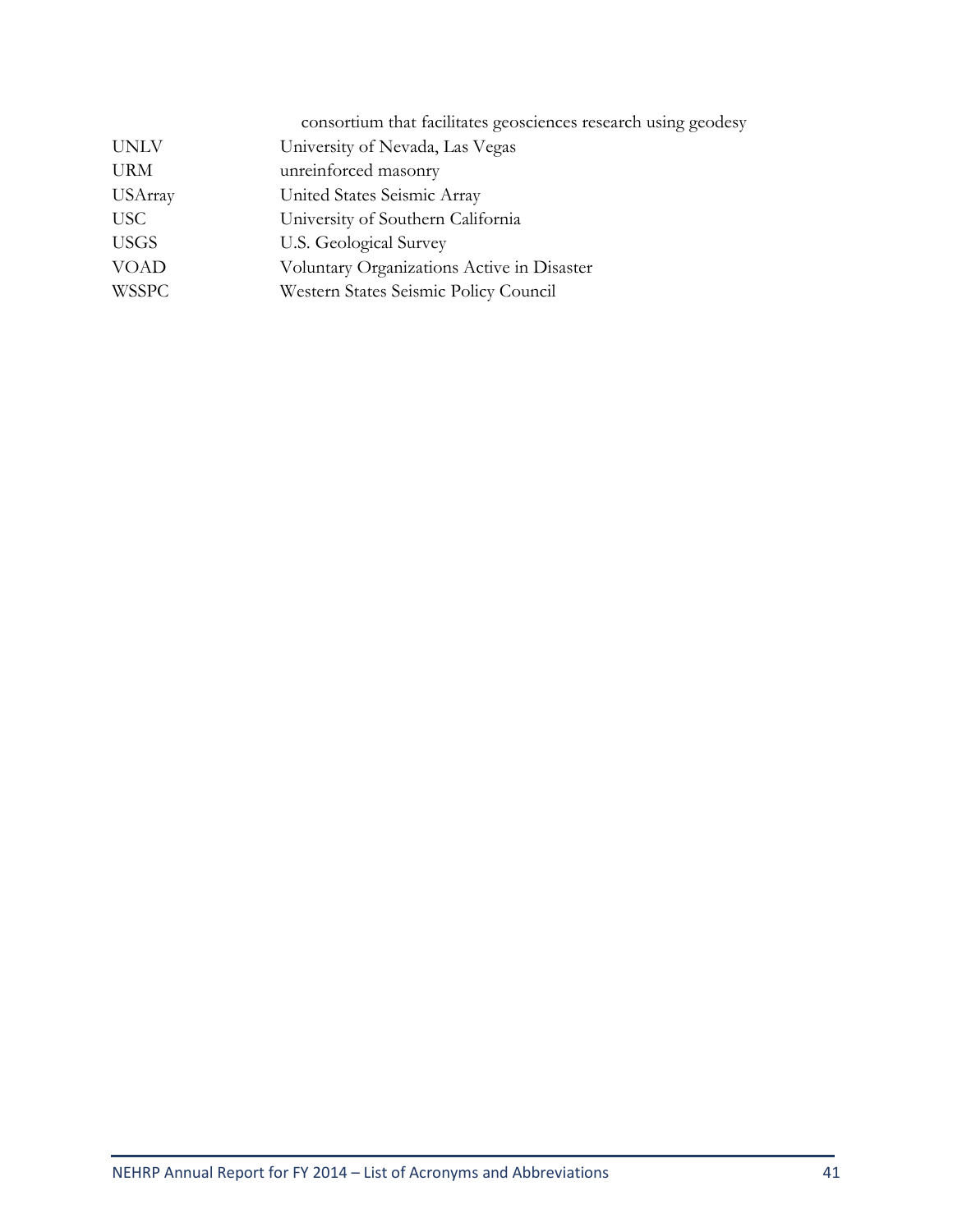| | |
|---|---|
| | consortium that facilitates geosciences research using geodesy |
| UNLV | University of Nevada, Las Vegas |
| URM | unreinforced masonry |
| USArray | United States Seismic Array |
| USC | University of Southern California |
| USGS | U.S. Geological Survey |
| VOAD | Voluntary Organizations Active in Disaster |
| WSSPC | Western States Seismic Policy Council |